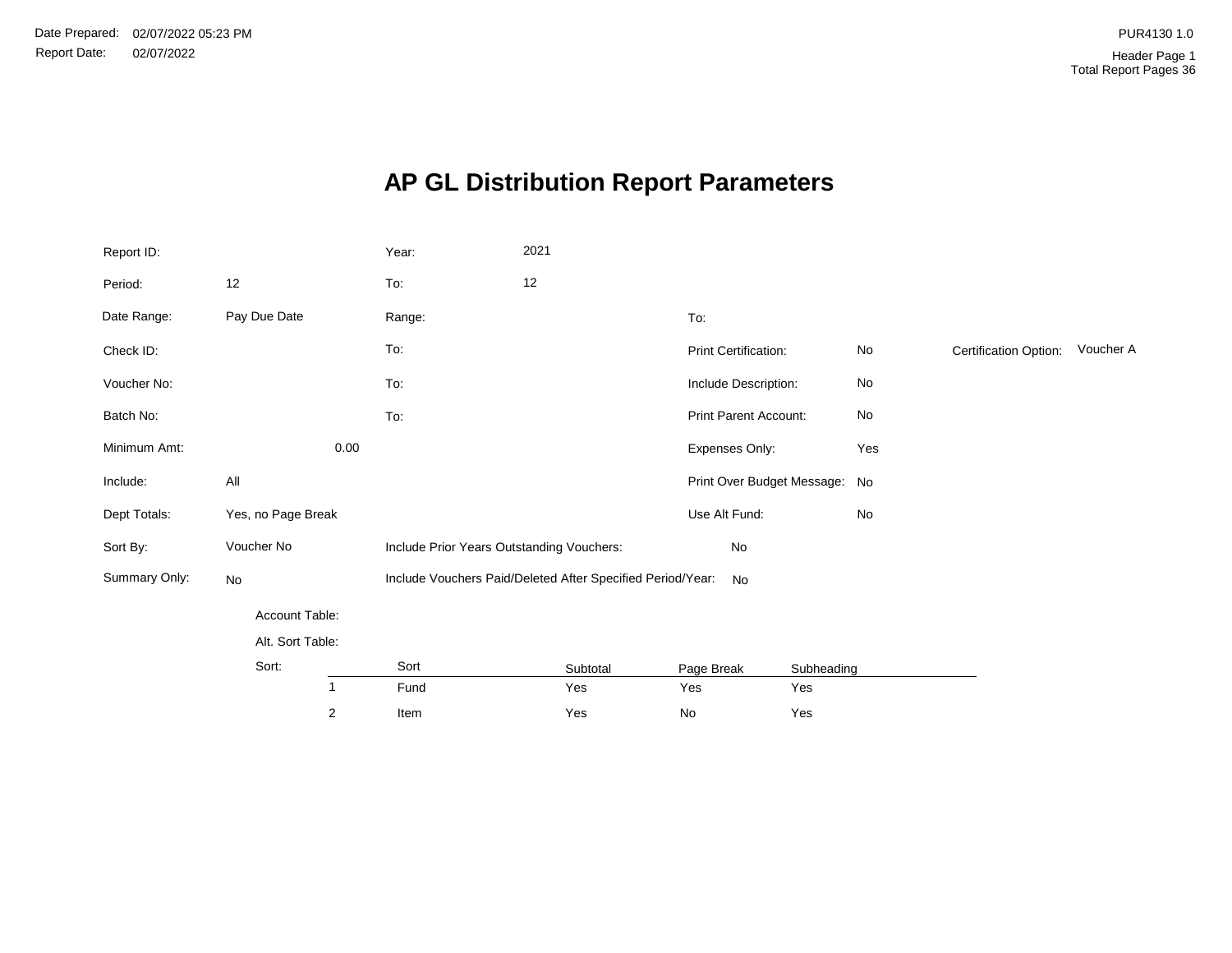Date Prepared: 02/07/2022 05:23 PM
Report Date: 02/07/2022

PUR4130 1.0
Header Page 1
Total Report Pages 36

# AP GL Distribution Report Parameters

| | | | | | | | |
|---|---|---|---|---|---|---|---|
| Report ID: | | Year: | 2021 | | | | |
| Period: | 12 | To: | 12 | | | | |
| Date Range: | Pay Due Date | Range: | | To: | | | |
| Check ID: | | To: | | Print Certification: | No | Certification Option: | Voucher A |
| Voucher No: | | To: | | Include Description: | No | | |
| Batch No: | | To: | | Print Parent Account: | No | | |
| Minimum Amt: | 0.00 | | | Expenses Only: | Yes | | |
| Include: | All | | | Print Over Budget Message: | No | | |
| Dept Totals: | Yes, no Page Break | | | Use Alt Fund: | No | | |
| Sort By: | Voucher No | Include Prior Years Outstanding Vouchers: | | No | | | |
| Summary Only: | No | Include Vouchers Paid/Deleted After Specified Period/Year: | | No | | | |

Account Table:

Alt. Sort Table:

Sort:

| | Sort | Subtotal | Page Break | Subheading |
|---|---|---|---|---|
| 1 | Fund | Yes | Yes | Yes |
| 2 | Item | Yes | No | Yes |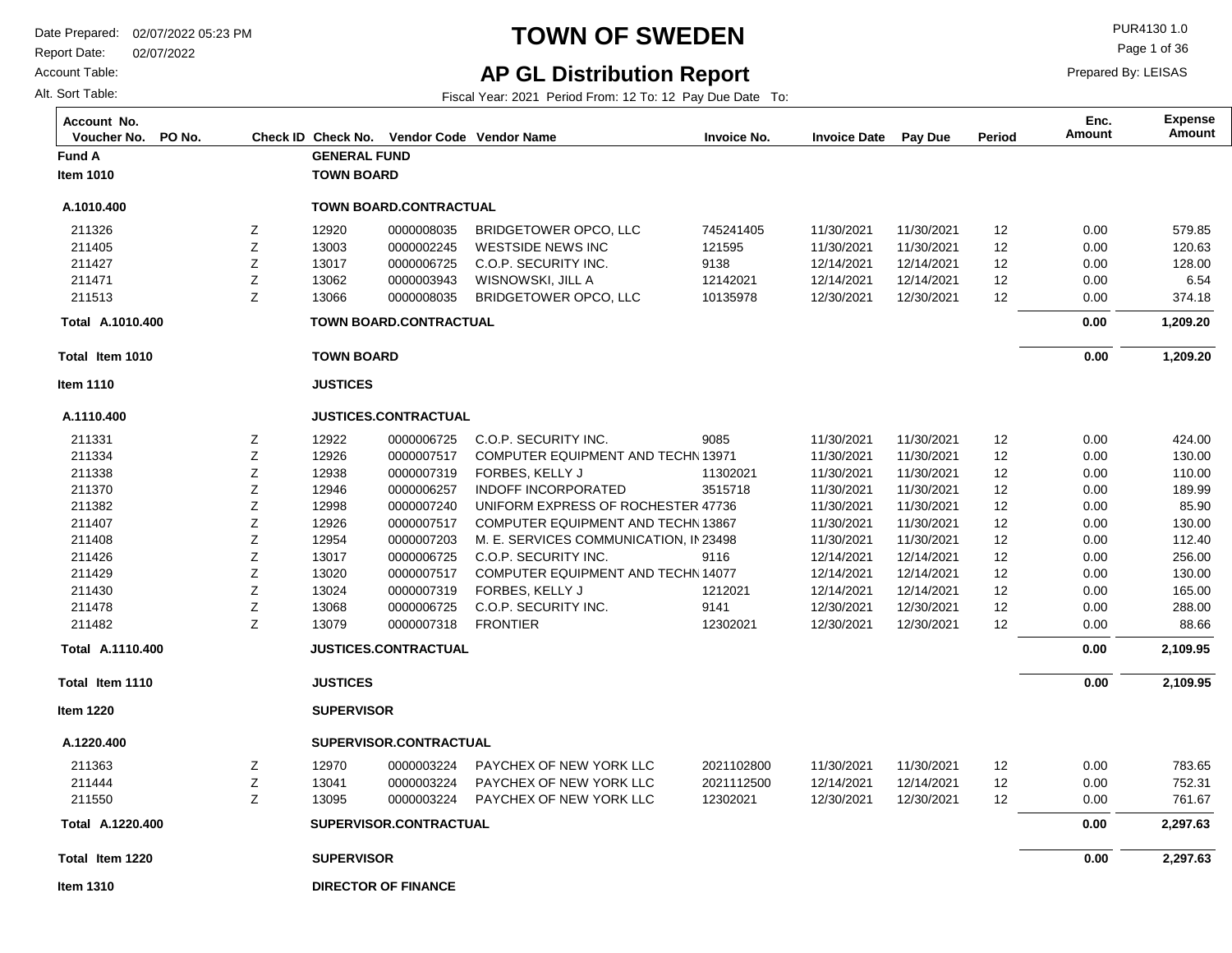# TOWN OF SWEDEN

## AP GL Distribution Report

Date Prepared: 02/07/2022 05:23 PM
Report Date: 02/07/2022
Account Table:
Alt. Sort Table:

PUR4130 1.0
Prepared By: LEISAS

Fiscal Year: 2021 Period From: 12 To: 12 Pay Due Date To:

| Account No. / Voucher No. | PO No. | Check ID | Check No. | Vendor Code | Vendor Name | Invoice No. | Invoice Date | Pay Due | Period | Enc. Amount | Expense Amount |
|---|---|---|---|---|---|---|---|---|---|---|---|
| **Fund A** | | | **GENERAL FUND** | | | | | | | | |
| **Item 1010** | | | **TOWN BOARD** | | | | | | | | |
| **A.1010.400** | | | **TOWN BOARD.CONTRACTUAL** | | | | | | | | |
| 211326 | | Z | 12920 | 0000008035 | BRIDGETOWER OPCO, LLC | 745241405 | 11/30/2021 | 11/30/2021 | 12 | 0.00 | 579.85 |
| 211405 | | Z | 13003 | 0000002245 | WESTSIDE NEWS INC | 121595 | 11/30/2021 | 11/30/2021 | 12 | 0.00 | 120.63 |
| 211427 | | Z | 13017 | 0000006725 | C.O.P. SECURITY INC. | 9138 | 12/14/2021 | 12/14/2021 | 12 | 0.00 | 128.00 |
| 211471 | | Z | 13062 | 0000003943 | WISNOWSKI, JILL A | 12142021 | 12/14/2021 | 12/14/2021 | 12 | 0.00 | 6.54 |
| 211513 | | Z | 13066 | 0000008035 | BRIDGETOWER OPCO, LLC | 10135978 | 12/30/2021 | 12/30/2021 | 12 | 0.00 | 374.18 |
| **Total A.1010.400** | | | **TOWN BOARD.CONTRACTUAL** | | | | | | | **0.00** | **1,209.20** |
| **Total Item 1010** | | | **TOWN BOARD** | | | | | | | **0.00** | **1,209.20** |
| **Item 1110** | | | **JUSTICES** | | | | | | | | |
| **A.1110.400** | | | **JUSTICES.CONTRACTUAL** | | | | | | | | |
| 211331 | | Z | 12922 | 0000006725 | C.O.P. SECURITY INC. | 9085 | 11/30/2021 | 11/30/2021 | 12 | 0.00 | 424.00 |
| 211334 | | Z | 12926 | 0000007517 | COMPUTER EQUIPMENT AND TECHN | 13971 | 11/30/2021 | 11/30/2021 | 12 | 0.00 | 130.00 |
| 211338 | | Z | 12938 | 0000007319 | FORBES, KELLY J | 11302021 | 11/30/2021 | 11/30/2021 | 12 | 0.00 | 110.00 |
| 211370 | | Z | 12946 | 0000006257 | INDOFF INCORPORATED | 3515718 | 11/30/2021 | 11/30/2021 | 12 | 0.00 | 189.99 |
| 211382 | | Z | 12998 | 0000007240 | UNIFORM EXPRESS OF ROCHESTER | 47736 | 11/30/2021 | 11/30/2021 | 12 | 0.00 | 85.90 |
| 211407 | | Z | 12926 | 0000007517 | COMPUTER EQUIPMENT AND TECHN | 13867 | 11/30/2021 | 11/30/2021 | 12 | 0.00 | 130.00 |
| 211408 | | Z | 12954 | 0000007203 | M. E. SERVICES COMMUNICATION, IN | 23498 | 11/30/2021 | 11/30/2021 | 12 | 0.00 | 112.40 |
| 211426 | | Z | 13017 | 0000006725 | C.O.P. SECURITY INC. | 9116 | 12/14/2021 | 12/14/2021 | 12 | 0.00 | 256.00 |
| 211429 | | Z | 13020 | 0000007517 | COMPUTER EQUIPMENT AND TECHN | 14077 | 12/14/2021 | 12/14/2021 | 12 | 0.00 | 130.00 |
| 211430 | | Z | 13024 | 0000007319 | FORBES, KELLY J | 1212021 | 12/14/2021 | 12/14/2021 | 12 | 0.00 | 165.00 |
| 211478 | | Z | 13068 | 0000006725 | C.O.P. SECURITY INC. | 9141 | 12/30/2021 | 12/30/2021 | 12 | 0.00 | 288.00 |
| 211482 | | Z | 13079 | 0000007318 | FRONTIER | 12302021 | 12/30/2021 | 12/30/2021 | 12 | 0.00 | 88.66 |
| **Total A.1110.400** | | | **JUSTICES.CONTRACTUAL** | | | | | | | **0.00** | **2,109.95** |
| **Total Item 1110** | | | **JUSTICES** | | | | | | | **0.00** | **2,109.95** |
| **Item 1220** | | | **SUPERVISOR** | | | | | | | | |
| **A.1220.400** | | | **SUPERVISOR.CONTRACTUAL** | | | | | | | | |
| 211363 | | Z | 12970 | 0000003224 | PAYCHEX OF NEW YORK LLC | 2021102800 | 11/30/2021 | 11/30/2021 | 12 | 0.00 | 783.65 |
| 211444 | | Z | 13041 | 0000003224 | PAYCHEX OF NEW YORK LLC | 2021112500 | 12/14/2021 | 12/14/2021 | 12 | 0.00 | 752.31 |
| 211550 | | Z | 13095 | 0000003224 | PAYCHEX OF NEW YORK LLC | 12302021 | 12/30/2021 | 12/30/2021 | 12 | 0.00 | 761.67 |
| **Total A.1220.400** | | | **SUPERVISOR.CONTRACTUAL** | | | | | | | **0.00** | **2,297.63** |
| **Total Item 1220** | | | **SUPERVISOR** | | | | | | | **0.00** | **2,297.63** |
| **Item 1310** | | | **DIRECTOR OF FINANCE** | | | | | | | | |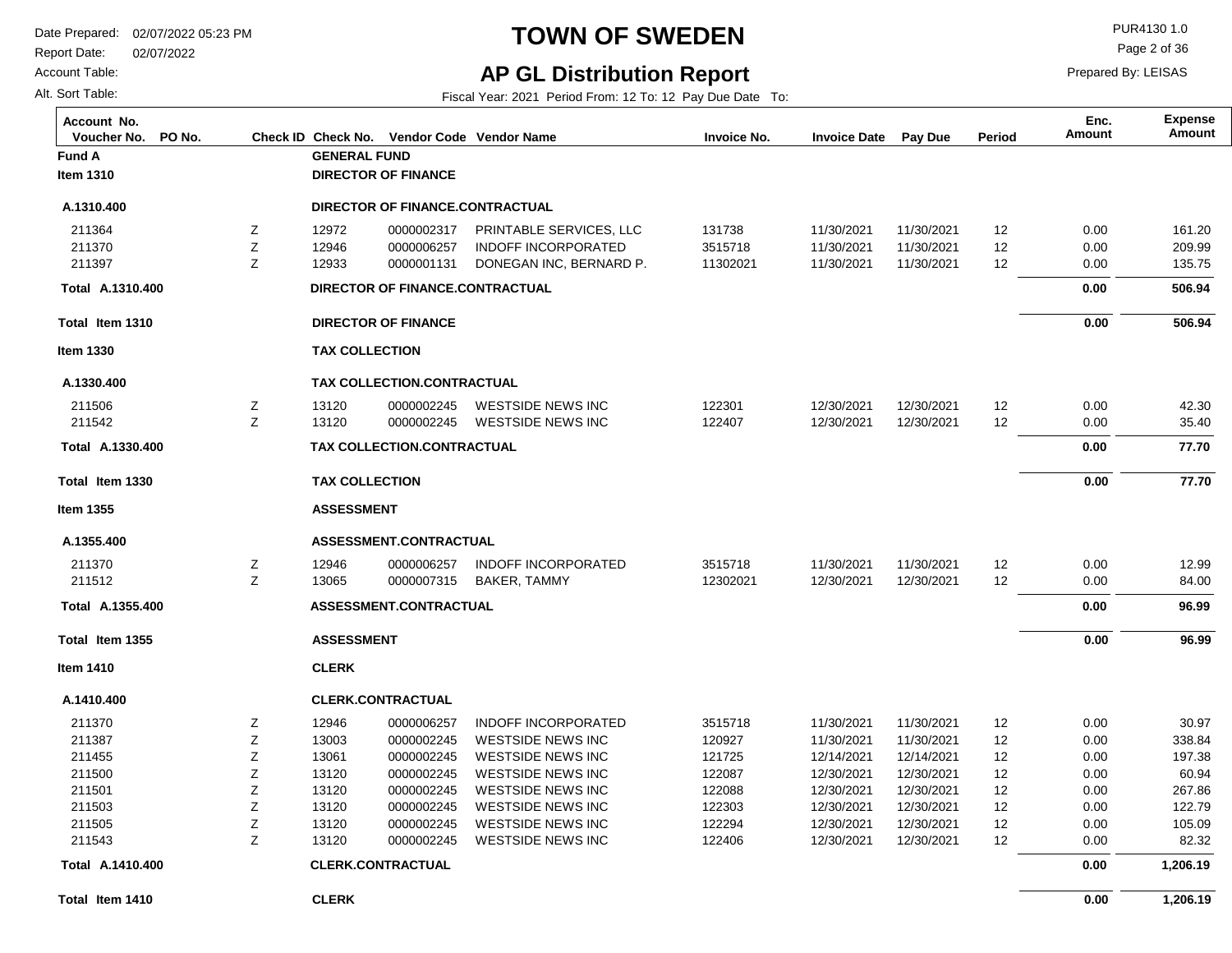# TOWN OF SWEDEN

## AP GL Distribution Report

Date Prepared: 02/07/2022 05:23 PM
Report Date: 02/07/2022
Account Table:
Alt. Sort Table:

PUR4130 1.0
Prepared By: LEISAS

Fiscal Year: 2021 Period From: 12 To: 12 Pay Due Date To:

| Account No. Voucher No. | PO No. | Check ID | Check No. | Vendor Code | Vendor Name | Invoice No. | Invoice Date | Pay Due | Period | Enc. Amount | Expense Amount |
|---|---|---|---|---|---|---|---|---|---|---|---|
| **Fund A** | | | **GENERAL FUND** | | | | | | | | |
| **Item 1310** | | | **DIRECTOR OF FINANCE** | | | | | | | | |
| **A.1310.400** | | | **DIRECTOR OF FINANCE.CONTRACTUAL** | | | | | | | | |
| 211364 | | Z | 12972 | 0000002317 | PRINTABLE SERVICES, LLC | 131738 | 11/30/2021 | 11/30/2021 | 12 | 0.00 | 161.20 |
| 211370 | | Z | 12946 | 0000006257 | INDOFF INCORPORATED | 3515718 | 11/30/2021 | 11/30/2021 | 12 | 0.00 | 209.99 |
| 211397 | | Z | 12933 | 0000001131 | DONEGAN INC, BERNARD P. | 11302021 | 11/30/2021 | 11/30/2021 | 12 | 0.00 | 135.75 |
| **Total A.1310.400** | | | **DIRECTOR OF FINANCE.CONTRACTUAL** | | | | | | | **0.00** | **506.94** |
| **Total Item 1310** | | | **DIRECTOR OF FINANCE** | | | | | | | **0.00** | **506.94** |
| **Item 1330** | | | **TAX COLLECTION** | | | | | | | | |
| **A.1330.400** | | | **TAX COLLECTION.CONTRACTUAL** | | | | | | | | |
| 211506 | | Z | 13120 | 0000002245 | WESTSIDE NEWS INC | 122301 | 12/30/2021 | 12/30/2021 | 12 | 0.00 | 42.30 |
| 211542 | | Z | 13120 | 0000002245 | WESTSIDE NEWS INC | 122407 | 12/30/2021 | 12/30/2021 | 12 | 0.00 | 35.40 |
| **Total A.1330.400** | | | **TAX COLLECTION.CONTRACTUAL** | | | | | | | **0.00** | **77.70** |
| **Total Item 1330** | | | **TAX COLLECTION** | | | | | | | **0.00** | **77.70** |
| **Item 1355** | | | **ASSESSMENT** | | | | | | | | |
| **A.1355.400** | | | **ASSESSMENT.CONTRACTUAL** | | | | | | | | |
| 211370 | | Z | 12946 | 0000006257 | INDOFF INCORPORATED | 3515718 | 11/30/2021 | 11/30/2021 | 12 | 0.00 | 12.99 |
| 211512 | | Z | 13065 | 0000007315 | BAKER, TAMMY | 12302021 | 12/30/2021 | 12/30/2021 | 12 | 0.00 | 84.00 |
| **Total A.1355.400** | | | **ASSESSMENT.CONTRACTUAL** | | | | | | | **0.00** | **96.99** |
| **Total Item 1355** | | | **ASSESSMENT** | | | | | | | **0.00** | **96.99** |
| **Item 1410** | | | **CLERK** | | | | | | | | |
| **A.1410.400** | | | **CLERK.CONTRACTUAL** | | | | | | | | |
| 211370 | | Z | 12946 | 0000006257 | INDOFF INCORPORATED | 3515718 | 11/30/2021 | 11/30/2021 | 12 | 0.00 | 30.97 |
| 211387 | | Z | 13003 | 0000002245 | WESTSIDE NEWS INC | 120927 | 11/30/2021 | 11/30/2021 | 12 | 0.00 | 338.84 |
| 211455 | | Z | 13061 | 0000002245 | WESTSIDE NEWS INC | 121725 | 12/14/2021 | 12/14/2021 | 12 | 0.00 | 197.38 |
| 211500 | | Z | 13120 | 0000002245 | WESTSIDE NEWS INC | 122087 | 12/30/2021 | 12/30/2021 | 12 | 0.00 | 60.94 |
| 211501 | | Z | 13120 | 0000002245 | WESTSIDE NEWS INC | 122088 | 12/30/2021 | 12/30/2021 | 12 | 0.00 | 267.86 |
| 211503 | | Z | 13120 | 0000002245 | WESTSIDE NEWS INC | 122303 | 12/30/2021 | 12/30/2021 | 12 | 0.00 | 122.79 |
| 211505 | | Z | 13120 | 0000002245 | WESTSIDE NEWS INC | 122294 | 12/30/2021 | 12/30/2021 | 12 | 0.00 | 105.09 |
| 211543 | | Z | 13120 | 0000002245 | WESTSIDE NEWS INC | 122406 | 12/30/2021 | 12/30/2021 | 12 | 0.00 | 82.32 |
| **Total A.1410.400** | | | **CLERK.CONTRACTUAL** | | | | | | | **0.00** | **1,206.19** |
| **Total Item 1410** | | | **CLERK** | | | | | | | **0.00** | **1,206.19** |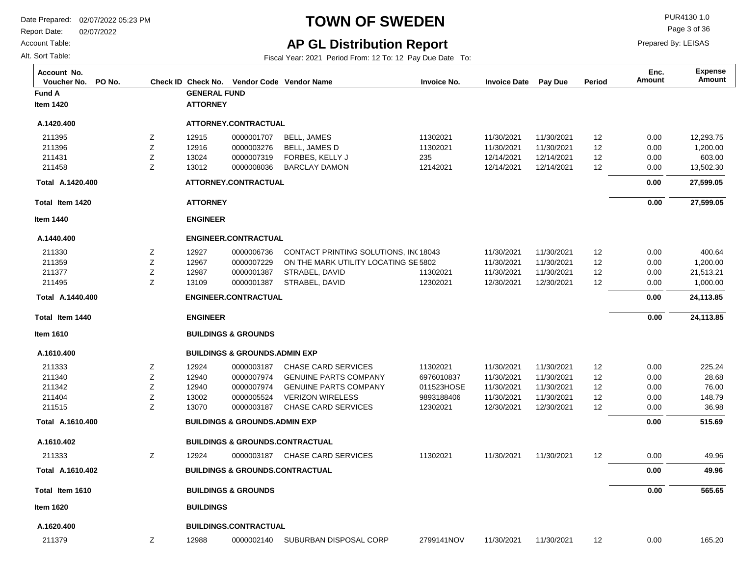# TOWN OF SWEDEN

## AP GL Distribution Report

Date Prepared: 02/07/2022 05:23 PM
Report Date: 02/07/2022
Account Table:
Alt. Sort Table:

PUR4130 1.0
Prepared By: LEISAS

Fiscal Year: 2021 Period From: 12 To: 12 Pay Due Date To:

| Account No. Voucher No. | PO No. | Check ID | Check No. | Vendor Code | Vendor Name | Invoice No. | Invoice Date | Pay Due | Period | Enc. Amount | Expense Amount |
|---|---|---|---|---|---|---|---|---|---|---|---|
| **Fund A** | | | **GENERAL FUND** | | | | | | | | |
| **Item 1420** | | | **ATTORNEY** | | | | | | | | |
| **A.1420.400** | | | **ATTORNEY.CONTRACTUAL** | | | | | | | | |
| 211395 | | Z | 12915 | 0000001707 | BELL, JAMES | 11302021 | 11/30/2021 | 11/30/2021 | 12 | 0.00 | 12,293.75 |
| 211396 | | Z | 12916 | 0000003276 | BELL, JAMES D | 11302021 | 11/30/2021 | 11/30/2021 | 12 | 0.00 | 1,200.00 |
| 211431 | | Z | 13024 | 0000007319 | FORBES, KELLY J | 235 | 12/14/2021 | 12/14/2021 | 12 | 0.00 | 603.00 |
| 211458 | | Z | 13012 | 0000008036 | BARCLAY DAMON | 12142021 | 12/14/2021 | 12/14/2021 | 12 | 0.00 | 13,502.30 |
| **Total A.1420.400** | | | **ATTORNEY.CONTRACTUAL** | | | | | | | **0.00** | **27,599.05** |
| **Total Item 1420** | | | **ATTORNEY** | | | | | | | **0.00** | **27,599.05** |
| **Item 1440** | | | **ENGINEER** | | | | | | | | |
| **A.1440.400** | | | **ENGINEER.CONTRACTUAL** | | | | | | | | |
| 211330 | | Z | 12927 | 0000006736 | CONTACT PRINTING SOLUTIONS, IN( | 18043 | 11/30/2021 | 11/30/2021 | 12 | 0.00 | 400.64 |
| 211359 | | Z | 12967 | 0000007229 | ON THE MARK UTILITY LOCATING SE | 5802 | 11/30/2021 | 11/30/2021 | 12 | 0.00 | 1,200.00 |
| 211377 | | Z | 12987 | 0000001387 | STRABEL, DAVID | 11302021 | 11/30/2021 | 11/30/2021 | 12 | 0.00 | 21,513.21 |
| 211495 | | Z | 13109 | 0000001387 | STRABEL, DAVID | 12302021 | 12/30/2021 | 12/30/2021 | 12 | 0.00 | 1,000.00 |
| **Total A.1440.400** | | | **ENGINEER.CONTRACTUAL** | | | | | | | **0.00** | **24,113.85** |
| **Total Item 1440** | | | **ENGINEER** | | | | | | | **0.00** | **24,113.85** |
| **Item 1610** | | | **BUILDINGS & GROUNDS** | | | | | | | | |
| **A.1610.400** | | | **BUILDINGS & GROUNDS.ADMIN EXP** | | | | | | | | |
| 211333 | | Z | 12924 | 0000003187 | CHASE CARD SERVICES | 11302021 | 11/30/2021 | 11/30/2021 | 12 | 0.00 | 225.24 |
| 211340 | | Z | 12940 | 0000007974 | GENUINE PARTS COMPANY | 6976010837 | 11/30/2021 | 11/30/2021 | 12 | 0.00 | 28.68 |
| 211342 | | Z | 12940 | 0000007974 | GENUINE PARTS COMPANY | 011523HOSE | 11/30/2021 | 11/30/2021 | 12 | 0.00 | 76.00 |
| 211404 | | Z | 13002 | 0000005524 | VERIZON WIRELESS | 9893188406 | 11/30/2021 | 11/30/2021 | 12 | 0.00 | 148.79 |
| 211515 | | Z | 13070 | 0000003187 | CHASE CARD SERVICES | 12302021 | 12/30/2021 | 12/30/2021 | 12 | 0.00 | 36.98 |
| **Total A.1610.400** | | | **BUILDINGS & GROUNDS.ADMIN EXP** | | | | | | | **0.00** | **515.69** |
| **A.1610.402** | | | **BUILDINGS & GROUNDS.CONTRACTUAL** | | | | | | | | |
| 211333 | | Z | 12924 | 0000003187 | CHASE CARD SERVICES | 11302021 | 11/30/2021 | 11/30/2021 | 12 | 0.00 | 49.96 |
| **Total A.1610.402** | | | **BUILDINGS & GROUNDS.CONTRACTUAL** | | | | | | | **0.00** | **49.96** |
| **Total Item 1610** | | | **BUILDINGS & GROUNDS** | | | | | | | **0.00** | **565.65** |
| **Item 1620** | | | **BUILDINGS** | | | | | | | | |
| **A.1620.400** | | | **BUILDINGS.CONTRACTUAL** | | | | | | | | |
| 211379 | | Z | 12988 | 0000002140 | SUBURBAN DISPOSAL CORP | 2799141NOV | 11/30/2021 | 11/30/2021 | 12 | 0.00 | 165.20 |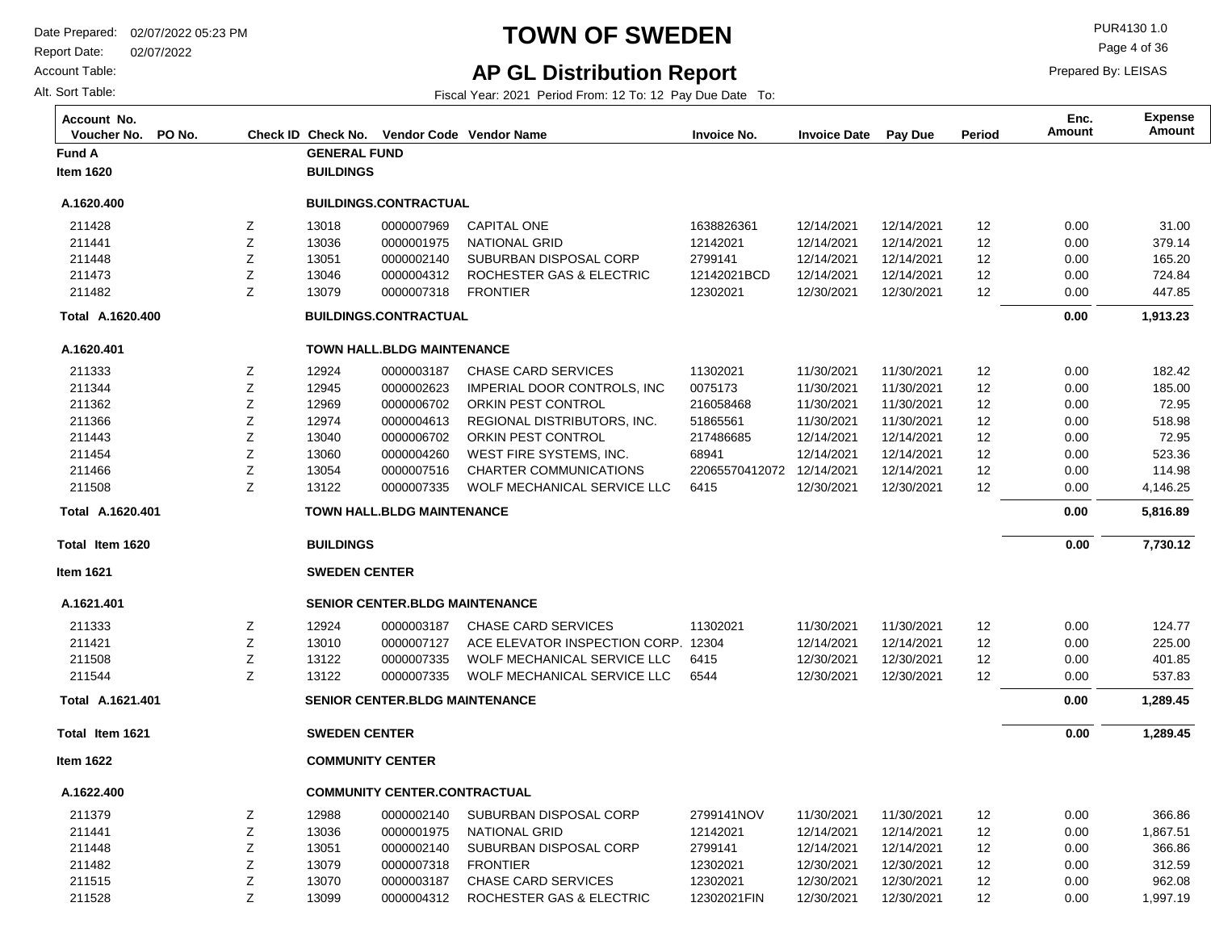# TOWN OF SWEDEN

## AP GL Distribution Report

Date Prepared: 02/07/2022 05:23 PM
Report Date: 02/07/2022
Account Table:
Alt. Sort Table:

PUR4130 1.0
Prepared By: LEISAS

Fiscal Year: 2021 Period From: 12 To: 12 Pay Due Date To:

| Account No. / Voucher No. | PO No. | Check ID | Check No. | Vendor Code | Vendor Name | Invoice No. | Invoice Date | Pay Due | Period | Enc. Amount | Expense Amount |
|---|---|---|---|---|---|---|---|---|---|---|---|
| **Fund A** | | | **GENERAL FUND** | | | | | | | | |
| **Item 1620** | | | **BUILDINGS** | | | | | | | | |
| **A.1620.400** | | | **BUILDINGS.CONTRACTUAL** | | | | | | | | |
| 211428 | | Z | 13018 | 0000007969 | CAPITAL ONE | 1638826361 | 12/14/2021 | 12/14/2021 | 12 | 0.00 | 31.00 |
| 211441 | | Z | 13036 | 0000001975 | NATIONAL GRID | 12142021 | 12/14/2021 | 12/14/2021 | 12 | 0.00 | 379.14 |
| 211448 | | Z | 13051 | 0000002140 | SUBURBAN DISPOSAL CORP | 2799141 | 12/14/2021 | 12/14/2021 | 12 | 0.00 | 165.20 |
| 211473 | | Z | 13046 | 0000004312 | ROCHESTER GAS & ELECTRIC | 12142021BCD | 12/14/2021 | 12/14/2021 | 12 | 0.00 | 724.84 |
| 211482 | | Z | 13079 | 0000007318 | FRONTIER | 12302021 | 12/30/2021 | 12/30/2021 | 12 | 0.00 | 447.85 |
| **Total A.1620.400** | | | **BUILDINGS.CONTRACTUAL** | | | | | | | **0.00** | **1,913.23** |
| **A.1620.401** | | | **TOWN HALL.BLDG MAINTENANCE** | | | | | | | | |
| 211333 | | Z | 12924 | 0000003187 | CHASE CARD SERVICES | 11302021 | 11/30/2021 | 11/30/2021 | 12 | 0.00 | 182.42 |
| 211344 | | Z | 12945 | 0000002623 | IMPERIAL DOOR CONTROLS, INC | 0075173 | 11/30/2021 | 11/30/2021 | 12 | 0.00 | 185.00 |
| 211362 | | Z | 12969 | 0000006702 | ORKIN PEST CONTROL | 216058468 | 11/30/2021 | 11/30/2021 | 12 | 0.00 | 72.95 |
| 211366 | | Z | 12974 | 0000004613 | REGIONAL DISTRIBUTORS, INC. | 51865561 | 11/30/2021 | 11/30/2021 | 12 | 0.00 | 518.98 |
| 211443 | | Z | 13040 | 0000006702 | ORKIN PEST CONTROL | 217486685 | 12/14/2021 | 12/14/2021 | 12 | 0.00 | 72.95 |
| 211454 | | Z | 13060 | 0000004260 | WEST FIRE SYSTEMS, INC. | 68941 | 12/14/2021 | 12/14/2021 | 12 | 0.00 | 523.36 |
| 211466 | | Z | 13054 | 0000007516 | CHARTER COMMUNICATIONS | 22065570412072 | 12/14/2021 | 12/14/2021 | 12 | 0.00 | 114.98 |
| 211508 | | Z | 13122 | 0000007335 | WOLF MECHANICAL SERVICE LLC | 6415 | 12/30/2021 | 12/30/2021 | 12 | 0.00 | 4,146.25 |
| **Total A.1620.401** | | | **TOWN HALL.BLDG MAINTENANCE** | | | | | | | **0.00** | **5,816.89** |
| **Total Item 1620** | | | **BUILDINGS** | | | | | | | **0.00** | **7,730.12** |
| **Item 1621** | | | **SWEDEN CENTER** | | | | | | | | |
| **A.1621.401** | | | **SENIOR CENTER.BLDG MAINTENANCE** | | | | | | | | |
| 211333 | | Z | 12924 | 0000003187 | CHASE CARD SERVICES | 11302021 | 11/30/2021 | 11/30/2021 | 12 | 0.00 | 124.77 |
| 211421 | | Z | 13010 | 0000007127 | ACE ELEVATOR INSPECTION CORP. | 12304 | 12/14/2021 | 12/14/2021 | 12 | 0.00 | 225.00 |
| 211508 | | Z | 13122 | 0000007335 | WOLF MECHANICAL SERVICE LLC | 6415 | 12/30/2021 | 12/30/2021 | 12 | 0.00 | 401.85 |
| 211544 | | Z | 13122 | 0000007335 | WOLF MECHANICAL SERVICE LLC | 6544 | 12/30/2021 | 12/30/2021 | 12 | 0.00 | 537.83 |
| **Total A.1621.401** | | | **SENIOR CENTER.BLDG MAINTENANCE** | | | | | | | **0.00** | **1,289.45** |
| **Total Item 1621** | | | **SWEDEN CENTER** | | | | | | | **0.00** | **1,289.45** |
| **Item 1622** | | | **COMMUNITY CENTER** | | | | | | | | |
| **A.1622.400** | | | **COMMUNITY CENTER.CONTRACTUAL** | | | | | | | | |
| 211379 | | Z | 12988 | 0000002140 | SUBURBAN DISPOSAL CORP | 2799141NOV | 11/30/2021 | 11/30/2021 | 12 | 0.00 | 366.86 |
| 211441 | | Z | 13036 | 0000001975 | NATIONAL GRID | 12142021 | 12/14/2021 | 12/14/2021 | 12 | 0.00 | 1,867.51 |
| 211448 | | Z | 13051 | 0000002140 | SUBURBAN DISPOSAL CORP | 2799141 | 12/14/2021 | 12/14/2021 | 12 | 0.00 | 366.86 |
| 211482 | | Z | 13079 | 0000007318 | FRONTIER | 12302021 | 12/30/2021 | 12/30/2021 | 12 | 0.00 | 312.59 |
| 211515 | | Z | 13070 | 0000003187 | CHASE CARD SERVICES | 12302021 | 12/30/2021 | 12/30/2021 | 12 | 0.00 | 962.08 |
| 211528 | | Z | 13099 | 0000004312 | ROCHESTER GAS & ELECTRIC | 12302021FIN | 12/30/2021 | 12/30/2021 | 12 | 0.00 | 1,997.19 |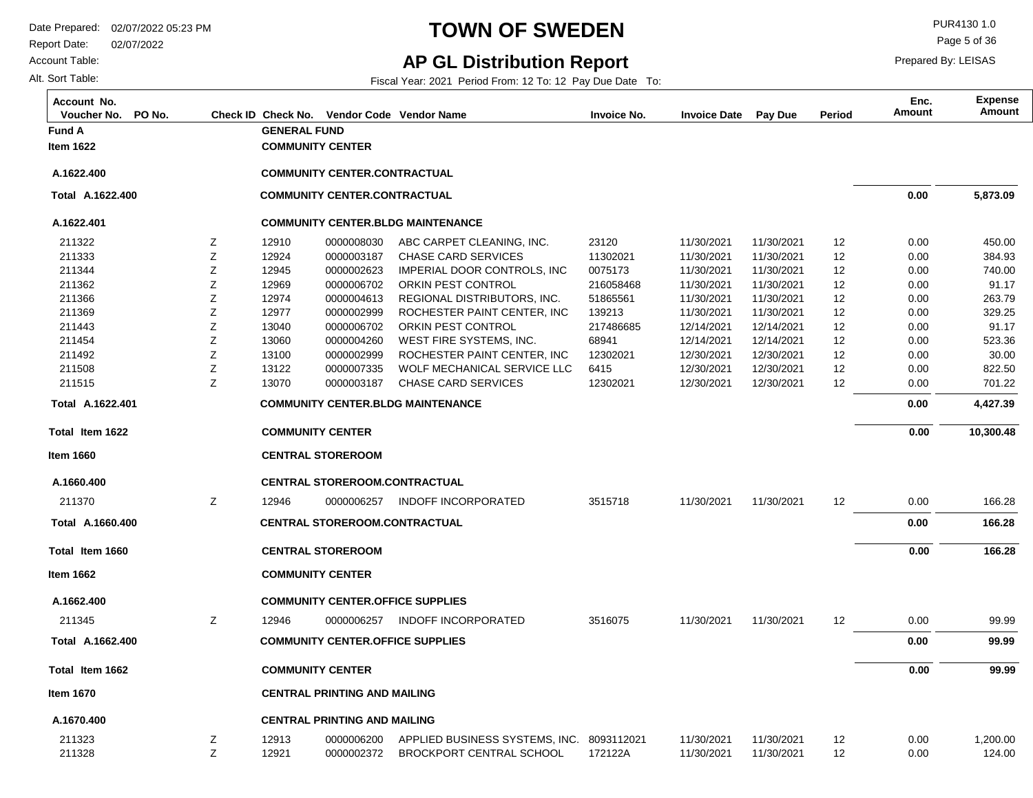# TOWN OF SWEDEN

## AP GL Distribution Report

Date Prepared: 02/07/2022 05:23 PM
Report Date: 02/07/2022
Account Table:
Alt. Sort Table:

PUR4130 1.0
Prepared By: LEISAS

Fiscal Year: 2021 Period From: 12 To: 12 Pay Due Date To:

| Account No. / Voucher No. | PO No. | Check ID | Check No. | Vendor Code | Vendor Name | Invoice No. | Invoice Date | Pay Due | Period | Enc. Amount | Expense Amount |
|---|---|---|---|---|---|---|---|---|---|---|---|
| **Fund A** | | | **GENERAL FUND** | | | | | | | | |
| **Item 1622** | | | **COMMUNITY CENTER** | | | | | | | | |
| **A.1622.400** | | | **COMMUNITY CENTER.CONTRACTUAL** | | | | | | | | |
| **Total A.1622.400** | | | **COMMUNITY CENTER.CONTRACTUAL** | | | | | | | **0.00** | **5,873.09** |
| **A.1622.401** | | | **COMMUNITY CENTER.BLDG MAINTENANCE** | | | | | | | | |
| 211322 | | Z | 12910 | 0000008030 | ABC CARPET CLEANING, INC. | 23120 | 11/30/2021 | 11/30/2021 | 12 | 0.00 | 450.00 |
| 211333 | | Z | 12924 | 0000003187 | CHASE CARD SERVICES | 11302021 | 11/30/2021 | 11/30/2021 | 12 | 0.00 | 384.93 |
| 211344 | | Z | 12945 | 0000002623 | IMPERIAL DOOR CONTROLS, INC | 0075173 | 11/30/2021 | 11/30/2021 | 12 | 0.00 | 740.00 |
| 211362 | | Z | 12969 | 0000006702 | ORKIN PEST CONTROL | 216058468 | 11/30/2021 | 11/30/2021 | 12 | 0.00 | 91.17 |
| 211366 | | Z | 12974 | 0000004613 | REGIONAL DISTRIBUTORS, INC. | 51865561 | 11/30/2021 | 11/30/2021 | 12 | 0.00 | 263.79 |
| 211369 | | Z | 12977 | 0000002999 | ROCHESTER PAINT CENTER, INC | 139213 | 11/30/2021 | 11/30/2021 | 12 | 0.00 | 329.25 |
| 211443 | | Z | 13040 | 0000006702 | ORKIN PEST CONTROL | 217486685 | 12/14/2021 | 12/14/2021 | 12 | 0.00 | 91.17 |
| 211454 | | Z | 13060 | 0000004260 | WEST FIRE SYSTEMS, INC. | 68941 | 12/14/2021 | 12/14/2021 | 12 | 0.00 | 523.36 |
| 211492 | | Z | 13100 | 0000002999 | ROCHESTER PAINT CENTER, INC | 12302021 | 12/30/2021 | 12/30/2021 | 12 | 0.00 | 30.00 |
| 211508 | | Z | 13122 | 0000007335 | WOLF MECHANICAL SERVICE LLC | 6415 | 12/30/2021 | 12/30/2021 | 12 | 0.00 | 822.50 |
| 211515 | | Z | 13070 | 0000003187 | CHASE CARD SERVICES | 12302021 | 12/30/2021 | 12/30/2021 | 12 | 0.00 | 701.22 |
| **Total A.1622.401** | | | **COMMUNITY CENTER.BLDG MAINTENANCE** | | | | | | | **0.00** | **4,427.39** |
| **Total Item 1622** | | | **COMMUNITY CENTER** | | | | | | | **0.00** | **10,300.48** |
| **Item 1660** | | | **CENTRAL STOREROOM** | | | | | | | | |
| **A.1660.400** | | | **CENTRAL STOREROOM.CONTRACTUAL** | | | | | | | | |
| 211370 | | Z | 12946 | 0000006257 | INDOFF INCORPORATED | 3515718 | 11/30/2021 | 11/30/2021 | 12 | 0.00 | 166.28 |
| **Total A.1660.400** | | | **CENTRAL STOREROOM.CONTRACTUAL** | | | | | | | **0.00** | **166.28** |
| **Total Item 1660** | | | **CENTRAL STOREROOM** | | | | | | | **0.00** | **166.28** |
| **Item 1662** | | | **COMMUNITY CENTER** | | | | | | | | |
| **A.1662.400** | | | **COMMUNITY CENTER.OFFICE SUPPLIES** | | | | | | | | |
| 211345 | | Z | 12946 | 0000006257 | INDOFF INCORPORATED | 3516075 | 11/30/2021 | 11/30/2021 | 12 | 0.00 | 99.99 |
| **Total A.1662.400** | | | **COMMUNITY CENTER.OFFICE SUPPLIES** | | | | | | | **0.00** | **99.99** |
| **Total Item 1662** | | | **COMMUNITY CENTER** | | | | | | | **0.00** | **99.99** |
| **Item 1670** | | | **CENTRAL PRINTING AND MAILING** | | | | | | | | |
| **A.1670.400** | | | **CENTRAL PRINTING AND MAILING** | | | | | | | | |
| 211323 | | Z | 12913 | 0000006200 | APPLIED BUSINESS SYSTEMS, INC. | 8093112021 | 11/30/2021 | 11/30/2021 | 12 | 0.00 | 1,200.00 |
| 211328 | | Z | 12921 | 0000002372 | BROCKPORT CENTRAL SCHOOL | 172122A | 11/30/2021 | 11/30/2021 | 12 | 0.00 | 124.00 |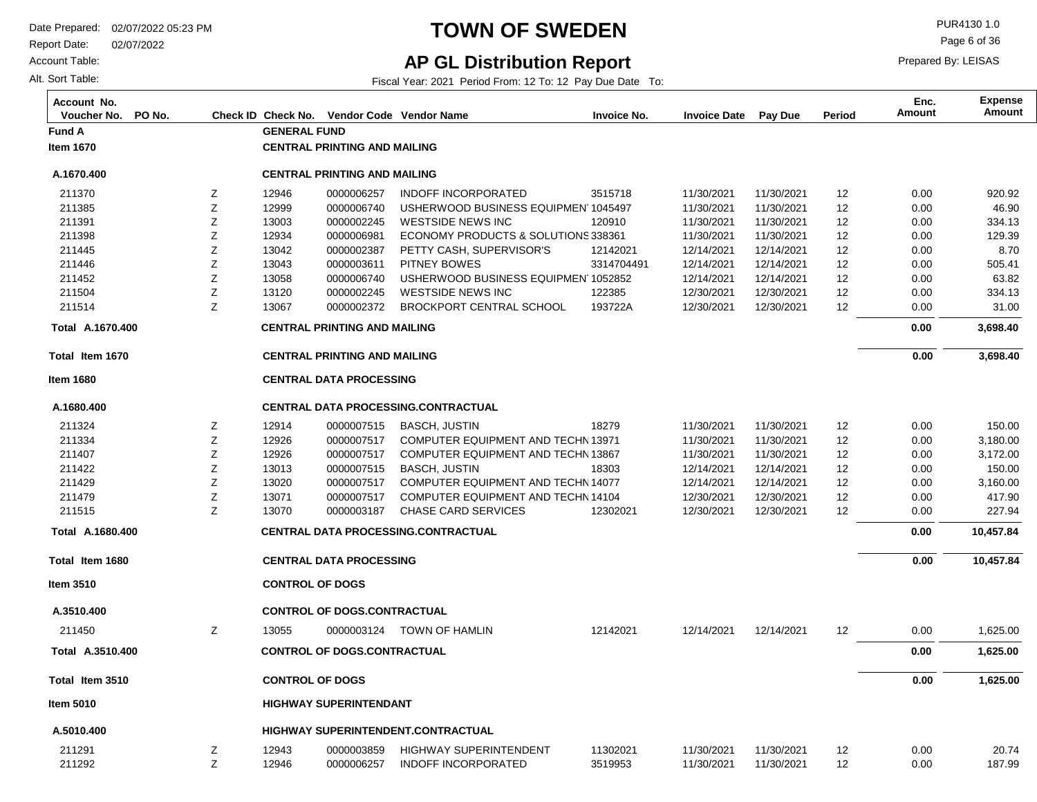# TOWN OF SWEDEN

## AP GL Distribution Report

Date Prepared: 02/07/2022 05:23 PM
Report Date: 02/07/2022
Account Table:
Alt. Sort Table:

PUR4130 1.0
Prepared By: LEISAS

Fiscal Year: 2021 Period From: 12 To: 12 Pay Due Date To:

| Account No. Voucher No. | PO No. | Check ID | Check No. | Vendor Code | Vendor Name | Invoice No. | Invoice Date | Pay Due | Period | Enc. Amount | Expense Amount |
|---|---|---|---|---|---|---|---|---|---|---|---|
| **Fund A** | | | **GENERAL FUND** | | | | | | | | |
| **Item 1670** | | | **CENTRAL PRINTING AND MAILING** | | | | | | | | |
| **A.1670.400** | | | **CENTRAL PRINTING AND MAILING** | | | | | | | | |
| 211370 | | Z | 12946 | 0000006257 | INDOFF INCORPORATED | 3515718 | 11/30/2021 | 11/30/2021 | 12 | 0.00 | 920.92 |
| 211385 | | Z | 12999 | 0000006740 | USHERWOOD BUSINESS EQUIPMENT | 1045497 | 11/30/2021 | 11/30/2021 | 12 | 0.00 | 46.90 |
| 211391 | | Z | 13003 | 0000002245 | WESTSIDE NEWS INC | 120910 | 11/30/2021 | 11/30/2021 | 12 | 0.00 | 334.13 |
| 211398 | | Z | 12934 | 0000006981 | ECONOMY PRODUCTS & SOLUTIONS | 338361 | 11/30/2021 | 11/30/2021 | 12 | 0.00 | 129.39 |
| 211445 | | Z | 13042 | 0000002387 | PETTY CASH, SUPERVISOR'S | 12142021 | 12/14/2021 | 12/14/2021 | 12 | 0.00 | 8.70 |
| 211446 | | Z | 13043 | 0000003611 | PITNEY BOWES | 3314704491 | 12/14/2021 | 12/14/2021 | 12 | 0.00 | 505.41 |
| 211452 | | Z | 13058 | 0000006740 | USHERWOOD BUSINESS EQUIPMENT | 1052852 | 12/14/2021 | 12/14/2021 | 12 | 0.00 | 63.82 |
| 211504 | | Z | 13120 | 0000002245 | WESTSIDE NEWS INC | 122385 | 12/30/2021 | 12/30/2021 | 12 | 0.00 | 334.13 |
| 211514 | | Z | 13067 | 0000002372 | BROCKPORT CENTRAL SCHOOL | 193722A | 12/30/2021 | 12/30/2021 | 12 | 0.00 | 31.00 |
| **Total A.1670.400** | | | **CENTRAL PRINTING AND MAILING** | | | | | | | **0.00** | **3,698.40** |
| **Total Item 1670** | | | **CENTRAL PRINTING AND MAILING** | | | | | | | **0.00** | **3,698.40** |
| **Item 1680** | | | **CENTRAL DATA PROCESSING** | | | | | | | | |
| **A.1680.400** | | | **CENTRAL DATA PROCESSING.CONTRACTUAL** | | | | | | | | |
| 211324 | | Z | 12914 | 0000007515 | BASCH, JUSTIN | 18279 | 11/30/2021 | 11/30/2021 | 12 | 0.00 | 150.00 |
| 211334 | | Z | 12926 | 0000007517 | COMPUTER EQUIPMENT AND TECHN | 13971 | 11/30/2021 | 11/30/2021 | 12 | 0.00 | 3,180.00 |
| 211407 | | Z | 12926 | 0000007517 | COMPUTER EQUIPMENT AND TECHN | 13867 | 11/30/2021 | 11/30/2021 | 12 | 0.00 | 3,172.00 |
| 211422 | | Z | 13013 | 0000007515 | BASCH, JUSTIN | 18303 | 12/14/2021 | 12/14/2021 | 12 | 0.00 | 150.00 |
| 211429 | | Z | 13020 | 0000007517 | COMPUTER EQUIPMENT AND TECHN | 14077 | 12/14/2021 | 12/14/2021 | 12 | 0.00 | 3,160.00 |
| 211479 | | Z | 13071 | 0000007517 | COMPUTER EQUIPMENT AND TECHN | 14104 | 12/30/2021 | 12/30/2021 | 12 | 0.00 | 417.90 |
| 211515 | | Z | 13070 | 0000003187 | CHASE CARD SERVICES | 12302021 | 12/30/2021 | 12/30/2021 | 12 | 0.00 | 227.94 |
| **Total A.1680.400** | | | **CENTRAL DATA PROCESSING.CONTRACTUAL** | | | | | | | **0.00** | **10,457.84** |
| **Total Item 1680** | | | **CENTRAL DATA PROCESSING** | | | | | | | **0.00** | **10,457.84** |
| **Item 3510** | | | **CONTROL OF DOGS** | | | | | | | | |
| **A.3510.400** | | | **CONTROL OF DOGS.CONTRACTUAL** | | | | | | | | |
| 211450 | | Z | 13055 | 0000003124 | TOWN OF HAMLIN | 12142021 | 12/14/2021 | 12/14/2021 | 12 | 0.00 | 1,625.00 |
| **Total A.3510.400** | | | **CONTROL OF DOGS.CONTRACTUAL** | | | | | | | **0.00** | **1,625.00** |
| **Total Item 3510** | | | **CONTROL OF DOGS** | | | | | | | **0.00** | **1,625.00** |
| **Item 5010** | | | **HIGHWAY SUPERINTENDANT** | | | | | | | | |
| **A.5010.400** | | | **HIGHWAY SUPERINTENDENT.CONTRACTUAL** | | | | | | | | |
| 211291 | | Z | 12943 | 0000003859 | HIGHWAY SUPERINTENDENT | 11302021 | 11/30/2021 | 11/30/2021 | 12 | 0.00 | 20.74 |
| 211292 | | Z | 12946 | 0000006257 | INDOFF INCORPORATED | 3519953 | 11/30/2021 | 11/30/2021 | 12 | 0.00 | 187.99 |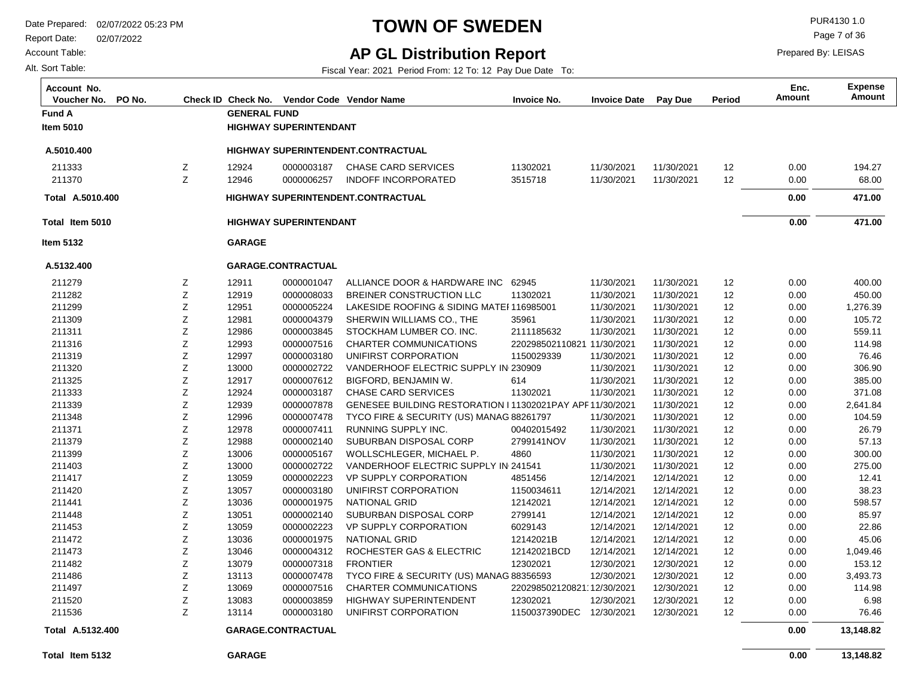# TOWN OF SWEDEN

## AP GL Distribution Report

Date Prepared: 02/07/2022 05:23 PM
Report Date: 02/07/2022
Account Table:
Alt. Sort Table:

PUR4130 1.0
Prepared By: LEISAS

Fiscal Year: 2021 Period From: 12 To: 12 Pay Due Date To:

| Account No. / Voucher No. | PO No. | Check ID | Check No. | Vendor Code | Vendor Name | Invoice No. | Invoice Date | Pay Due | Period | Enc. Amount | Expense Amount |
|---|---|---|---|---|---|---|---|---|---|---|---|
| **Fund A** | | | **GENERAL FUND** | | | | | | | | |
| **Item 5010** | | | **HIGHWAY SUPERINTENDANT** | | | | | | | | |
| **A.5010.400** | | | **HIGHWAY SUPERINTENDENT.CONTRACTUAL** | | | | | | | | |
| 211333 | | Z | 12924 | 0000003187 | CHASE CARD SERVICES | 11302021 | 11/30/2021 | 11/30/2021 | 12 | 0.00 | 194.27 |
| 211370 | | Z | 12946 | 0000006257 | INDOFF INCORPORATED | 3515718 | 11/30/2021 | 11/30/2021 | 12 | 0.00 | 68.00 |
| **Total A.5010.400** | | | **HIGHWAY SUPERINTENDENT.CONTRACTUAL** | | | | | | | **0.00** | **471.00** |
| **Total Item 5010** | | | **HIGHWAY SUPERINTENDANT** | | | | | | | **0.00** | **471.00** |
| **Item 5132** | | | **GARAGE** | | | | | | | | |
| **A.5132.400** | | | **GARAGE.CONTRACTUAL** | | | | | | | | |
| 211279 | | Z | 12911 | 0000001047 | ALLIANCE DOOR & HARDWARE INC | 62945 | 11/30/2021 | 11/30/2021 | 12 | 0.00 | 400.00 |
| 211282 | | Z | 12919 | 0000008033 | BREINER CONSTRUCTION LLC | 11302021 | 11/30/2021 | 11/30/2021 | 12 | 0.00 | 450.00 |
| 211299 | | Z | 12951 | 0000005224 | LAKESIDE ROOFING & SIDING MATEI | 116985001 | 11/30/2021 | 11/30/2021 | 12 | 0.00 | 1,276.39 |
| 211309 | | Z | 12981 | 0000004379 | SHERWIN WILLIAMS CO., THE | 35961 | 11/30/2021 | 11/30/2021 | 12 | 0.00 | 105.72 |
| 211311 | | Z | 12986 | 0000003845 | STOCKHAM LUMBER CO. INC. | 2111185632 | 11/30/2021 | 11/30/2021 | 12 | 0.00 | 559.11 |
| 211316 | | Z | 12993 | 0000007516 | CHARTER COMMUNICATIONS | 220298502110821 | 11/30/2021 | 11/30/2021 | 12 | 0.00 | 114.98 |
| 211319 | | Z | 12997 | 0000003180 | UNIFIRST CORPORATION | 1150029339 | 11/30/2021 | 11/30/2021 | 12 | 0.00 | 76.46 |
| 211320 | | Z | 13000 | 0000002722 | VANDERHOOF ELECTRIC SUPPLY IN | 230909 | 11/30/2021 | 11/30/2021 | 12 | 0.00 | 306.90 |
| 211325 | | Z | 12917 | 0000007612 | BIGFORD, BENJAMIN W. | 614 | 11/30/2021 | 11/30/2021 | 12 | 0.00 | 385.00 |
| 211333 | | Z | 12924 | 0000003187 | CHASE CARD SERVICES | 11302021 | 11/30/2021 | 11/30/2021 | 12 | 0.00 | 371.08 |
| 211339 | | Z | 12939 | 0000007878 | GENESEE BUILDING RESTORATION I | 11302021PAY APF | 11/30/2021 | 11/30/2021 | 12 | 0.00 | 2,641.84 |
| 211348 | | Z | 12996 | 0000007478 | TYCO FIRE & SECURITY (US) MANAG | 88261797 | 11/30/2021 | 11/30/2021 | 12 | 0.00 | 104.59 |
| 211371 | | Z | 12978 | 0000007411 | RUNNING SUPPLY INC. | 00402015492 | 11/30/2021 | 11/30/2021 | 12 | 0.00 | 26.79 |
| 211379 | | Z | 12988 | 0000002140 | SUBURBAN DISPOSAL CORP | 2799141NOV | 11/30/2021 | 11/30/2021 | 12 | 0.00 | 57.13 |
| 211399 | | Z | 13006 | 0000005167 | WOLLSCHLEGER, MICHAEL P. | 4860 | 11/30/2021 | 11/30/2021 | 12 | 0.00 | 300.00 |
| 211403 | | Z | 13000 | 0000002722 | VANDERHOOF ELECTRIC SUPPLY IN | 241541 | 11/30/2021 | 11/30/2021 | 12 | 0.00 | 275.00 |
| 211417 | | Z | 13059 | 0000002223 | VP SUPPLY CORPORATION | 4851456 | 12/14/2021 | 12/14/2021 | 12 | 0.00 | 12.41 |
| 211420 | | Z | 13057 | 0000003180 | UNIFIRST CORPORATION | 1150034611 | 12/14/2021 | 12/14/2021 | 12 | 0.00 | 38.23 |
| 211441 | | Z | 13036 | 0000001975 | NATIONAL GRID | 12142021 | 12/14/2021 | 12/14/2021 | 12 | 0.00 | 598.57 |
| 211448 | | Z | 13051 | 0000002140 | SUBURBAN DISPOSAL CORP | 2799141 | 12/14/2021 | 12/14/2021 | 12 | 0.00 | 85.97 |
| 211453 | | Z | 13059 | 0000002223 | VP SUPPLY CORPORATION | 6029143 | 12/14/2021 | 12/14/2021 | 12 | 0.00 | 22.86 |
| 211472 | | Z | 13036 | 0000001975 | NATIONAL GRID | 12142021B | 12/14/2021 | 12/14/2021 | 12 | 0.00 | 45.06 |
| 211473 | | Z | 13046 | 0000004312 | ROCHESTER GAS & ELECTRIC | 12142021BCD | 12/14/2021 | 12/14/2021 | 12 | 0.00 | 1,049.46 |
| 211482 | | Z | 13079 | 0000007318 | FRONTIER | 12302021 | 12/30/2021 | 12/30/2021 | 12 | 0.00 | 153.12 |
| 211486 | | Z | 13113 | 0000007478 | TYCO FIRE & SECURITY (US) MANAG | 88356593 | 12/30/2021 | 12/30/2021 | 12 | 0.00 | 3,493.73 |
| 211497 | | Z | 13069 | 0000007516 | CHARTER COMMUNICATIONS | 220298502120821 | 12/30/2021 | 12/30/2021 | 12 | 0.00 | 114.98 |
| 211520 | | Z | 13083 | 0000003859 | HIGHWAY SUPERINTENDENT | 12302021 | 12/30/2021 | 12/30/2021 | 12 | 0.00 | 6.98 |
| 211536 | | Z | 13114 | 0000003180 | UNIFIRST CORPORATION | 1150037390DEC | 12/30/2021 | 12/30/2021 | 12 | 0.00 | 76.46 |
| **Total A.5132.400** | | | **GARAGE.CONTRACTUAL** | | | | | | | **0.00** | **13,148.82** |
| **Total Item 5132** | | | **GARAGE** | | | | | | | **0.00** | **13,148.82** |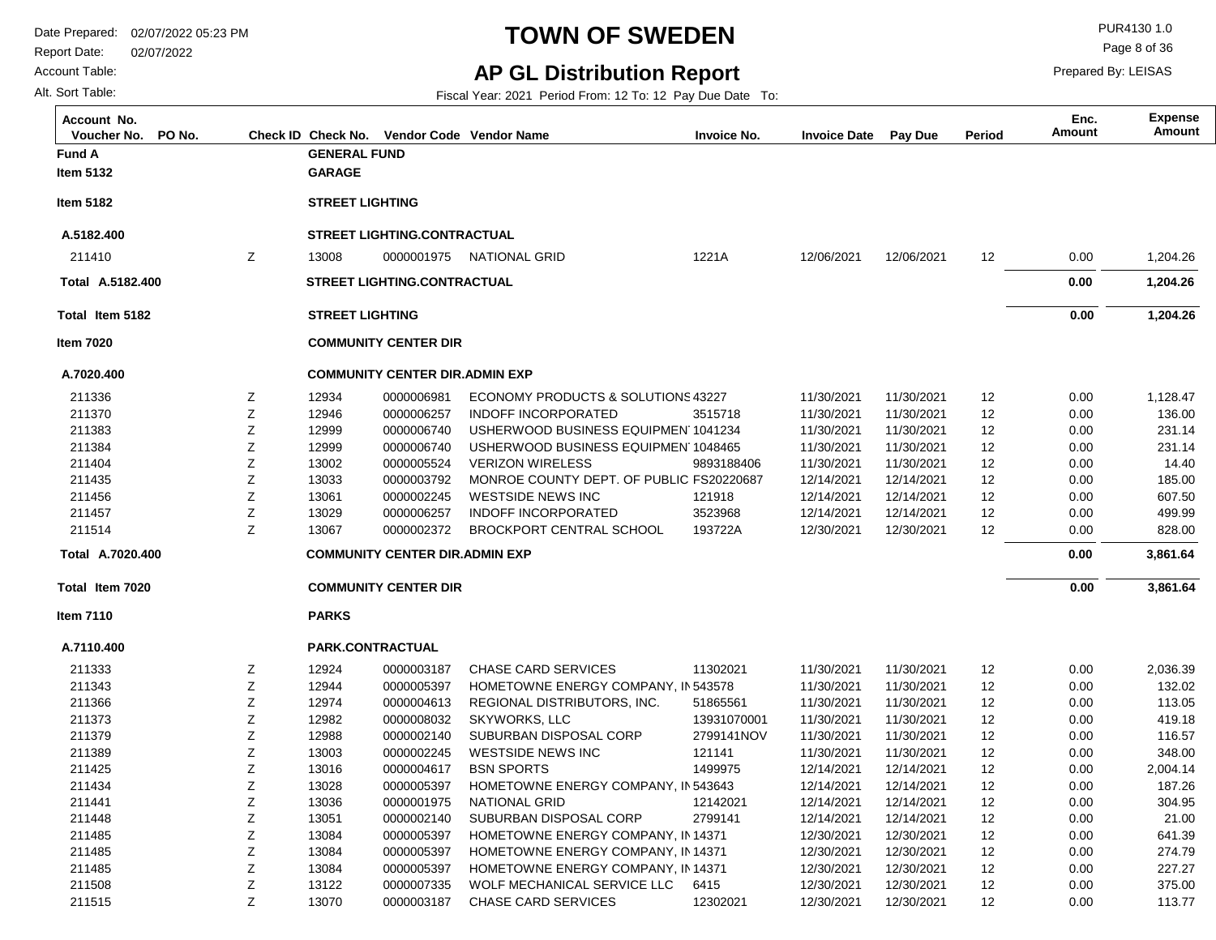# TOWN OF SWEDEN

## AP GL Distribution Report

Date Prepared: 02/07/2022 05:23 PM
Report Date: 02/07/2022
Account Table:
Alt. Sort Table:

PUR4130 1.0
Prepared By: LEISAS

Fiscal Year: 2021 Period From: 12 To: 12 Pay Due Date To:

| Account No. / Voucher No. | PO No. | Check ID | Check No. | Vendor Code | Vendor Name | Invoice No. | Invoice Date | Pay Due | Period | Enc. Amount | Expense Amount |
|---|---|---|---|---|---|---|---|---|---|---|---|
| **Fund A** | | | **GENERAL FUND** | | | | | | | | |
| **Item 5132** | | | **GARAGE** | | | | | | | | |
| **Item 5182** | | | **STREET LIGHTING** | | | | | | | | |
| **A.5182.400** | | | **STREET LIGHTING.CONTRACTUAL** | | | | | | | | |
| 211410 | | Z | 13008 | 0000001975 | NATIONAL GRID | 1221A | 12/06/2021 | 12/06/2021 | 12 | 0.00 | 1,204.26 |
| **Total A.5182.400** | | | **STREET LIGHTING.CONTRACTUAL** | | | | | | | **0.00** | **1,204.26** |
| **Total Item 5182** | | | **STREET LIGHTING** | | | | | | | **0.00** | **1,204.26** |
| **Item 7020** | | | **COMMUNITY CENTER DIR** | | | | | | | | |
| **A.7020.400** | | | **COMMUNITY CENTER DIR.ADMIN EXP** | | | | | | | | |
| 211336 | | Z | 12934 | 0000006981 | ECONOMY PRODUCTS & SOLUTIONS | 43227 | 11/30/2021 | 11/30/2021 | 12 | 0.00 | 1,128.47 |
| 211370 | | Z | 12946 | 0000006257 | INDOFF INCORPORATED | 3515718 | 11/30/2021 | 11/30/2021 | 12 | 0.00 | 136.00 |
| 211383 | | Z | 12999 | 0000006740 | USHERWOOD BUSINESS EQUIPMENT | 1041234 | 11/30/2021 | 11/30/2021 | 12 | 0.00 | 231.14 |
| 211384 | | Z | 12999 | 0000006740 | USHERWOOD BUSINESS EQUIPMENT | 1048465 | 11/30/2021 | 11/30/2021 | 12 | 0.00 | 231.14 |
| 211404 | | Z | 13002 | 0000005524 | VERIZON WIRELESS | 9893188406 | 11/30/2021 | 11/30/2021 | 12 | 0.00 | 14.40 |
| 211435 | | Z | 13033 | 0000003792 | MONROE COUNTY DEPT. OF PUBLIC | FS20220687 | 12/14/2021 | 12/14/2021 | 12 | 0.00 | 185.00 |
| 211456 | | Z | 13061 | 0000002245 | WESTSIDE NEWS INC | 121918 | 12/14/2021 | 12/14/2021 | 12 | 0.00 | 607.50 |
| 211457 | | Z | 13029 | 0000006257 | INDOFF INCORPORATED | 3523968 | 12/14/2021 | 12/14/2021 | 12 | 0.00 | 499.99 |
| 211514 | | Z | 13067 | 0000002372 | BROCKPORT CENTRAL SCHOOL | 193722A | 12/30/2021 | 12/30/2021 | 12 | 0.00 | 828.00 |
| **Total A.7020.400** | | | **COMMUNITY CENTER DIR.ADMIN EXP** | | | | | | | **0.00** | **3,861.64** |
| **Total Item 7020** | | | **COMMUNITY CENTER DIR** | | | | | | | **0.00** | **3,861.64** |
| **Item 7110** | | | **PARKS** | | | | | | | | |
| **A.7110.400** | | | **PARK.CONTRACTUAL** | | | | | | | | |
| 211333 | | Z | 12924 | 0000003187 | CHASE CARD SERVICES | 11302021 | 11/30/2021 | 11/30/2021 | 12 | 0.00 | 2,036.39 |
| 211343 | | Z | 12944 | 0000005397 | HOMETOWNE ENERGY COMPANY, IN | 543578 | 11/30/2021 | 11/30/2021 | 12 | 0.00 | 132.02 |
| 211366 | | Z | 12974 | 0000004613 | REGIONAL DISTRIBUTORS, INC. | 51865561 | 11/30/2021 | 11/30/2021 | 12 | 0.00 | 113.05 |
| 211373 | | Z | 12982 | 0000008032 | SKYWORKS, LLC | 13931070001 | 11/30/2021 | 11/30/2021 | 12 | 0.00 | 419.18 |
| 211379 | | Z | 12988 | 0000002140 | SUBURBAN DISPOSAL CORP | 2799141NOV | 11/30/2021 | 11/30/2021 | 12 | 0.00 | 116.57 |
| 211389 | | Z | 13003 | 0000002245 | WESTSIDE NEWS INC | 121141 | 11/30/2021 | 11/30/2021 | 12 | 0.00 | 348.00 |
| 211425 | | Z | 13016 | 0000004617 | BSN SPORTS | 1499975 | 12/14/2021 | 12/14/2021 | 12 | 0.00 | 2,004.14 |
| 211434 | | Z | 13028 | 0000005397 | HOMETOWNE ENERGY COMPANY, IN | 543643 | 12/14/2021 | 12/14/2021 | 12 | 0.00 | 187.26 |
| 211441 | | Z | 13036 | 0000001975 | NATIONAL GRID | 12142021 | 12/14/2021 | 12/14/2021 | 12 | 0.00 | 304.95 |
| 211448 | | Z | 13051 | 0000002140 | SUBURBAN DISPOSAL CORP | 2799141 | 12/14/2021 | 12/14/2021 | 12 | 0.00 | 21.00 |
| 211485 | | Z | 13084 | 0000005397 | HOMETOWNE ENERGY COMPANY, IN | 14371 | 12/30/2021 | 12/30/2021 | 12 | 0.00 | 641.39 |
| 211485 | | Z | 13084 | 0000005397 | HOMETOWNE ENERGY COMPANY, IN | 14371 | 12/30/2021 | 12/30/2021 | 12 | 0.00 | 274.79 |
| 211485 | | Z | 13084 | 0000005397 | HOMETOWNE ENERGY COMPANY, IN | 14371 | 12/30/2021 | 12/30/2021 | 12 | 0.00 | 227.27 |
| 211508 | | Z | 13122 | 0000007335 | WOLF MECHANICAL SERVICE LLC | 6415 | 12/30/2021 | 12/30/2021 | 12 | 0.00 | 375.00 |
| 211515 | | Z | 13070 | 0000003187 | CHASE CARD SERVICES | 12302021 | 12/30/2021 | 12/30/2021 | 12 | 0.00 | 113.77 |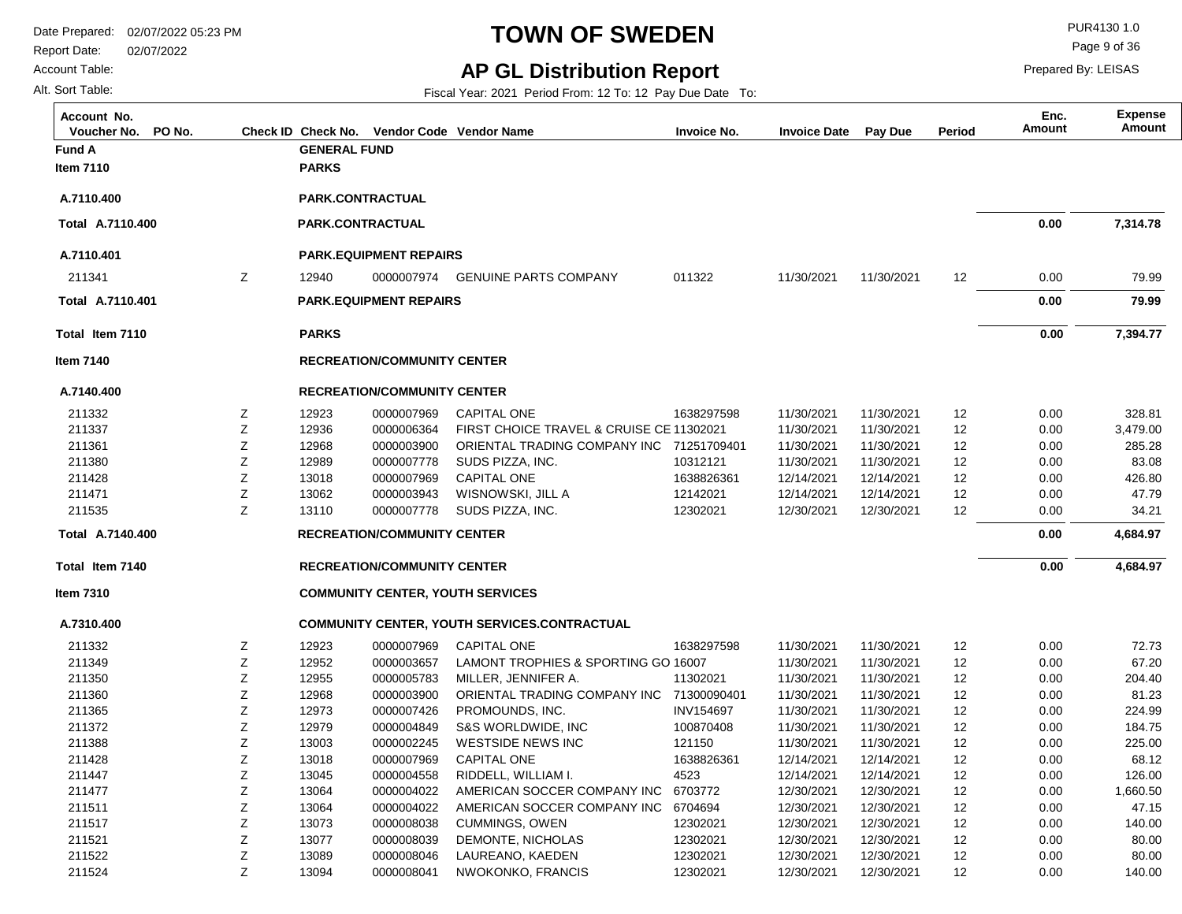# TOWN OF SWEDEN

## AP GL Distribution Report

Date Prepared: 02/07/2022 05:23 PM
Report Date: 02/07/2022
Account Table:
Alt. Sort Table:

PUR4130 1.0
Prepared By: LEISAS

Fiscal Year: 2021 Period From: 12 To: 12 Pay Due Date To:

| Account No. / Voucher No. | PO No. | Check ID | Check No. | Vendor Code | Vendor Name | Invoice No. | Invoice Date | Pay Due | Period | Enc. Amount | Expense Amount |
|---|---|---|---|---|---|---|---|---|---|---|---|
| **Fund A** | | | **GENERAL FUND** | | | | | | | | |
| **Item 7110** | | | **PARKS** | | | | | | | | |
| **A.7110.400** | | | **PARK.CONTRACTUAL** | | | | | | | | |
| **Total A.7110.400** | | | **PARK.CONTRACTUAL** | | | | | | | **0.00** | **7,314.78** |
| **A.7110.401** | | | **PARK.EQUIPMENT REPAIRS** | | | | | | | | |
| 211341 | | Z | 12940 | 0000007974 | GENUINE PARTS COMPANY | 011322 | 11/30/2021 | 11/30/2021 | 12 | 0.00 | 79.99 |
| **Total A.7110.401** | | | **PARK.EQUIPMENT REPAIRS** | | | | | | | **0.00** | **79.99** |
| **Total Item 7110** | | | **PARKS** | | | | | | | **0.00** | **7,394.77** |
| **Item 7140** | | | **RECREATION/COMMUNITY CENTER** | | | | | | | | |
| **A.7140.400** | | | **RECREATION/COMMUNITY CENTER** | | | | | | | | |
| 211332 | | Z | 12923 | 0000007969 | CAPITAL ONE | 1638297598 | 11/30/2021 | 11/30/2021 | 12 | 0.00 | 328.81 |
| 211337 | | Z | 12936 | 0000006364 | FIRST CHOICE TRAVEL & CRUISE CE | 11302021 | 11/30/2021 | 11/30/2021 | 12 | 0.00 | 3,479.00 |
| 211361 | | Z | 12968 | 0000003900 | ORIENTAL TRADING COMPANY INC | 71251709401 | 11/30/2021 | 11/30/2021 | 12 | 0.00 | 285.28 |
| 211380 | | Z | 12989 | 0000007778 | SUDS PIZZA, INC. | 10312121 | 11/30/2021 | 11/30/2021 | 12 | 0.00 | 83.08 |
| 211428 | | Z | 13018 | 0000007969 | CAPITAL ONE | 1638826361 | 12/14/2021 | 12/14/2021 | 12 | 0.00 | 426.80 |
| 211471 | | Z | 13062 | 0000003943 | WISNOWSKI, JILL A | 12142021 | 12/14/2021 | 12/14/2021 | 12 | 0.00 | 47.79 |
| 211535 | | Z | 13110 | 0000007778 | SUDS PIZZA, INC. | 12302021 | 12/30/2021 | 12/30/2021 | 12 | 0.00 | 34.21 |
| **Total A.7140.400** | | | **RECREATION/COMMUNITY CENTER** | | | | | | | **0.00** | **4,684.97** |
| **Total Item 7140** | | | **RECREATION/COMMUNITY CENTER** | | | | | | | **0.00** | **4,684.97** |
| **Item 7310** | | | **COMMUNITY CENTER, YOUTH SERVICES** | | | | | | | | |
| **A.7310.400** | | | **COMMUNITY CENTER, YOUTH SERVICES.CONTRACTUAL** | | | | | | | | |
| 211332 | | Z | 12923 | 0000007969 | CAPITAL ONE | 1638297598 | 11/30/2021 | 11/30/2021 | 12 | 0.00 | 72.73 |
| 211349 | | Z | 12952 | 0000003657 | LAMONT TROPHIES & SPORTING GO | 16007 | 11/30/2021 | 11/30/2021 | 12 | 0.00 | 67.20 |
| 211350 | | Z | 12955 | 0000005783 | MILLER, JENNIFER A. | 11302021 | 11/30/2021 | 11/30/2021 | 12 | 0.00 | 204.40 |
| 211360 | | Z | 12968 | 0000003900 | ORIENTAL TRADING COMPANY INC | 71300090401 | 11/30/2021 | 11/30/2021 | 12 | 0.00 | 81.23 |
| 211365 | | Z | 12973 | 0000007426 | PROMOUNDS, INC. | INV154697 | 11/30/2021 | 11/30/2021 | 12 | 0.00 | 224.99 |
| 211372 | | Z | 12979 | 0000004849 | S&S WORLDWIDE, INC | 100870408 | 11/30/2021 | 11/30/2021 | 12 | 0.00 | 184.75 |
| 211388 | | Z | 13003 | 0000002245 | WESTSIDE NEWS INC | 121150 | 11/30/2021 | 11/30/2021 | 12 | 0.00 | 225.00 |
| 211428 | | Z | 13018 | 0000007969 | CAPITAL ONE | 1638826361 | 12/14/2021 | 12/14/2021 | 12 | 0.00 | 68.12 |
| 211447 | | Z | 13045 | 0000004558 | RIDDELL, WILLIAM I. | 4523 | 12/14/2021 | 12/14/2021 | 12 | 0.00 | 126.00 |
| 211477 | | Z | 13064 | 0000004022 | AMERICAN SOCCER COMPANY INC | 6703772 | 12/30/2021 | 12/30/2021 | 12 | 0.00 | 1,660.50 |
| 211511 | | Z | 13064 | 0000004022 | AMERICAN SOCCER COMPANY INC | 6704694 | 12/30/2021 | 12/30/2021 | 12 | 0.00 | 47.15 |
| 211517 | | Z | 13073 | 0000008038 | CUMMINGS, OWEN | 12302021 | 12/30/2021 | 12/30/2021 | 12 | 0.00 | 140.00 |
| 211521 | | Z | 13077 | 0000008039 | DEMONTE, NICHOLAS | 12302021 | 12/30/2021 | 12/30/2021 | 12 | 0.00 | 80.00 |
| 211522 | | Z | 13089 | 0000008046 | LAUREANO, KAEDEN | 12302021 | 12/30/2021 | 12/30/2021 | 12 | 0.00 | 80.00 |
| 211524 | | Z | 13094 | 0000008041 | NWOKONKO, FRANCIS | 12302021 | 12/30/2021 | 12/30/2021 | 12 | 0.00 | 140.00 |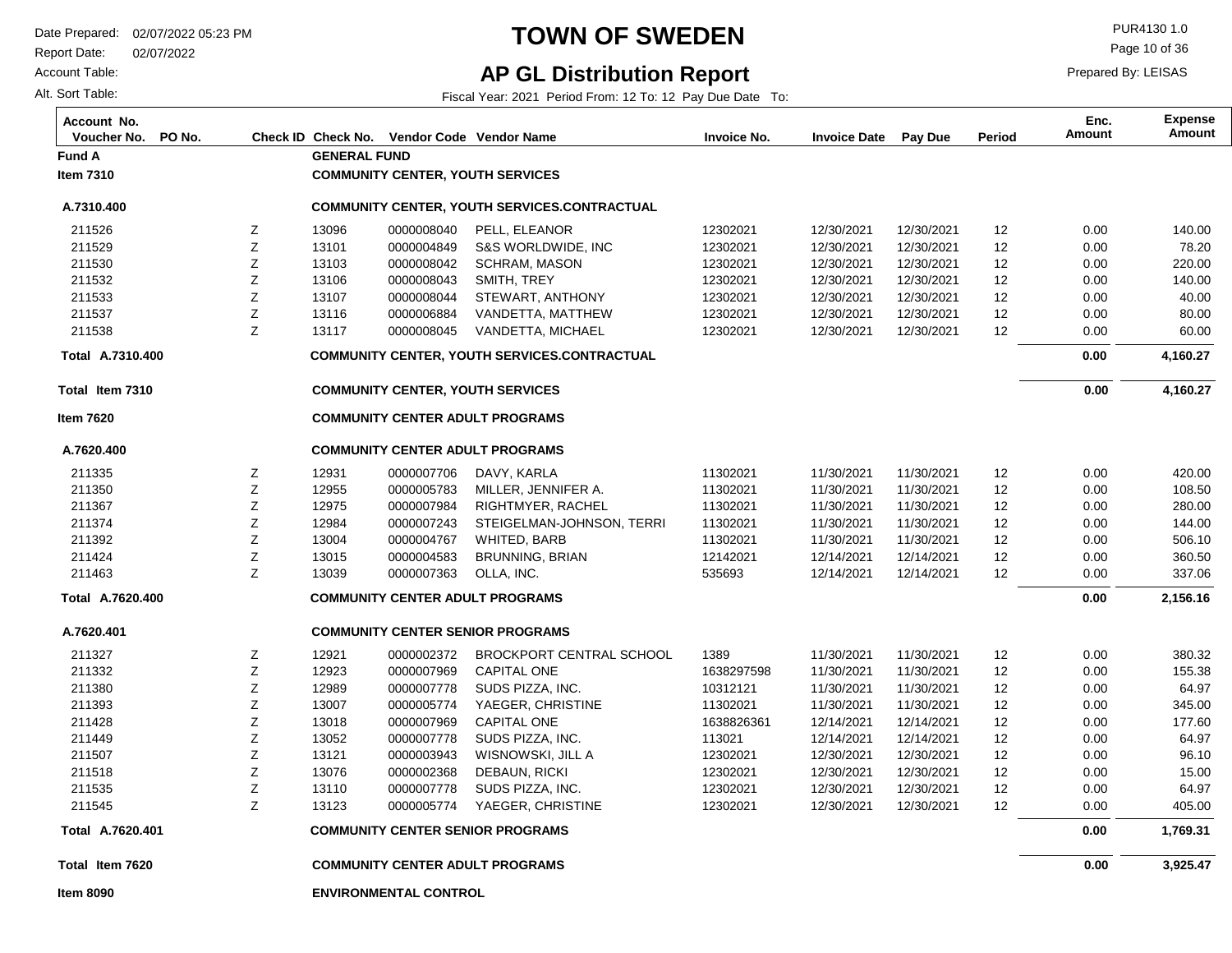# TOWN OF SWEDEN

## AP GL Distribution Report

Date Prepared: 02/07/2022 05:23 PM
Report Date: 02/07/2022
Account Table:
Alt. Sort Table:

PUR4130 1.0
Prepared By: LEISAS

Fiscal Year: 2021 Period From: 12 To: 12 Pay Due Date To:

| Account No. Voucher No. | PO No. | Check ID | Check No. | Vendor Code | Vendor Name | Invoice No. | Invoice Date | Pay Due | Period | Enc. Amount | Expense Amount |
|---|---|---|---|---|---|---|---|---|---|---|---|
| **Fund A** | | | **GENERAL FUND** | | | | | | | | |
| **Item 7310** | | | **COMMUNITY CENTER, YOUTH SERVICES** | | | | | | | | |
| **A.7310.400** | | | **COMMUNITY CENTER, YOUTH SERVICES.CONTRACTUAL** | | | | | | | | |
| 211526 | | Z | 13096 | 0000008040 | PELL, ELEANOR | 12302021 | 12/30/2021 | 12/30/2021 | 12 | 0.00 | 140.00 |
| 211529 | | Z | 13101 | 0000004849 | S&S WORLDWIDE, INC | 12302021 | 12/30/2021 | 12/30/2021 | 12 | 0.00 | 78.20 |
| 211530 | | Z | 13103 | 0000008042 | SCHRAM, MASON | 12302021 | 12/30/2021 | 12/30/2021 | 12 | 0.00 | 220.00 |
| 211532 | | Z | 13106 | 0000008043 | SMITH, TREY | 12302021 | 12/30/2021 | 12/30/2021 | 12 | 0.00 | 140.00 |
| 211533 | | Z | 13107 | 0000008044 | STEWART, ANTHONY | 12302021 | 12/30/2021 | 12/30/2021 | 12 | 0.00 | 40.00 |
| 211537 | | Z | 13116 | 0000006884 | VANDETTA, MATTHEW | 12302021 | 12/30/2021 | 12/30/2021 | 12 | 0.00 | 80.00 |
| 211538 | | Z | 13117 | 0000008045 | VANDETTA, MICHAEL | 12302021 | 12/30/2021 | 12/30/2021 | 12 | 0.00 | 60.00 |
| **Total A.7310.400** | | | **COMMUNITY CENTER, YOUTH SERVICES.CONTRACTUAL** | | | | | | | **0.00** | **4,160.27** |
| **Total Item 7310** | | | **COMMUNITY CENTER, YOUTH SERVICES** | | | | | | | **0.00** | **4,160.27** |
| **Item 7620** | | | **COMMUNITY CENTER ADULT PROGRAMS** | | | | | | | | |
| **A.7620.400** | | | **COMMUNITY CENTER ADULT PROGRAMS** | | | | | | | | |
| 211335 | | Z | 12931 | 0000007706 | DAVY, KARLA | 11302021 | 11/30/2021 | 11/30/2021 | 12 | 0.00 | 420.00 |
| 211350 | | Z | 12955 | 0000005783 | MILLER, JENNIFER A. | 11302021 | 11/30/2021 | 11/30/2021 | 12 | 0.00 | 108.50 |
| 211367 | | Z | 12975 | 0000007984 | RIGHTMYER, RACHEL | 11302021 | 11/30/2021 | 11/30/2021 | 12 | 0.00 | 280.00 |
| 211374 | | Z | 12984 | 0000007243 | STEIGELMAN-JOHNSON, TERRI | 11302021 | 11/30/2021 | 11/30/2021 | 12 | 0.00 | 144.00 |
| 211392 | | Z | 13004 | 0000004767 | WHITED, BARB | 11302021 | 11/30/2021 | 11/30/2021 | 12 | 0.00 | 506.10 |
| 211424 | | Z | 13015 | 0000004583 | BRUNNING, BRIAN | 12142021 | 12/14/2021 | 12/14/2021 | 12 | 0.00 | 360.50 |
| 211463 | | Z | 13039 | 0000007363 | OLLA, INC. | 535693 | 12/14/2021 | 12/14/2021 | 12 | 0.00 | 337.06 |
| **Total A.7620.400** | | | **COMMUNITY CENTER ADULT PROGRAMS** | | | | | | | **0.00** | **2,156.16** |
| **A.7620.401** | | | **COMMUNITY CENTER SENIOR PROGRAMS** | | | | | | | | |
| 211327 | | Z | 12921 | 0000002372 | BROCKPORT CENTRAL SCHOOL | 1389 | 11/30/2021 | 11/30/2021 | 12 | 0.00 | 380.32 |
| 211332 | | Z | 12923 | 0000007969 | CAPITAL ONE | 1638297598 | 11/30/2021 | 11/30/2021 | 12 | 0.00 | 155.38 |
| 211380 | | Z | 12989 | 0000007778 | SUDS PIZZA, INC. | 10312121 | 11/30/2021 | 11/30/2021 | 12 | 0.00 | 64.97 |
| 211393 | | Z | 13007 | 0000005774 | YAEGER, CHRISTINE | 11302021 | 11/30/2021 | 11/30/2021 | 12 | 0.00 | 345.00 |
| 211428 | | Z | 13018 | 0000007969 | CAPITAL ONE | 1638826361 | 12/14/2021 | 12/14/2021 | 12 | 0.00 | 177.60 |
| 211449 | | Z | 13052 | 0000007778 | SUDS PIZZA, INC. | 113021 | 12/14/2021 | 12/14/2021 | 12 | 0.00 | 64.97 |
| 211507 | | Z | 13121 | 0000003943 | WISNOWSKI, JILL A | 12302021 | 12/30/2021 | 12/30/2021 | 12 | 0.00 | 96.10 |
| 211518 | | Z | 13076 | 0000002368 | DEBAUN, RICKI | 12302021 | 12/30/2021 | 12/30/2021 | 12 | 0.00 | 15.00 |
| 211535 | | Z | 13110 | 0000007778 | SUDS PIZZA, INC. | 12302021 | 12/30/2021 | 12/30/2021 | 12 | 0.00 | 64.97 |
| 211545 | | Z | 13123 | 0000005774 | YAEGER, CHRISTINE | 12302021 | 12/30/2021 | 12/30/2021 | 12 | 0.00 | 405.00 |
| **Total A.7620.401** | | | **COMMUNITY CENTER SENIOR PROGRAMS** | | | | | | | **0.00** | **1,769.31** |
| **Total Item 7620** | | | **COMMUNITY CENTER ADULT PROGRAMS** | | | | | | | **0.00** | **3,925.47** |
| **Item 8090** | | | **ENVIRONMENTAL CONTROL** | | | | | | | | |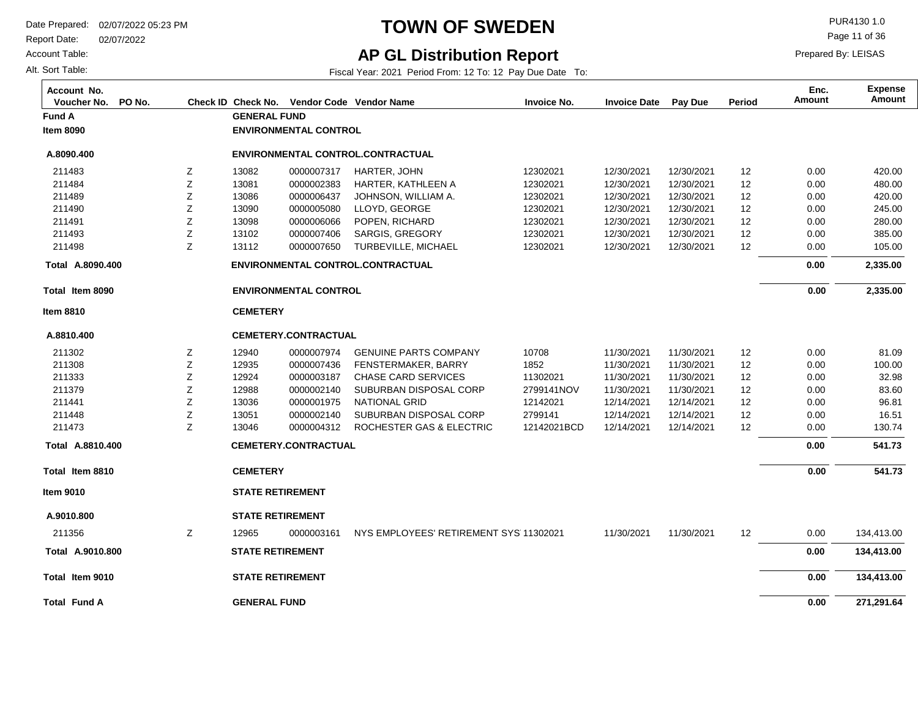# TOWN OF SWEDEN

## AP GL Distribution Report

Date Prepared: 02/07/2022 05:23 PM
Report Date: 02/07/2022
Account Table:
Alt. Sort Table:

PUR4130 1.0
Prepared By: LEISAS

Fiscal Year: 2021 Period From: 12 To: 12 Pay Due Date To:

| Account No. Voucher No. | PO No. | Check ID | Check No. | Vendor Code | Vendor Name | Invoice No. | Invoice Date | Pay Due | Period | Enc. Amount | Expense Amount |
|---|---|---|---|---|---|---|---|---|---|---|---|
| **Fund A** | | | **GENERAL FUND** | | | | | | | | |
| **Item 8090** | | | **ENVIRONMENTAL CONTROL** | | | | | | | | |
| **A.8090.400** | | | **ENVIRONMENTAL CONTROL.CONTRACTUAL** | | | | | | | | |
| 211483 | | Z | 13082 | 0000007317 | HARTER, JOHN | 12302021 | 12/30/2021 | 12/30/2021 | 12 | 0.00 | 420.00 |
| 211484 | | Z | 13081 | 0000002383 | HARTER, KATHLEEN A | 12302021 | 12/30/2021 | 12/30/2021 | 12 | 0.00 | 480.00 |
| 211489 | | Z | 13086 | 0000006437 | JOHNSON, WILLIAM A. | 12302021 | 12/30/2021 | 12/30/2021 | 12 | 0.00 | 420.00 |
| 211490 | | Z | 13090 | 0000005080 | LLOYD, GEORGE | 12302021 | 12/30/2021 | 12/30/2021 | 12 | 0.00 | 245.00 |
| 211491 | | Z | 13098 | 0000006066 | POPEN, RICHARD | 12302021 | 12/30/2021 | 12/30/2021 | 12 | 0.00 | 280.00 |
| 211493 | | Z | 13102 | 0000007406 | SARGIS, GREGORY | 12302021 | 12/30/2021 | 12/30/2021 | 12 | 0.00 | 385.00 |
| 211498 | | Z | 13112 | 0000007650 | TURBEVILLE, MICHAEL | 12302021 | 12/30/2021 | 12/30/2021 | 12 | 0.00 | 105.00 |
| **Total A.8090.400** | | | **ENVIRONMENTAL CONTROL.CONTRACTUAL** | | | | | | | **0.00** | **2,335.00** |
| **Total Item 8090** | | | **ENVIRONMENTAL CONTROL** | | | | | | | **0.00** | **2,335.00** |
| **Item 8810** | | | **CEMETERY** | | | | | | | | |
| **A.8810.400** | | | **CEMETERY.CONTRACTUAL** | | | | | | | | |
| 211302 | | Z | 12940 | 0000007974 | GENUINE PARTS COMPANY | 10708 | 11/30/2021 | 11/30/2021 | 12 | 0.00 | 81.09 |
| 211308 | | Z | 12935 | 0000007436 | FENSTERMAKER, BARRY | 1852 | 11/30/2021 | 11/30/2021 | 12 | 0.00 | 100.00 |
| 211333 | | Z | 12924 | 0000003187 | CHASE CARD SERVICES | 11302021 | 11/30/2021 | 11/30/2021 | 12 | 0.00 | 32.98 |
| 211379 | | Z | 12988 | 0000002140 | SUBURBAN DISPOSAL CORP | 2799141NOV | 11/30/2021 | 11/30/2021 | 12 | 0.00 | 83.60 |
| 211441 | | Z | 13036 | 0000001975 | NATIONAL GRID | 12142021 | 12/14/2021 | 12/14/2021 | 12 | 0.00 | 96.81 |
| 211448 | | Z | 13051 | 0000002140 | SUBURBAN DISPOSAL CORP | 2799141 | 12/14/2021 | 12/14/2021 | 12 | 0.00 | 16.51 |
| 211473 | | Z | 13046 | 0000004312 | ROCHESTER GAS & ELECTRIC | 12142021BCD | 12/14/2021 | 12/14/2021 | 12 | 0.00 | 130.74 |
| **Total A.8810.400** | | | **CEMETERY.CONTRACTUAL** | | | | | | | **0.00** | **541.73** |
| **Total Item 8810** | | | **CEMETERY** | | | | | | | **0.00** | **541.73** |
| **Item 9010** | | | **STATE RETIREMENT** | | | | | | | | |
| **A.9010.800** | | | **STATE RETIREMENT** | | | | | | | | |
| 211356 | | Z | 12965 | 0000003161 | NYS EMPLOYEES' RETIREMENT SYS | 11302021 | 11/30/2021 | 11/30/2021 | 12 | 0.00 | 134,413.00 |
| **Total A.9010.800** | | | **STATE RETIREMENT** | | | | | | | **0.00** | **134,413.00** |
| **Total Item 9010** | | | **STATE RETIREMENT** | | | | | | | **0.00** | **134,413.00** |
| **Total Fund A** | | | **GENERAL FUND** | | | | | | | **0.00** | **271,291.64** |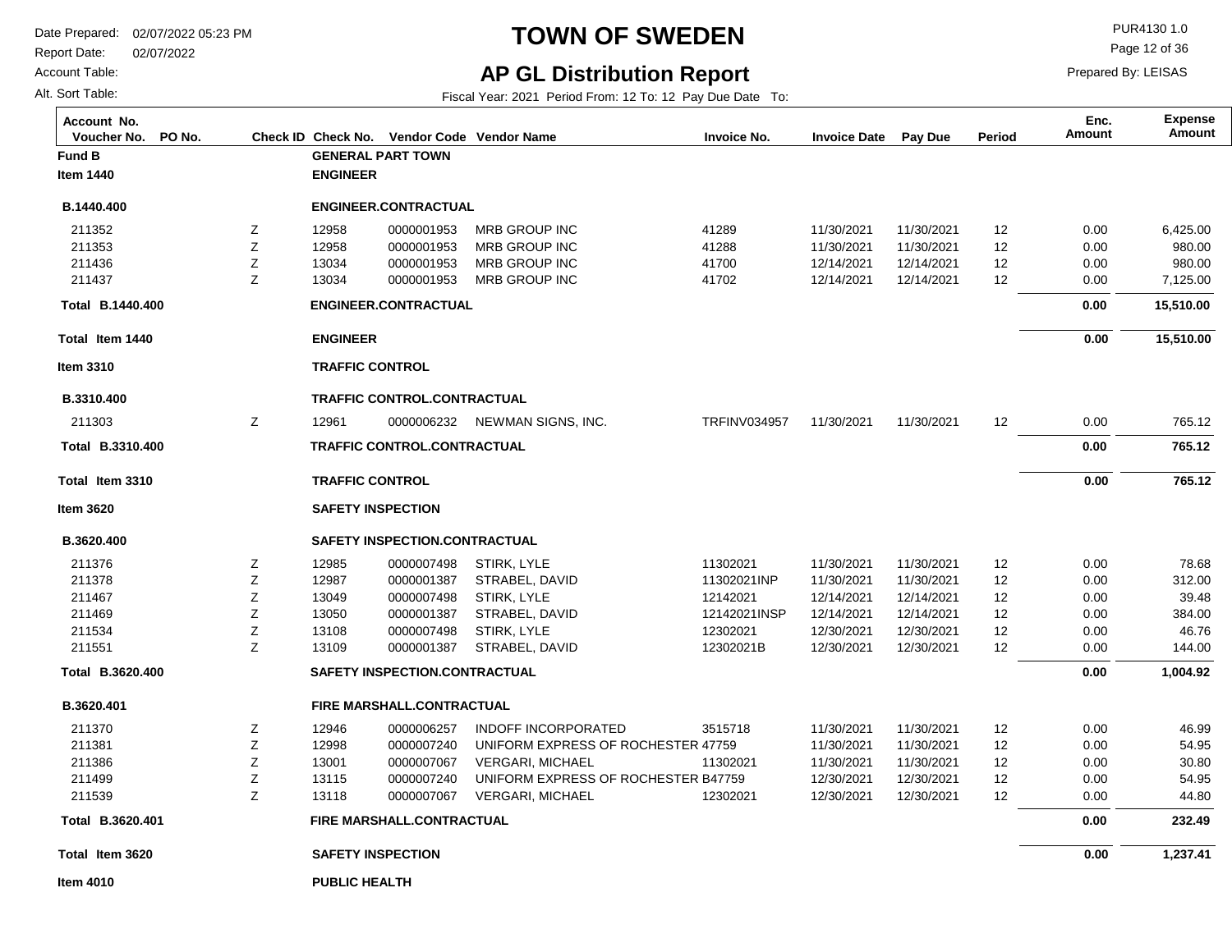# TOWN OF SWEDEN

## AP GL Distribution Report

Date Prepared: 02/07/2022 05:23 PM
Report Date: 02/07/2022
Account Table:
Alt. Sort Table:

PUR4130 1.0
Prepared By: LEISAS

Fiscal Year: 2021 Period From: 12 To: 12 Pay Due Date To:

| Account No. Voucher No. | PO No. | Check ID | Check No. | Vendor Code | Vendor Name | Invoice No. | Invoice Date | Pay Due | Period | Enc. Amount | Expense Amount |
|---|---|---|---|---|---|---|---|---|---|---|---|
| **Fund B** | | | **GENERAL PART TOWN** | | | | | | | | |
| **Item 1440** | | | **ENGINEER** | | | | | | | | |
| **B.1440.400** | | | **ENGINEER.CONTRACTUAL** | | | | | | | | |
| 211352 | | Z | 12958 | 0000001953 | MRB GROUP INC | 41289 | 11/30/2021 | 11/30/2021 | 12 | 0.00 | 6,425.00 |
| 211353 | | Z | 12958 | 0000001953 | MRB GROUP INC | 41288 | 11/30/2021 | 11/30/2021 | 12 | 0.00 | 980.00 |
| 211436 | | Z | 13034 | 0000001953 | MRB GROUP INC | 41700 | 12/14/2021 | 12/14/2021 | 12 | 0.00 | 980.00 |
| 211437 | | Z | 13034 | 0000001953 | MRB GROUP INC | 41702 | 12/14/2021 | 12/14/2021 | 12 | 0.00 | 7,125.00 |
| **Total B.1440.400** | | | **ENGINEER.CONTRACTUAL** | | | | | | | **0.00** | **15,510.00** |
| **Total Item 1440** | | | **ENGINEER** | | | | | | | **0.00** | **15,510.00** |
| **Item 3310** | | | **TRAFFIC CONTROL** | | | | | | | | |
| **B.3310.400** | | | **TRAFFIC CONTROL.CONTRACTUAL** | | | | | | | | |
| 211303 | | Z | 12961 | 0000006232 | NEWMAN SIGNS, INC. | TRFINV034957 | 11/30/2021 | 11/30/2021 | 12 | 0.00 | 765.12 |
| **Total B.3310.400** | | | **TRAFFIC CONTROL.CONTRACTUAL** | | | | | | | **0.00** | **765.12** |
| **Total Item 3310** | | | **TRAFFIC CONTROL** | | | | | | | **0.00** | **765.12** |
| **Item 3620** | | | **SAFETY INSPECTION** | | | | | | | | |
| **B.3620.400** | | | **SAFETY INSPECTION.CONTRACTUAL** | | | | | | | | |
| 211376 | | Z | 12985 | 0000007498 | STIRK, LYLE | 11302021 | 11/30/2021 | 11/30/2021 | 12 | 0.00 | 78.68 |
| 211378 | | Z | 12987 | 0000001387 | STRABEL, DAVID | 11302021INP | 11/30/2021 | 11/30/2021 | 12 | 0.00 | 312.00 |
| 211467 | | Z | 13049 | 0000007498 | STIRK, LYLE | 12142021 | 12/14/2021 | 12/14/2021 | 12 | 0.00 | 39.48 |
| 211469 | | Z | 13050 | 0000001387 | STRABEL, DAVID | 12142021INSP | 12/14/2021 | 12/14/2021 | 12 | 0.00 | 384.00 |
| 211534 | | Z | 13108 | 0000007498 | STIRK, LYLE | 12302021 | 12/30/2021 | 12/30/2021 | 12 | 0.00 | 46.76 |
| 211551 | | Z | 13109 | 0000001387 | STRABEL, DAVID | 12302021B | 12/30/2021 | 12/30/2021 | 12 | 0.00 | 144.00 |
| **Total B.3620.400** | | | **SAFETY INSPECTION.CONTRACTUAL** | | | | | | | **0.00** | **1,004.92** |
| **B.3620.401** | | | **FIRE MARSHALL.CONTRACTUAL** | | | | | | | | |
| 211370 | | Z | 12946 | 0000006257 | INDOFF INCORPORATED | 3515718 | 11/30/2021 | 11/30/2021 | 12 | 0.00 | 46.99 |
| 211381 | | Z | 12998 | 0000007240 | UNIFORM EXPRESS OF ROCHESTER | 47759 | 11/30/2021 | 11/30/2021 | 12 | 0.00 | 54.95 |
| 211386 | | Z | 13001 | 0000007067 | VERGARI, MICHAEL | 11302021 | 11/30/2021 | 11/30/2021 | 12 | 0.00 | 30.80 |
| 211499 | | Z | 13115 | 0000007240 | UNIFORM EXPRESS OF ROCHESTER | B47759 | 12/30/2021 | 12/30/2021 | 12 | 0.00 | 54.95 |
| 211539 | | Z | 13118 | 0000007067 | VERGARI, MICHAEL | 12302021 | 12/30/2021 | 12/30/2021 | 12 | 0.00 | 44.80 |
| **Total B.3620.401** | | | **FIRE MARSHALL.CONTRACTUAL** | | | | | | | **0.00** | **232.49** |
| **Total Item 3620** | | | **SAFETY INSPECTION** | | | | | | | **0.00** | **1,237.41** |
| **Item 4010** | | | **PUBLIC HEALTH** | | | | | | | | |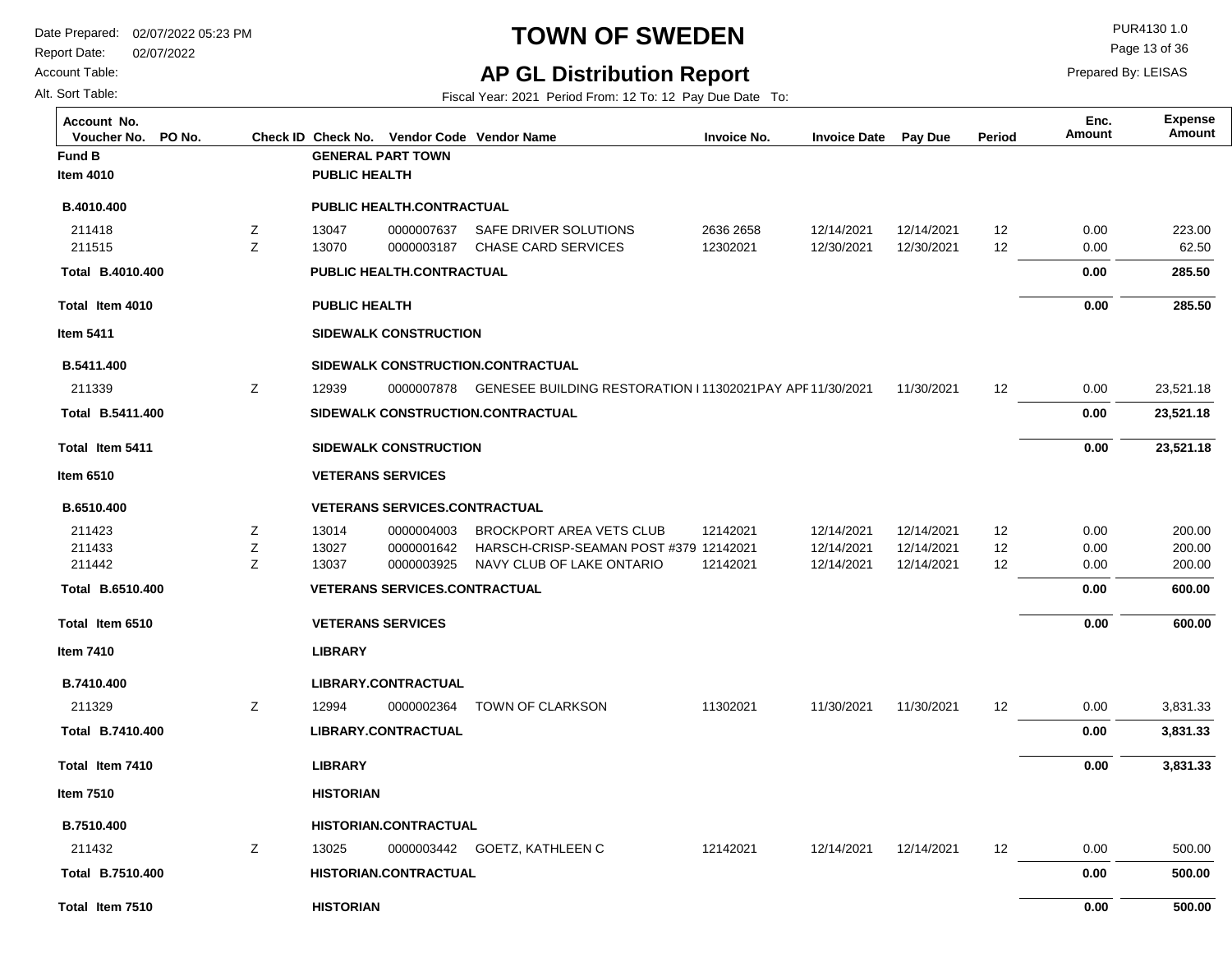# TOWN OF SWEDEN

## AP GL Distribution Report

Date Prepared: 02/07/2022 05:23 PM
Report Date: 02/07/2022
Account Table:
Alt. Sort Table:

PUR4130 1.0
Prepared By: LEISAS

Fiscal Year: 2021 Period From: 12 To: 12 Pay Due Date To:

| Account No. Voucher No. | PO No. | Check ID | Check No. | Vendor Code | Vendor Name | Invoice No. | Invoice Date | Pay Due | Period | Enc. Amount | Expense Amount |
|---|---|---|---|---|---|---|---|---|---|---|---|
| **Fund B** | | | **GENERAL PART TOWN** | | | | | | | | |
| **Item 4010** | | | **PUBLIC HEALTH** | | | | | | | | |
| **B.4010.400** | | | **PUBLIC HEALTH.CONTRACTUAL** | | | | | | | | |
| 211418 | | Z | 13047 | 0000007637 | SAFE DRIVER SOLUTIONS | 2636 2658 | 12/14/2021 | 12/14/2021 | 12 | 0.00 | 223.00 |
| 211515 | | Z | 13070 | 0000003187 | CHASE CARD SERVICES | 12302021 | 12/30/2021 | 12/30/2021 | 12 | 0.00 | 62.50 |
| **Total B.4010.400** | | | **PUBLIC HEALTH.CONTRACTUAL** | | | | | | | **0.00** | **285.50** |
| **Total Item 4010** | | | **PUBLIC HEALTH** | | | | | | | **0.00** | **285.50** |
| **Item 5411** | | | **SIDEWALK CONSTRUCTION** | | | | | | | | |
| **B.5411.400** | | | **SIDEWALK CONSTRUCTION.CONTRACTUAL** | | | | | | | | |
| 211339 | | Z | 12939 | 0000007878 | GENESEE BUILDING RESTORATION I | 11302021PAY APF | 11/30/2021 | 11/30/2021 | 12 | 0.00 | 23,521.18 |
| **Total B.5411.400** | | | **SIDEWALK CONSTRUCTION.CONTRACTUAL** | | | | | | | **0.00** | **23,521.18** |
| **Total Item 5411** | | | **SIDEWALK CONSTRUCTION** | | | | | | | **0.00** | **23,521.18** |
| **Item 6510** | | | **VETERANS SERVICES** | | | | | | | | |
| **B.6510.400** | | | **VETERANS SERVICES.CONTRACTUAL** | | | | | | | | |
| 211423 | | Z | 13014 | 0000004003 | BROCKPORT AREA VETS CLUB | 12142021 | 12/14/2021 | 12/14/2021 | 12 | 0.00 | 200.00 |
| 211433 | | Z | 13027 | 0000001642 | HARSCH-CRISP-SEAMAN POST #379 | 12142021 | 12/14/2021 | 12/14/2021 | 12 | 0.00 | 200.00 |
| 211442 | | Z | 13037 | 0000003925 | NAVY CLUB OF LAKE ONTARIO | 12142021 | 12/14/2021 | 12/14/2021 | 12 | 0.00 | 200.00 |
| **Total B.6510.400** | | | **VETERANS SERVICES.CONTRACTUAL** | | | | | | | **0.00** | **600.00** |
| **Total Item 6510** | | | **VETERANS SERVICES** | | | | | | | **0.00** | **600.00** |
| **Item 7410** | | | **LIBRARY** | | | | | | | | |
| **B.7410.400** | | | **LIBRARY.CONTRACTUAL** | | | | | | | | |
| 211329 | | Z | 12994 | 0000002364 | TOWN OF CLARKSON | 11302021 | 11/30/2021 | 11/30/2021 | 12 | 0.00 | 3,831.33 |
| **Total B.7410.400** | | | **LIBRARY.CONTRACTUAL** | | | | | | | **0.00** | **3,831.33** |
| **Total Item 7410** | | | **LIBRARY** | | | | | | | **0.00** | **3,831.33** |
| **Item 7510** | | | **HISTORIAN** | | | | | | | | |
| **B.7510.400** | | | **HISTORIAN.CONTRACTUAL** | | | | | | | | |
| 211432 | | Z | 13025 | 0000003442 | GOETZ, KATHLEEN C | 12142021 | 12/14/2021 | 12/14/2021 | 12 | 0.00 | 500.00 |
| **Total B.7510.400** | | | **HISTORIAN.CONTRACTUAL** | | | | | | | **0.00** | **500.00** |
| **Total Item 7510** | | | **HISTORIAN** | | | | | | | **0.00** | **500.00** |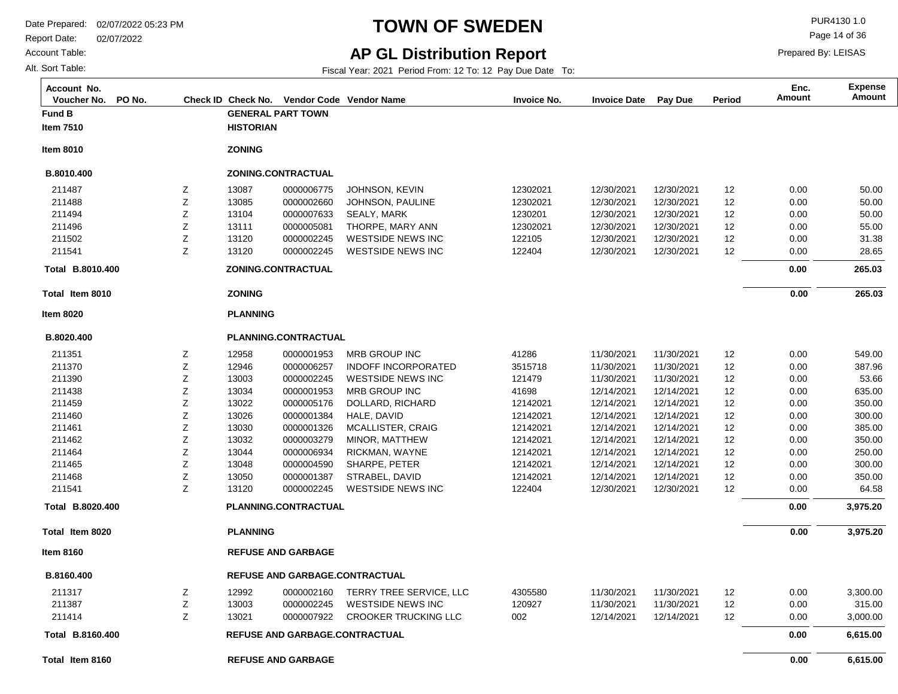# TOWN OF SWEDEN

## AP GL Distribution Report

Date Prepared: 02/07/2022 05:23 PM
Report Date: 02/07/2022
Account Table:
Alt. Sort Table:

PUR4130 1.0
Prepared By: LEISAS

Fiscal Year: 2021 Period From: 12 To: 12 Pay Due Date To:

| Account No. Voucher No. | PO No. | Check ID | Check No. | Vendor Code | Vendor Name | Invoice No. | Invoice Date | Pay Due | Period | Enc. Amount | Expense Amount |
|---|---|---|---|---|---|---|---|---|---|---|---|
| **Fund B** | | | **GENERAL PART TOWN** | | | | | | | | |
| **Item 7510** | | | **HISTORIAN** | | | | | | | | |
| **Item 8010** | | | **ZONING** | | | | | | | | |
| **B.8010.400** | | | **ZONING.CONTRACTUAL** | | | | | | | | |
| 211487 | | Z | 13087 | 0000006775 | JOHNSON, KEVIN | 12302021 | 12/30/2021 | 12/30/2021 | 12 | 0.00 | 50.00 |
| 211488 | | Z | 13085 | 0000002660 | JOHNSON, PAULINE | 12302021 | 12/30/2021 | 12/30/2021 | 12 | 0.00 | 50.00 |
| 211494 | | Z | 13104 | 0000007633 | SEALY, MARK | 1230201 | 12/30/2021 | 12/30/2021 | 12 | 0.00 | 50.00 |
| 211496 | | Z | 13111 | 0000005081 | THORPE, MARY ANN | 12302021 | 12/30/2021 | 12/30/2021 | 12 | 0.00 | 55.00 |
| 211502 | | Z | 13120 | 0000002245 | WESTSIDE NEWS INC | 122105 | 12/30/2021 | 12/30/2021 | 12 | 0.00 | 31.38 |
| 211541 | | Z | 13120 | 0000002245 | WESTSIDE NEWS INC | 122404 | 12/30/2021 | 12/30/2021 | 12 | 0.00 | 28.65 |
| **Total B.8010.400** | | | **ZONING.CONTRACTUAL** | | | | | | | **0.00** | **265.03** |
| **Total Item 8010** | | | **ZONING** | | | | | | | **0.00** | **265.03** |
| **Item 8020** | | | **PLANNING** | | | | | | | | |
| **B.8020.400** | | | **PLANNING.CONTRACTUAL** | | | | | | | | |
| 211351 | | Z | 12958 | 0000001953 | MRB GROUP INC | 41286 | 11/30/2021 | 11/30/2021 | 12 | 0.00 | 549.00 |
| 211370 | | Z | 12946 | 0000006257 | INDOFF INCORPORATED | 3515718 | 11/30/2021 | 11/30/2021 | 12 | 0.00 | 387.96 |
| 211390 | | Z | 13003 | 0000002245 | WESTSIDE NEWS INC | 121479 | 11/30/2021 | 11/30/2021 | 12 | 0.00 | 53.66 |
| 211438 | | Z | 13034 | 0000001953 | MRB GROUP INC | 41698 | 12/14/2021 | 12/14/2021 | 12 | 0.00 | 635.00 |
| 211459 | | Z | 13022 | 0000005176 | DOLLARD, RICHARD | 12142021 | 12/14/2021 | 12/14/2021 | 12 | 0.00 | 350.00 |
| 211460 | | Z | 13026 | 0000001384 | HALE, DAVID | 12142021 | 12/14/2021 | 12/14/2021 | 12 | 0.00 | 300.00 |
| 211461 | | Z | 13030 | 0000001326 | MCALLISTER, CRAIG | 12142021 | 12/14/2021 | 12/14/2021 | 12 | 0.00 | 385.00 |
| 211462 | | Z | 13032 | 0000003279 | MINOR, MATTHEW | 12142021 | 12/14/2021 | 12/14/2021 | 12 | 0.00 | 350.00 |
| 211464 | | Z | 13044 | 0000006934 | RICKMAN, WAYNE | 12142021 | 12/14/2021 | 12/14/2021 | 12 | 0.00 | 250.00 |
| 211465 | | Z | 13048 | 0000004590 | SHARPE, PETER | 12142021 | 12/14/2021 | 12/14/2021 | 12 | 0.00 | 300.00 |
| 211468 | | Z | 13050 | 0000001387 | STRABEL, DAVID | 12142021 | 12/14/2021 | 12/14/2021 | 12 | 0.00 | 350.00 |
| 211541 | | Z | 13120 | 0000002245 | WESTSIDE NEWS INC | 122404 | 12/30/2021 | 12/30/2021 | 12 | 0.00 | 64.58 |
| **Total B.8020.400** | | | **PLANNING.CONTRACTUAL** | | | | | | | **0.00** | **3,975.20** |
| **Total Item 8020** | | | **PLANNING** | | | | | | | **0.00** | **3,975.20** |
| **Item 8160** | | | **REFUSE AND GARBAGE** | | | | | | | | |
| **B.8160.400** | | | **REFUSE AND GARBAGE.CONTRACTUAL** | | | | | | | | |
| 211317 | | Z | 12992 | 0000002160 | TERRY TREE SERVICE, LLC | 4305580 | 11/30/2021 | 11/30/2021 | 12 | 0.00 | 3,300.00 |
| 211387 | | Z | 13003 | 0000002245 | WESTSIDE NEWS INC | 120927 | 11/30/2021 | 11/30/2021 | 12 | 0.00 | 315.00 |
| 211414 | | Z | 13021 | 0000007922 | CROOKER TRUCKING LLC | 002 | 12/14/2021 | 12/14/2021 | 12 | 0.00 | 3,000.00 |
| **Total B.8160.400** | | | **REFUSE AND GARBAGE.CONTRACTUAL** | | | | | | | **0.00** | **6,615.00** |
| **Total Item 8160** | | | **REFUSE AND GARBAGE** | | | | | | | **0.00** | **6,615.00** |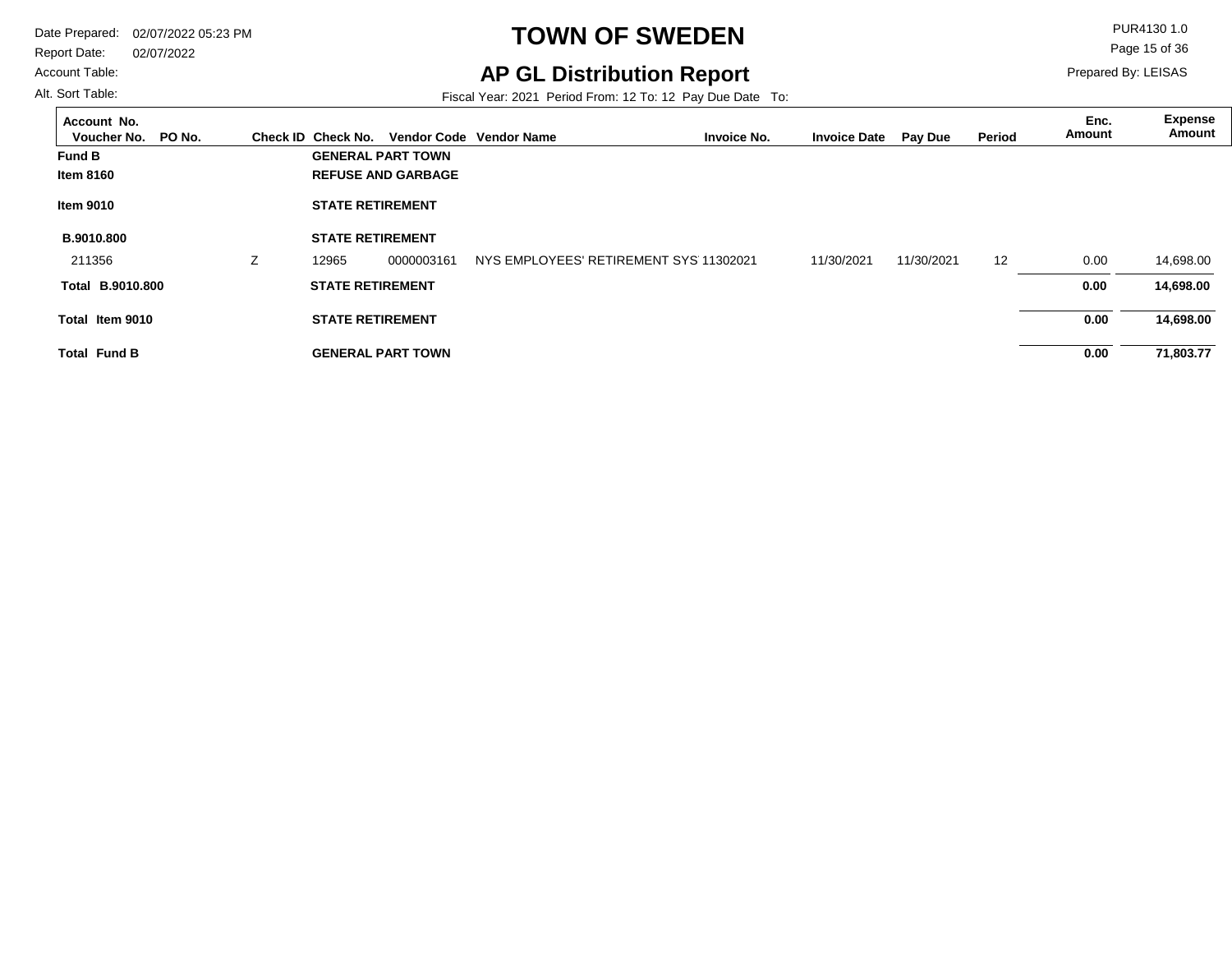# TOWN OF SWEDEN

## AP GL Distribution Report

Date Prepared: 02/07/2022 05:23 PM
Report Date: 02/07/2022
Account Table:
Alt. Sort Table:

PUR4130 1.0
Prepared By: LEISAS

Fiscal Year: 2021 Period From: 12 To: 12 Pay Due Date To:

| Account No. / Voucher No. | PO No. | Check ID | Check No. | Vendor Code | Vendor Name | Invoice No. | Invoice Date | Pay Due | Period | Enc. Amount | Expense Amount |
|---|---|---|---|---|---|---|---|---|---|---|---|
| **Fund B** | | | **GENERAL PART TOWN** | | | | | | | | |
| **Item 8160** | | | **REFUSE AND GARBAGE** | | | | | | | | |
| **Item 9010** | | | **STATE RETIREMENT** | | | | | | | | |
| **B.9010.800** | | | **STATE RETIREMENT** | | | | | | | | |
| 211356 | | Z | 12965 | 0000003161 | NYS EMPLOYEES' RETIREMENT SYS | 11302021 | 11/30/2021 | 11/30/2021 | 12 | 0.00 | 14,698.00 |
| **Total B.9010.800** | | | **STATE RETIREMENT** | | | | | | | **0.00** | **14,698.00** |
| **Total Item 9010** | | | **STATE RETIREMENT** | | | | | | | **0.00** | **14,698.00** |
| **Total Fund B** | | | **GENERAL PART TOWN** | | | | | | | **0.00** | **71,803.77** |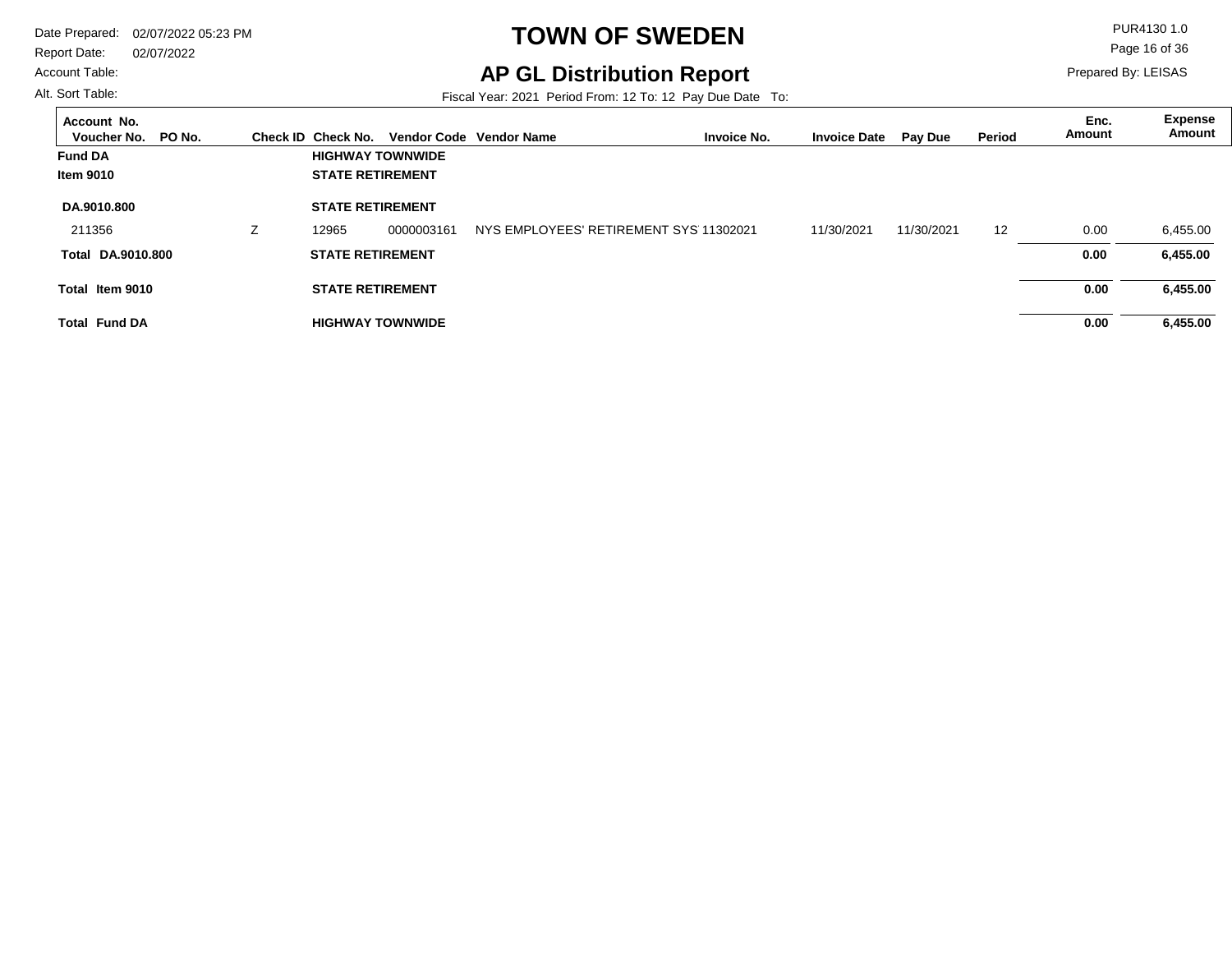# TOWN OF SWEDEN

## AP GL Distribution Report

Date Prepared: 02/07/2022 05:23 PM
Report Date: 02/07/2022
Account Table:
Alt. Sort Table:

PUR4130 1.0
Prepared By: LEISAS

Fiscal Year: 2021 Period From: 12 To: 12 Pay Due Date To:

| Account No. Voucher No. | PO No. | Check ID | Check No. | Vendor Code | Vendor Name | Invoice No. | Invoice Date | Pay Due | Period | Enc. Amount | Expense Amount |
|---|---|---|---|---|---|---|---|---|---|---|---|
| **Fund DA** | | | **HIGHWAY TOWNWIDE** | | | | | | | | |
| **Item 9010** | | | **STATE RETIREMENT** | | | | | | | | |
| **DA.9010.800** | | | **STATE RETIREMENT** | | | | | | | | |
| 211356 | | Z | 12965 | 0000003161 | NYS EMPLOYEES' RETIREMENT SYS | 11302021 | 11/30/2021 | 11/30/2021 | 12 | 0.00 | 6,455.00 |
| **Total DA.9010.800** | | | **STATE RETIREMENT** | | | | | | | **0.00** | **6,455.00** |
| **Total Item 9010** | | | **STATE RETIREMENT** | | | | | | | **0.00** | **6,455.00** |
| **Total Fund DA** | | | **HIGHWAY TOWNWIDE** | | | | | | | **0.00** | **6,455.00** |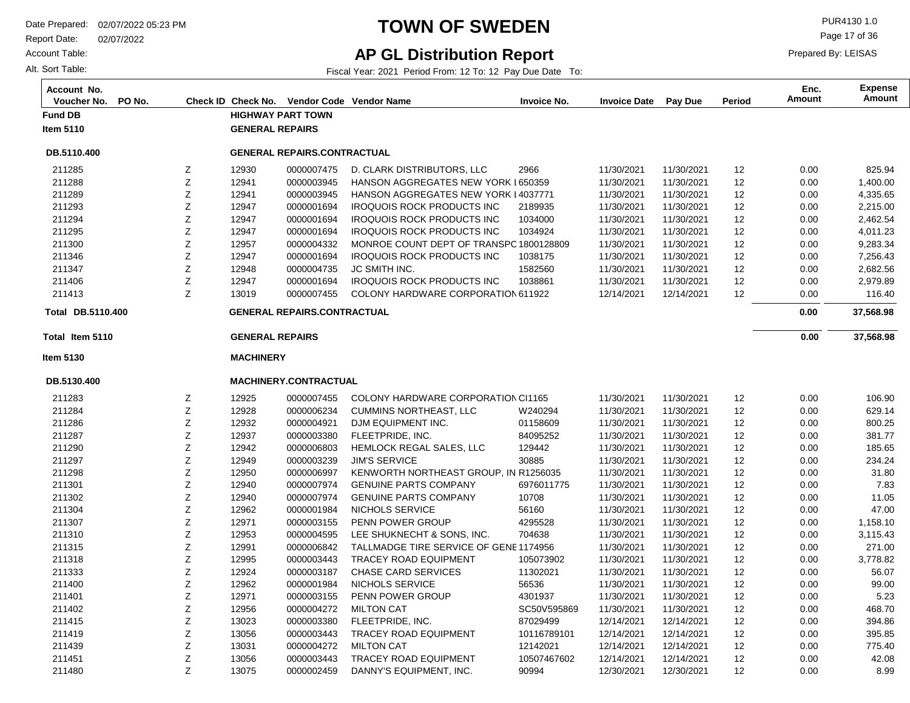# TOWN OF SWEDEN

## AP GL Distribution Report

Date Prepared: 02/07/2022 05:23 PM
Report Date: 02/07/2022
Account Table:
Alt. Sort Table:

PUR4130 1.0
Prepared By: LEISAS

Fiscal Year: 2021 Period From: 12 To: 12 Pay Due Date To:

| Account No. Voucher No. | PO No. | Check ID | Check No. | Vendor Code | Vendor Name | Invoice No. | Invoice Date | Pay Due | Period | Enc. Amount | Expense Amount |
|---|---|---|---|---|---|---|---|---|---|---|---|
| **Fund DB** | | | **HIGHWAY PART TOWN** | | | | | | | | |
| **Item 5110** | | | **GENERAL REPAIRS** | | | | | | | | |
| **DB.5110.400** | | | **GENERAL REPAIRS.CONTRACTUAL** | | | | | | | | |
| 211285 | | Z | 12930 | 0000007475 | D. CLARK DISTRIBUTORS, LLC | 2966 | 11/30/2021 | 11/30/2021 | 12 | 0.00 | 825.94 |
| 211288 | | Z | 12941 | 0000003945 | HANSON AGGREGATES NEW YORK I | 650359 | 11/30/2021 | 11/30/2021 | 12 | 0.00 | 1,400.00 |
| 211289 | | Z | 12941 | 0000003945 | HANSON AGGREGATES NEW YORK I | 4037771 | 11/30/2021 | 11/30/2021 | 12 | 0.00 | 4,335.65 |
| 211293 | | Z | 12947 | 0000001694 | IROQUOIS ROCK PRODUCTS INC | 2189935 | 11/30/2021 | 11/30/2021 | 12 | 0.00 | 2,215.00 |
| 211294 | | Z | 12947 | 0000001694 | IROQUOIS ROCK PRODUCTS INC | 1034000 | 11/30/2021 | 11/30/2021 | 12 | 0.00 | 2,462.54 |
| 211295 | | Z | 12947 | 0000001694 | IROQUOIS ROCK PRODUCTS INC | 1034924 | 11/30/2021 | 11/30/2021 | 12 | 0.00 | 4,011.23 |
| 211300 | | Z | 12957 | 0000004332 | MONROE COUNT DEPT OF TRANSPC | 1800128809 | 11/30/2021 | 11/30/2021 | 12 | 0.00 | 9,283.34 |
| 211346 | | Z | 12947 | 0000001694 | IROQUOIS ROCK PRODUCTS INC | 1038175 | 11/30/2021 | 11/30/2021 | 12 | 0.00 | 7,256.43 |
| 211347 | | Z | 12948 | 0000004735 | JC SMITH INC. | 1582560 | 11/30/2021 | 11/30/2021 | 12 | 0.00 | 2,682.56 |
| 211406 | | Z | 12947 | 0000001694 | IROQUOIS ROCK PRODUCTS INC | 1038861 | 11/30/2021 | 11/30/2021 | 12 | 0.00 | 2,979.89 |
| 211413 | | Z | 13019 | 0000007455 | COLONY HARDWARE CORPORATION | 611922 | 12/14/2021 | 12/14/2021 | 12 | 0.00 | 116.40 |
| **Total DB.5110.400** | | | **GENERAL REPAIRS.CONTRACTUAL** | | | | | | | **0.00** | **37,568.98** |
| **Total Item 5110** | | | **GENERAL REPAIRS** | | | | | | | **0.00** | **37,568.98** |
| **Item 5130** | | | **MACHINERY** | | | | | | | | |
| **DB.5130.400** | | | **MACHINERY.CONTRACTUAL** | | | | | | | | |
| 211283 | | Z | 12925 | 0000007455 | COLONY HARDWARE CORPORATION | CI1165 | 11/30/2021 | 11/30/2021 | 12 | 0.00 | 106.90 |
| 211284 | | Z | 12928 | 0000006234 | CUMMINS NORTHEAST, LLC | W240294 | 11/30/2021 | 11/30/2021 | 12 | 0.00 | 629.14 |
| 211286 | | Z | 12932 | 0000004921 | DJM EQUIPMENT INC. | 01158609 | 11/30/2021 | 11/30/2021 | 12 | 0.00 | 800.25 |
| 211287 | | Z | 12937 | 0000003380 | FLEETPRIDE, INC. | 84095252 | 11/30/2021 | 11/30/2021 | 12 | 0.00 | 381.77 |
| 211290 | | Z | 12942 | 0000006803 | HEMLOCK REGAL SALES, LLC | 129442 | 11/30/2021 | 11/30/2021 | 12 | 0.00 | 185.65 |
| 211297 | | Z | 12949 | 0000003239 | JIM'S SERVICE | 30885 | 11/30/2021 | 11/30/2021 | 12 | 0.00 | 234.24 |
| 211298 | | Z | 12950 | 0000006997 | KENWORTH NORTHEAST GROUP, IN | R1256035 | 11/30/2021 | 11/30/2021 | 12 | 0.00 | 31.80 |
| 211301 | | Z | 12940 | 0000007974 | GENUINE PARTS COMPANY | 6976011775 | 11/30/2021 | 11/30/2021 | 12 | 0.00 | 7.83 |
| 211302 | | Z | 12940 | 0000007974 | GENUINE PARTS COMPANY | 10708 | 11/30/2021 | 11/30/2021 | 12 | 0.00 | 11.05 |
| 211304 | | Z | 12962 | 0000001984 | NICHOLS SERVICE | 56160 | 11/30/2021 | 11/30/2021 | 12 | 0.00 | 47.00 |
| 211307 | | Z | 12971 | 0000003155 | PENN POWER GROUP | 4295528 | 11/30/2021 | 11/30/2021 | 12 | 0.00 | 1,158.10 |
| 211310 | | Z | 12953 | 0000004595 | LEE SHUKNECHT & SONS, INC. | 704638 | 11/30/2021 | 11/30/2021 | 12 | 0.00 | 3,115.43 |
| 211315 | | Z | 12991 | 0000006842 | TALLMADGE TIRE SERVICE OF GENE | 1174956 | 11/30/2021 | 11/30/2021 | 12 | 0.00 | 271.00 |
| 211318 | | Z | 12995 | 0000003443 | TRACEY ROAD EQUIPMENT | 105073902 | 11/30/2021 | 11/30/2021 | 12 | 0.00 | 3,778.82 |
| 211333 | | Z | 12924 | 0000003187 | CHASE CARD SERVICES | 11302021 | 11/30/2021 | 11/30/2021 | 12 | 0.00 | 56.07 |
| 211400 | | Z | 12962 | 0000001984 | NICHOLS SERVICE | 56536 | 11/30/2021 | 11/30/2021 | 12 | 0.00 | 99.00 |
| 211401 | | Z | 12971 | 0000003155 | PENN POWER GROUP | 4301937 | 11/30/2021 | 11/30/2021 | 12 | 0.00 | 5.23 |
| 211402 | | Z | 12956 | 0000004272 | MILTON CAT | SC50V595869 | 11/30/2021 | 11/30/2021 | 12 | 0.00 | 468.70 |
| 211415 | | Z | 13023 | 0000003380 | FLEETPRIDE, INC. | 87029499 | 12/14/2021 | 12/14/2021 | 12 | 0.00 | 394.86 |
| 211419 | | Z | 13056 | 0000003443 | TRACEY ROAD EQUIPMENT | 10116789101 | 12/14/2021 | 12/14/2021 | 12 | 0.00 | 395.85 |
| 211439 | | Z | 13031 | 0000004272 | MILTON CAT | 12142021 | 12/14/2021 | 12/14/2021 | 12 | 0.00 | 775.40 |
| 211451 | | Z | 13056 | 0000003443 | TRACEY ROAD EQUIPMENT | 10507467602 | 12/14/2021 | 12/14/2021 | 12 | 0.00 | 42.08 |
| 211480 | | Z | 13075 | 0000002459 | DANNY'S EQUIPMENT, INC. | 90994 | 12/30/2021 | 12/30/2021 | 12 | 0.00 | 8.99 |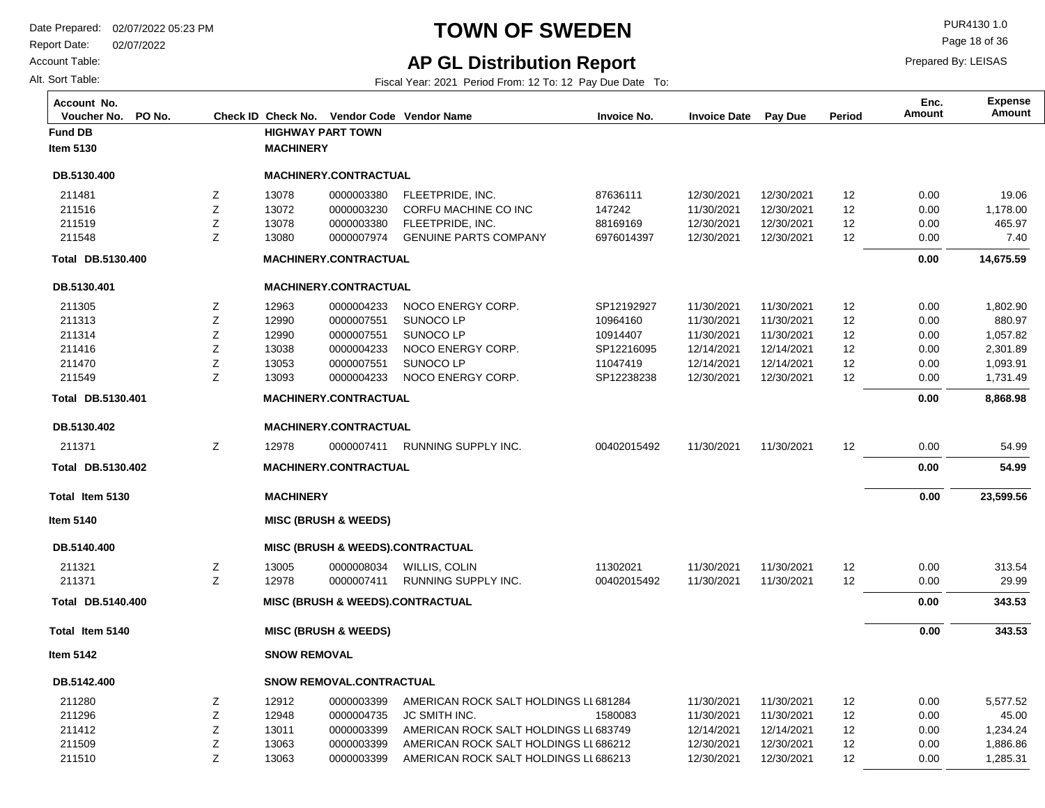# TOWN OF SWEDEN

## AP GL Distribution Report

Date Prepared: 02/07/2022 05:23 PM
Report Date: 02/07/2022
Account Table:
Alt. Sort Table:

PUR4130 1.0
Prepared By: LEISAS

Fiscal Year: 2021 Period From: 12 To: 12 Pay Due Date To:

| Account No. Voucher No. | PO No. | Check ID | Check No. | Vendor Code | Vendor Name | Invoice No. | Invoice Date | Pay Due | Period | Enc. Amount | Expense Amount |
|---|---|---|---|---|---|---|---|---|---|---|---|
| **Fund DB** | | | **HIGHWAY PART TOWN** | | | | | | | | |
| **Item 5130** | | | **MACHINERY** | | | | | | | | |
| **DB.5130.400** | | | **MACHINERY.CONTRACTUAL** | | | | | | | | |
| 211481 | | Z | 13078 | 0000003380 | FLEETPRIDE, INC. | 87636111 | 12/30/2021 | 12/30/2021 | 12 | 0.00 | 19.06 |
| 211516 | | Z | 13072 | 0000003230 | CORFU MACHINE CO INC | 147242 | 11/30/2021 | 12/30/2021 | 12 | 0.00 | 1,178.00 |
| 211519 | | Z | 13078 | 0000003380 | FLEETPRIDE, INC. | 88169169 | 12/30/2021 | 12/30/2021 | 12 | 0.00 | 465.97 |
| 211548 | | Z | 13080 | 0000007974 | GENUINE PARTS COMPANY | 6976014397 | 12/30/2021 | 12/30/2021 | 12 | 0.00 | 7.40 |
| **Total DB.5130.400** | | | **MACHINERY.CONTRACTUAL** | | | | | | | **0.00** | **14,675.59** |
| **DB.5130.401** | | | **MACHINERY.CONTRACTUAL** | | | | | | | | |
| 211305 | | Z | 12963 | 0000004233 | NOCO ENERGY CORP. | SP12192927 | 11/30/2021 | 11/30/2021 | 12 | 0.00 | 1,802.90 |
| 211313 | | Z | 12990 | 0000007551 | SUNOCO LP | 10964160 | 11/30/2021 | 11/30/2021 | 12 | 0.00 | 880.97 |
| 211314 | | Z | 12990 | 0000007551 | SUNOCO LP | 10914407 | 11/30/2021 | 11/30/2021 | 12 | 0.00 | 1,057.82 |
| 211416 | | Z | 13038 | 0000004233 | NOCO ENERGY CORP. | SP12216095 | 12/14/2021 | 12/14/2021 | 12 | 0.00 | 2,301.89 |
| 211470 | | Z | 13053 | 0000007551 | SUNOCO LP | 11047419 | 12/14/2021 | 12/14/2021 | 12 | 0.00 | 1,093.91 |
| 211549 | | Z | 13093 | 0000004233 | NOCO ENERGY CORP. | SP12238238 | 12/30/2021 | 12/30/2021 | 12 | 0.00 | 1,731.49 |
| **Total DB.5130.401** | | | **MACHINERY.CONTRACTUAL** | | | | | | | **0.00** | **8,868.98** |
| **DB.5130.402** | | | **MACHINERY.CONTRACTUAL** | | | | | | | | |
| 211371 | | Z | 12978 | 0000007411 | RUNNING SUPPLY INC. | 00402015492 | 11/30/2021 | 11/30/2021 | 12 | 0.00 | 54.99 |
| **Total DB.5130.402** | | | **MACHINERY.CONTRACTUAL** | | | | | | | **0.00** | **54.99** |
| **Total Item 5130** | | | **MACHINERY** | | | | | | | **0.00** | **23,599.56** |
| **Item 5140** | | | **MISC (BRUSH & WEEDS)** | | | | | | | | |
| **DB.5140.400** | | | **MISC (BRUSH & WEEDS).CONTRACTUAL** | | | | | | | | |
| 211321 | | Z | 13005 | 0000008034 | WILLIS, COLIN | 11302021 | 11/30/2021 | 11/30/2021 | 12 | 0.00 | 313.54 |
| 211371 | | Z | 12978 | 0000007411 | RUNNING SUPPLY INC. | 00402015492 | 11/30/2021 | 11/30/2021 | 12 | 0.00 | 29.99 |
| **Total DB.5140.400** | | | **MISC (BRUSH & WEEDS).CONTRACTUAL** | | | | | | | **0.00** | **343.53** |
| **Total Item 5140** | | | **MISC (BRUSH & WEEDS)** | | | | | | | **0.00** | **343.53** |
| **Item 5142** | | | **SNOW REMOVAL** | | | | | | | | |
| **DB.5142.400** | | | **SNOW REMOVAL.CONTRACTUAL** | | | | | | | | |
| 211280 | | Z | 12912 | 0000003399 | AMERICAN ROCK SALT HOLDINGS LL | 681284 | 11/30/2021 | 11/30/2021 | 12 | 0.00 | 5,577.52 |
| 211296 | | Z | 12948 | 0000004735 | JC SMITH INC. | 1580083 | 11/30/2021 | 11/30/2021 | 12 | 0.00 | 45.00 |
| 211412 | | Z | 13011 | 0000003399 | AMERICAN ROCK SALT HOLDINGS LL | 683749 | 12/14/2021 | 12/14/2021 | 12 | 0.00 | 1,234.24 |
| 211509 | | Z | 13063 | 0000003399 | AMERICAN ROCK SALT HOLDINGS LL | 686212 | 12/30/2021 | 12/30/2021 | 12 | 0.00 | 1,886.86 |
| 211510 | | Z | 13063 | 0000003399 | AMERICAN ROCK SALT HOLDINGS LL | 686213 | 12/30/2021 | 12/30/2021 | 12 | 0.00 | 1,285.31 |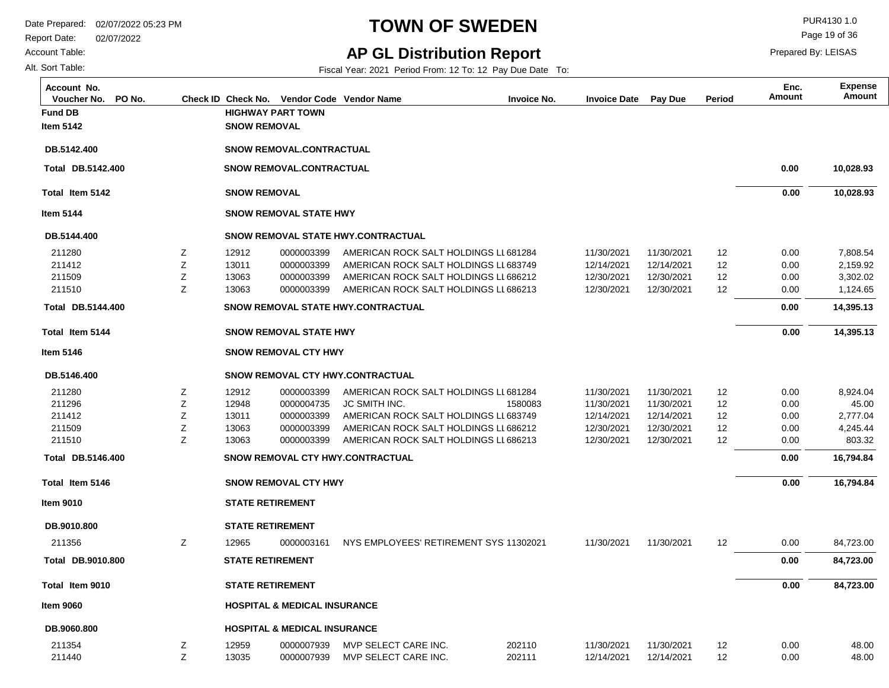# TOWN OF SWEDEN

## AP GL Distribution Report

Date Prepared: 02/07/2022 05:23 PM
Report Date: 02/07/2022
Account Table:
Alt. Sort Table:

PUR4130 1.0
Prepared By: LEISAS

Fiscal Year: 2021 Period From: 12 To: 12 Pay Due Date To:

| Account No. / Voucher No. | PO No. | Check ID | Check No. | Vendor Code | Vendor Name | Invoice No. | Invoice Date | Pay Due | Period | Enc. Amount | Expense Amount |
|---|---|---|---|---|---|---|---|---|---|---|---|
| **Fund DB** | | | **HIGHWAY PART TOWN** | | | | | | | | |
| **Item 5142** | | | **SNOW REMOVAL** | | | | | | | | |
| **DB.5142.400** | | | **SNOW REMOVAL.CONTRACTUAL** | | | | | | | | |
| **Total DB.5142.400** | | | **SNOW REMOVAL.CONTRACTUAL** | | | | | | | **0.00** | **10,028.93** |
| **Total Item 5142** | | | **SNOW REMOVAL** | | | | | | | **0.00** | **10,028.93** |
| **Item 5144** | | | **SNOW REMOVAL STATE HWY** | | | | | | | | |
| **DB.5144.400** | | | **SNOW REMOVAL STATE HWY.CONTRACTUAL** | | | | | | | | |
| 211280 | | Z | 12912 | 0000003399 | AMERICAN ROCK SALT HOLDINGS LL | 681284 | 11/30/2021 | 11/30/2021 | 12 | 0.00 | 7,808.54 |
| 211412 | | Z | 13011 | 0000003399 | AMERICAN ROCK SALT HOLDINGS LL | 683749 | 12/14/2021 | 12/14/2021 | 12 | 0.00 | 2,159.92 |
| 211509 | | Z | 13063 | 0000003399 | AMERICAN ROCK SALT HOLDINGS LL | 686212 | 12/30/2021 | 12/30/2021 | 12 | 0.00 | 3,302.02 |
| 211510 | | Z | 13063 | 0000003399 | AMERICAN ROCK SALT HOLDINGS LL | 686213 | 12/30/2021 | 12/30/2021 | 12 | 0.00 | 1,124.65 |
| **Total DB.5144.400** | | | **SNOW REMOVAL STATE HWY.CONTRACTUAL** | | | | | | | **0.00** | **14,395.13** |
| **Total Item 5144** | | | **SNOW REMOVAL STATE HWY** | | | | | | | **0.00** | **14,395.13** |
| **Item 5146** | | | **SNOW REMOVAL CTY HWY** | | | | | | | | |
| **DB.5146.400** | | | **SNOW REMOVAL CTY HWY.CONTRACTUAL** | | | | | | | | |
| 211280 | | Z | 12912 | 0000003399 | AMERICAN ROCK SALT HOLDINGS LL | 681284 | 11/30/2021 | 11/30/2021 | 12 | 0.00 | 8,924.04 |
| 211296 | | Z | 12948 | 0000004735 | JC SMITH INC. | 1580083 | 11/30/2021 | 11/30/2021 | 12 | 0.00 | 45.00 |
| 211412 | | Z | 13011 | 0000003399 | AMERICAN ROCK SALT HOLDINGS LL | 683749 | 12/14/2021 | 12/14/2021 | 12 | 0.00 | 2,777.04 |
| 211509 | | Z | 13063 | 0000003399 | AMERICAN ROCK SALT HOLDINGS LL | 686212 | 12/30/2021 | 12/30/2021 | 12 | 0.00 | 4,245.44 |
| 211510 | | Z | 13063 | 0000003399 | AMERICAN ROCK SALT HOLDINGS LL | 686213 | 12/30/2021 | 12/30/2021 | 12 | 0.00 | 803.32 |
| **Total DB.5146.400** | | | **SNOW REMOVAL CTY HWY.CONTRACTUAL** | | | | | | | **0.00** | **16,794.84** |
| **Total Item 5146** | | | **SNOW REMOVAL CTY HWY** | | | | | | | **0.00** | **16,794.84** |
| **Item 9010** | | | **STATE RETIREMENT** | | | | | | | | |
| **DB.9010.800** | | | **STATE RETIREMENT** | | | | | | | | |
| 211356 | | Z | 12965 | 0000003161 | NYS EMPLOYEES' RETIREMENT SYS | 11302021 | 11/30/2021 | 11/30/2021 | 12 | 0.00 | 84,723.00 |
| **Total DB.9010.800** | | | **STATE RETIREMENT** | | | | | | | **0.00** | **84,723.00** |
| **Total Item 9010** | | | **STATE RETIREMENT** | | | | | | | **0.00** | **84,723.00** |
| **Item 9060** | | | **HOSPITAL & MEDICAL INSURANCE** | | | | | | | | |
| **DB.9060.800** | | | **HOSPITAL & MEDICAL INSURANCE** | | | | | | | | |
| 211354 | | Z | 12959 | 0000007939 | MVP SELECT CARE INC. | 202110 | 11/30/2021 | 11/30/2021 | 12 | 0.00 | 48.00 |
| 211440 | | Z | 13035 | 0000007939 | MVP SELECT CARE INC. | 202111 | 12/14/2021 | 12/14/2021 | 12 | 0.00 | 48.00 |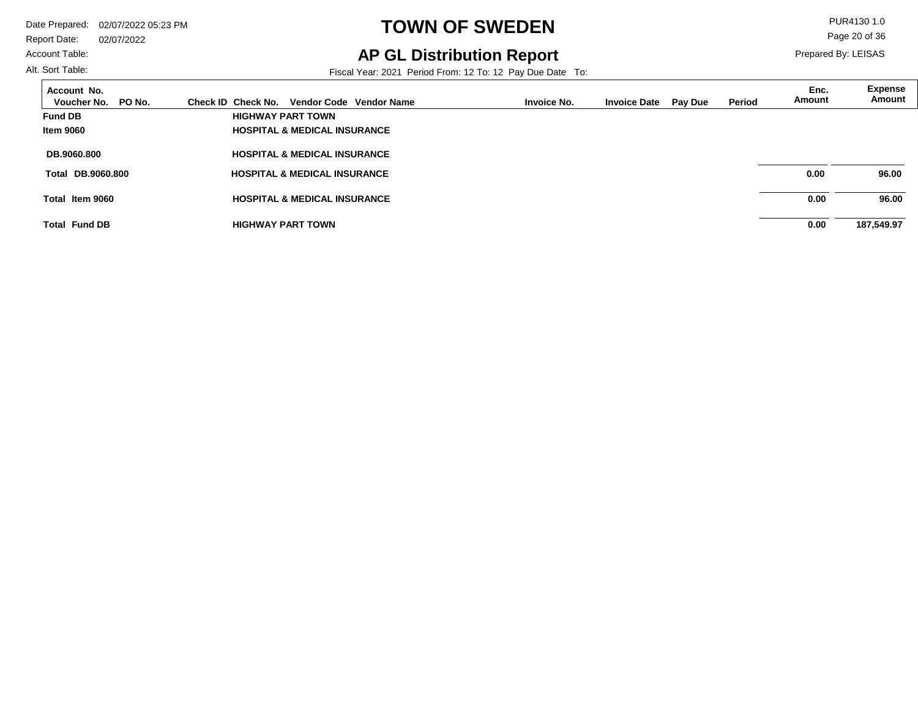# TOWN OF SWEDEN

## AP GL Distribution Report

Date Prepared: 02/07/2022 05:23 PM
Report Date: 02/07/2022
Account Table:
Alt. Sort Table:

PUR4130 1.0
Prepared By: LEISAS

Fiscal Year: 2021 Period From: 12 To: 12 Pay Due Date To:

| Account No. / Voucher No. | PO No. | Check ID | Check No. | Vendor Code | Vendor Name | Invoice No. | Invoice Date | Pay Due | Period | Enc. Amount | Expense Amount |
|---|---|---|---|---|---|---|---|---|---|---|---|
| **Fund DB** | | | **HIGHWAY PART TOWN** | | | | | | | | |
| **Item 9060** | | | **HOSPITAL & MEDICAL INSURANCE** | | | | | | | | |
| **DB.9060.800** | | | **HOSPITAL & MEDICAL INSURANCE** | | | | | | | | |
| **Total DB.9060.800** | | | **HOSPITAL & MEDICAL INSURANCE** | | | | | | | **0.00** | **96.00** |
| **Total Item 9060** | | | **HOSPITAL & MEDICAL INSURANCE** | | | | | | | **0.00** | **96.00** |
| **Total Fund DB** | | | **HIGHWAY PART TOWN** | | | | | | | **0.00** | **187,549.97** |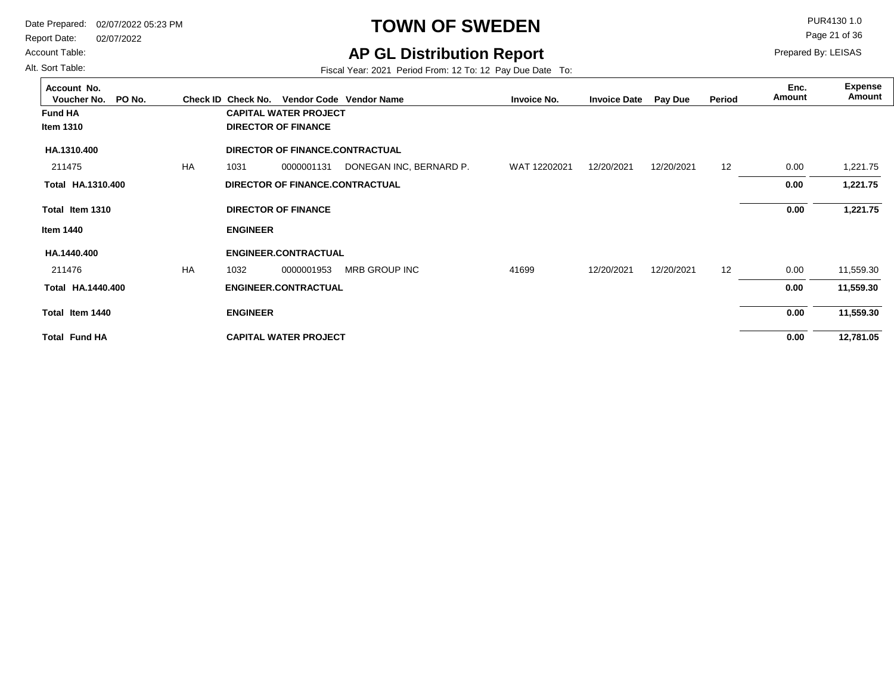# TOWN OF SWEDEN

## AP GL Distribution Report

Date Prepared: 02/07/2022 05:23 PM
Report Date: 02/07/2022
Account Table:
Alt. Sort Table:

PUR4130 1.0
Prepared By: LEISAS

Fiscal Year: 2021 Period From: 12 To: 12 Pay Due Date To:

| Account No. / Voucher No. | PO No. | Check ID | Check No. | Vendor Code | Vendor Name | Invoice No. | Invoice Date | Pay Due | Period | Enc. Amount | Expense Amount |
|---|---|---|---|---|---|---|---|---|---|---|---|
| **Fund HA** | | | **CAPITAL WATER PROJECT** | | | | | | | | |
| **Item 1310** | | | **DIRECTOR OF FINANCE** | | | | | | | | |
| **HA.1310.400** | | | **DIRECTOR OF FINANCE.CONTRACTUAL** | | | | | | | | |
| 211475 | | HA | 1031 | 0000001131 | DONEGAN INC, BERNARD P. | WAT 12202021 | 12/20/2021 | 12/20/2021 | 12 | 0.00 | 1,221.75 |
| **Total HA.1310.400** | | | **DIRECTOR OF FINANCE.CONTRACTUAL** | | | | | | | **0.00** | **1,221.75** |
| **Total Item 1310** | | | **DIRECTOR OF FINANCE** | | | | | | | **0.00** | **1,221.75** |
| **Item 1440** | | | **ENGINEER** | | | | | | | | |
| **HA.1440.400** | | | **ENGINEER.CONTRACTUAL** | | | | | | | | |
| 211476 | | HA | 1032 | 0000001953 | MRB GROUP INC | 41699 | 12/20/2021 | 12/20/2021 | 12 | 0.00 | 11,559.30 |
| **Total HA.1440.400** | | | **ENGINEER.CONTRACTUAL** | | | | | | | **0.00** | **11,559.30** |
| **Total Item 1440** | | | **ENGINEER** | | | | | | | **0.00** | **11,559.30** |
| **Total Fund HA** | | | **CAPITAL WATER PROJECT** | | | | | | | **0.00** | **12,781.05** |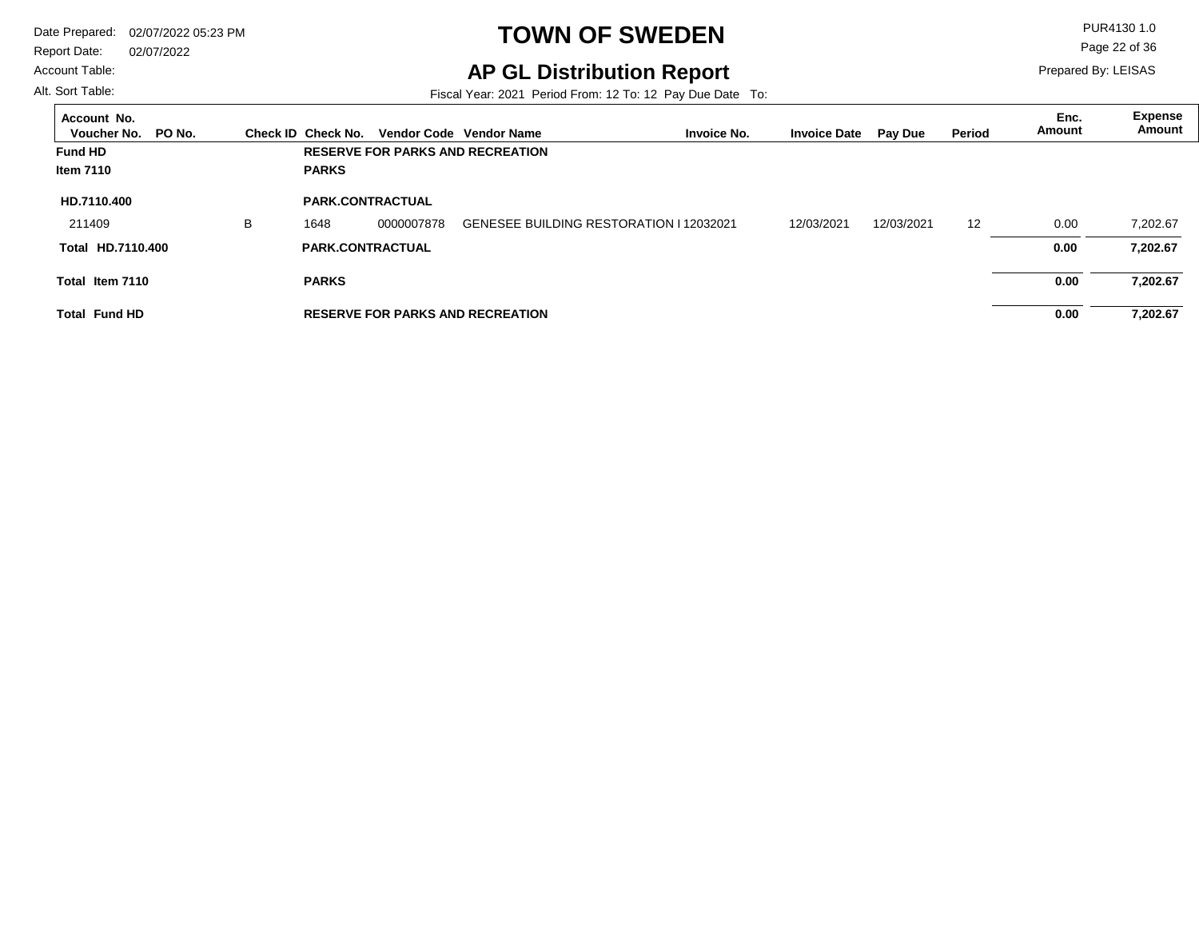# TOWN OF SWEDEN

## AP GL Distribution Report

Date Prepared: 02/07/2022 05:23 PM
Report Date: 02/07/2022
Account Table:
Alt. Sort Table:

PUR4130 1.0
Prepared By: LEISAS

Fiscal Year: 2021 Period From: 12 To: 12 Pay Due Date To:

| Account No. / Voucher No. | PO No. | Check ID | Check No. | Vendor Code | Vendor Name | Invoice No. | Invoice Date | Pay Due | Period | Enc. Amount | Expense Amount |
|---|---|---|---|---|---|---|---|---|---|---|---|
| **Fund HD** | | | **RESERVE FOR PARKS AND RECREATION** | | | | | | | | |
| **Item 7110** | | | **PARKS** | | | | | | | | |
| **HD.7110.400** | | | **PARK.CONTRACTUAL** | | | | | | | | |
| 211409 | | B | 1648 | 0000007878 | GENESEE BUILDING RESTORATION I | 12032021 | 12/03/2021 | 12/03/2021 | 12 | 0.00 | 7,202.67 |
| **Total HD.7110.400** | | | **PARK.CONTRACTUAL** | | | | | | | **0.00** | **7,202.67** |
| **Total Item 7110** | | | **PARKS** | | | | | | | **0.00** | **7,202.67** |
| **Total Fund HD** | | | **RESERVE FOR PARKS AND RECREATION** | | | | | | | **0.00** | **7,202.67** |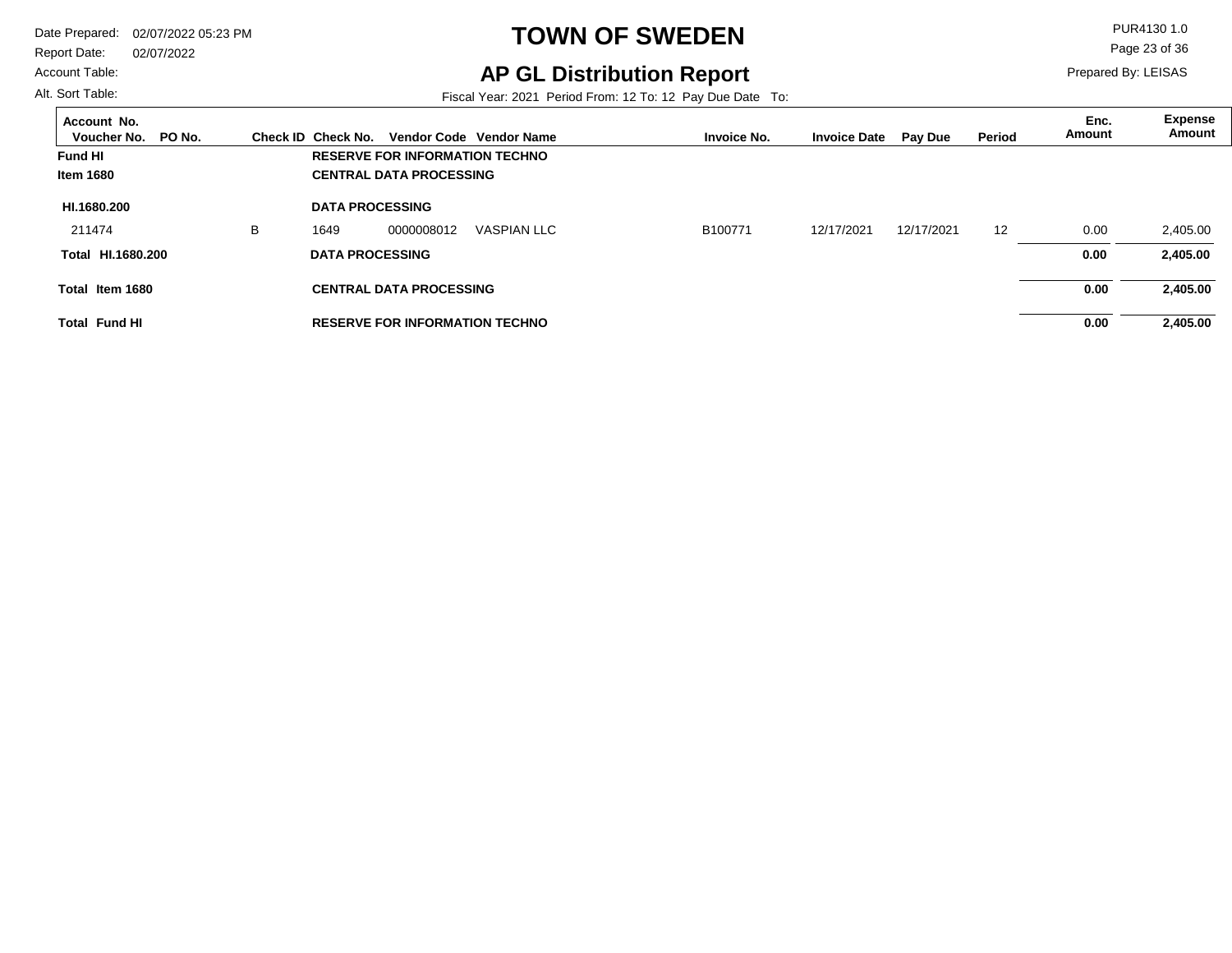# TOWN OF SWEDEN

## AP GL Distribution Report

Date Prepared: 02/07/2022 05:23 PM
Report Date: 02/07/2022
Account Table:
Alt. Sort Table:

PUR4130 1.0
Prepared By: LEISAS

Fiscal Year: 2021 Period From: 12 To: 12 Pay Due Date To:

| Account No. Voucher No. | PO No. | Check ID | Check No. | Vendor Code | Vendor Name | Invoice No. | Invoice Date | Pay Due | Period | Enc. Amount | Expense Amount |
|---|---|---|---|---|---|---|---|---|---|---|---|
| **Fund HI** | | | **RESERVE FOR INFORMATION TECHNO** | | | | | | | | |
| **Item 1680** | | | **CENTRAL DATA PROCESSING** | | | | | | | | |
| **HI.1680.200** | | | **DATA PROCESSING** | | | | | | | | |
| 211474 | | B | 1649 | 0000008012 | VASPIAN LLC | B100771 | 12/17/2021 | 12/17/2021 | 12 | 0.00 | 2,405.00 |
| **Total HI.1680.200** | | | **DATA PROCESSING** | | | | | | | **0.00** | **2,405.00** |
| **Total Item 1680** | | | **CENTRAL DATA PROCESSING** | | | | | | | **0.00** | **2,405.00** |
| **Total Fund HI** | | | **RESERVE FOR INFORMATION TECHNO** | | | | | | | **0.00** | **2,405.00** |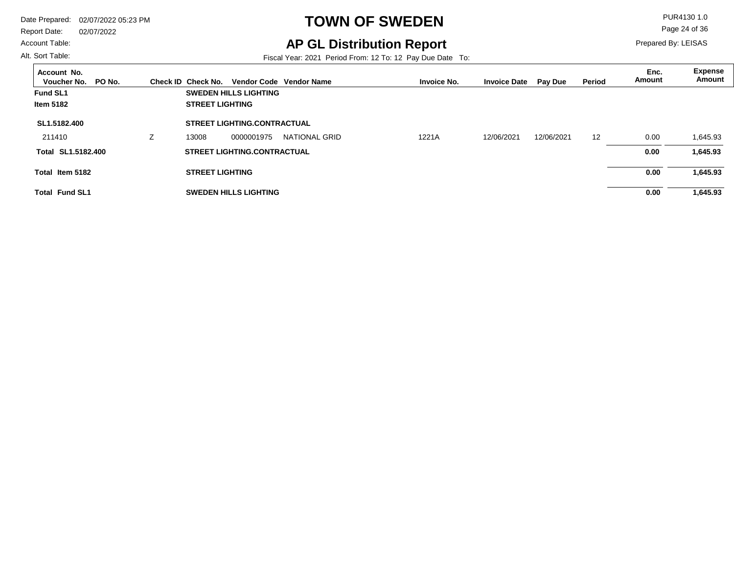# TOWN OF SWEDEN

## AP GL Distribution Report

Date Prepared: 02/07/2022 05:23 PM
Report Date: 02/07/2022
Account Table:
Alt. Sort Table:

PUR4130 1.0
Prepared By: LEISAS

Fiscal Year: 2021 Period From: 12 To: 12 Pay Due Date To:

| Account No. / Voucher No. | PO No. | Check ID | Check No. | Vendor Code | Vendor Name | Invoice No. | Invoice Date | Pay Due | Period | Enc. Amount | Expense Amount |
|---|---|---|---|---|---|---|---|---|---|---|---|
| **Fund SL1** | | | **SWEDEN HILLS LIGHTING** | | | | | | | | |
| **Item 5182** | | | **STREET LIGHTING** | | | | | | | | |
| **SL1.5182.400** | | | **STREET LIGHTING.CONTRACTUAL** | | | | | | | | |
| 211410 | | Z | 13008 | 0000001975 | NATIONAL GRID | 1221A | 12/06/2021 | 12/06/2021 | 12 | 0.00 | 1,645.93 |
| **Total SL1.5182.400** | | | **STREET LIGHTING.CONTRACTUAL** | | | | | | | **0.00** | **1,645.93** |
| **Total Item 5182** | | | **STREET LIGHTING** | | | | | | | **0.00** | **1,645.93** |
| **Total Fund SL1** | | | **SWEDEN HILLS LIGHTING** | | | | | | | **0.00** | **1,645.93** |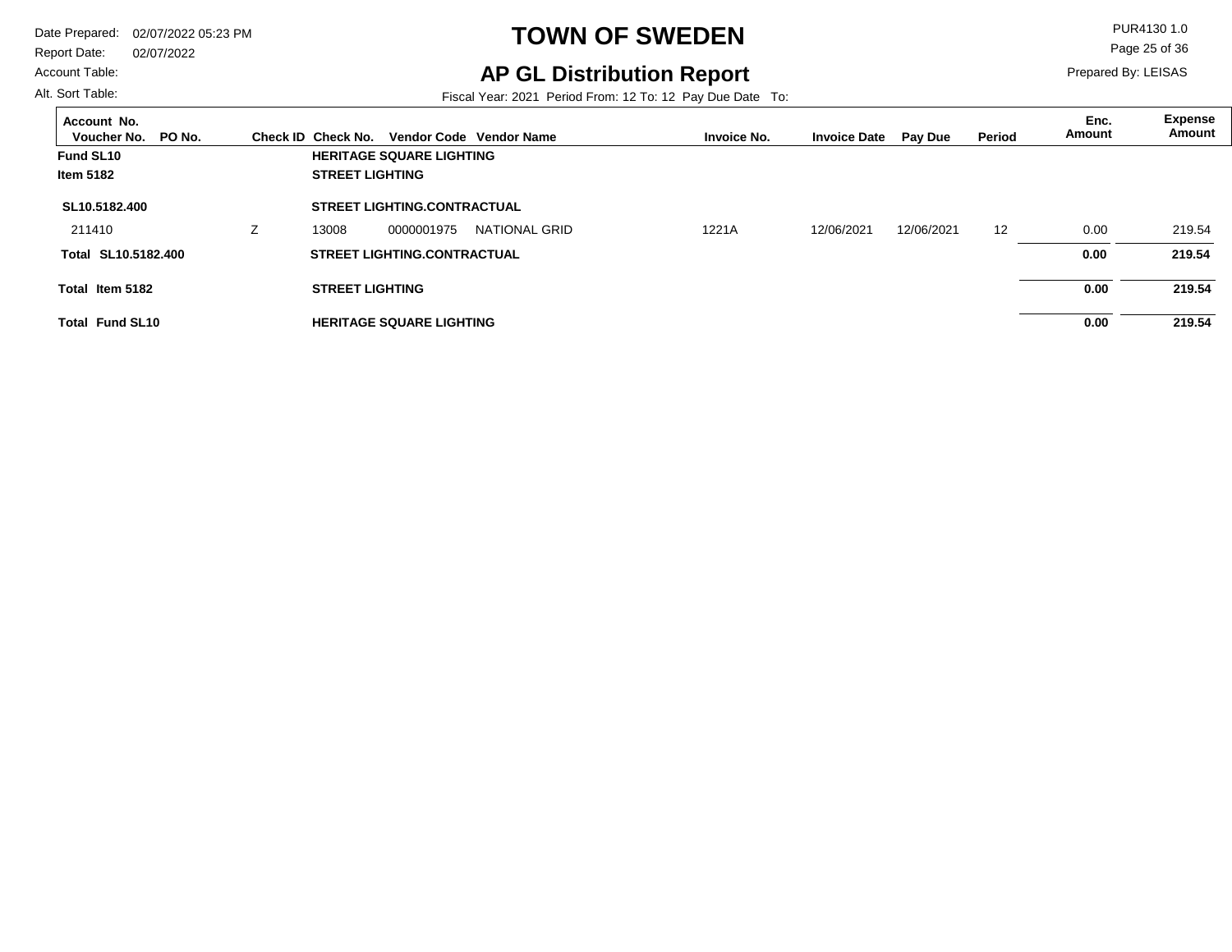# TOWN OF SWEDEN

## AP GL Distribution Report

Date Prepared: 02/07/2022 05:23 PM
Report Date: 02/07/2022
Account Table:
Alt. Sort Table:

PUR4130 1.0
Prepared By: LEISAS

Fiscal Year: 2021 Period From: 12 To: 12 Pay Due Date To:

| Account No. / Voucher No. | PO No. | Check ID | Check No. | Vendor Code | Vendor Name | Invoice No. | Invoice Date | Pay Due | Period | Enc. Amount | Expense Amount |
|---|---|---|---|---|---|---|---|---|---|---|---|
| **Fund SL10** | | | **HERITAGE SQUARE LIGHTING** | | | | | | | | |
| **Item 5182** | | | **STREET LIGHTING** | | | | | | | | |
| **SL10.5182.400** | | | **STREET LIGHTING.CONTRACTUAL** | | | | | | | | |
| 211410 | | Z | 13008 | 0000001975 | NATIONAL GRID | 1221A | 12/06/2021 | 12/06/2021 | 12 | 0.00 | 219.54 |
| **Total SL10.5182.400** | | | **STREET LIGHTING.CONTRACTUAL** | | | | | | | **0.00** | **219.54** |
| **Total Item 5182** | | | **STREET LIGHTING** | | | | | | | **0.00** | **219.54** |
| **Total Fund SL10** | | | **HERITAGE SQUARE LIGHTING** | | | | | | | **0.00** | **219.54** |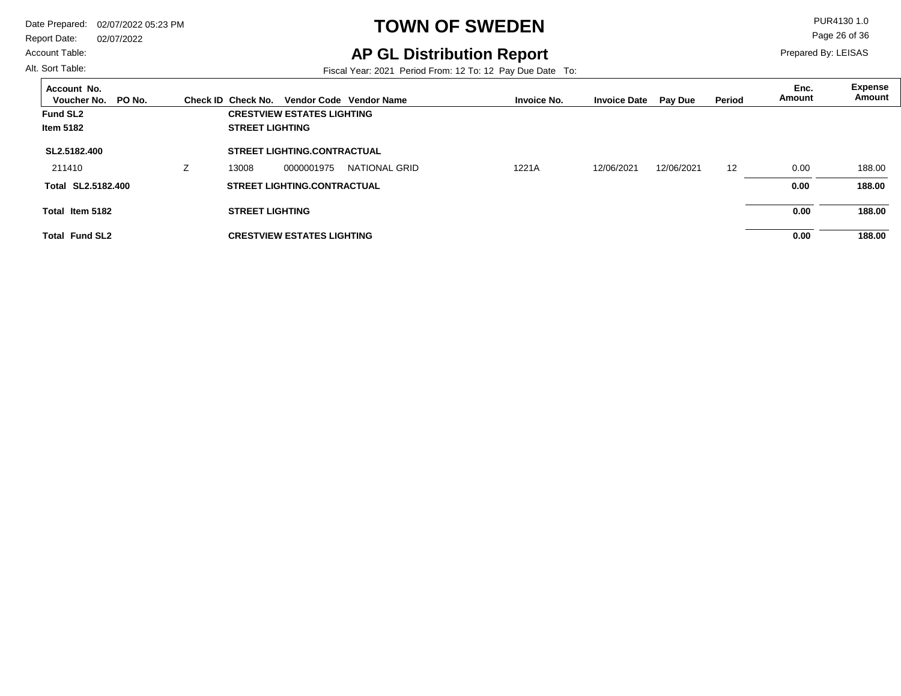# TOWN OF SWEDEN

## AP GL Distribution Report

Date Prepared: 02/07/2022 05:23 PM
Report Date: 02/07/2022
Account Table:
Alt. Sort Table:

PUR4130 1.0
Prepared By: LEISAS

Fiscal Year: 2021 Period From: 12 To: 12 Pay Due Date To:

| Account No. / Voucher No. | PO No. | Check ID | Check No. | Vendor Code | Vendor Name | Invoice No. | Invoice Date | Pay Due | Period | Enc. Amount | Expense Amount |
|---|---|---|---|---|---|---|---|---|---|---|---|
| **Fund SL2** | | | **CRESTVIEW ESTATES LIGHTING** | | | | | | | | |
| **Item 5182** | | | **STREET LIGHTING** | | | | | | | | |
| **SL2.5182.400** | | | **STREET LIGHTING.CONTRACTUAL** | | | | | | | | |
| 211410 | | Z | 13008 | 0000001975 | NATIONAL GRID | 1221A | 12/06/2021 | 12/06/2021 | 12 | 0.00 | 188.00 |
| **Total SL2.5182.400** | | | **STREET LIGHTING.CONTRACTUAL** | | | | | | | **0.00** | **188.00** |
| **Total Item 5182** | | | **STREET LIGHTING** | | | | | | | **0.00** | **188.00** |
| **Total Fund SL2** | | | **CRESTVIEW ESTATES LIGHTING** | | | | | | | **0.00** | **188.00** |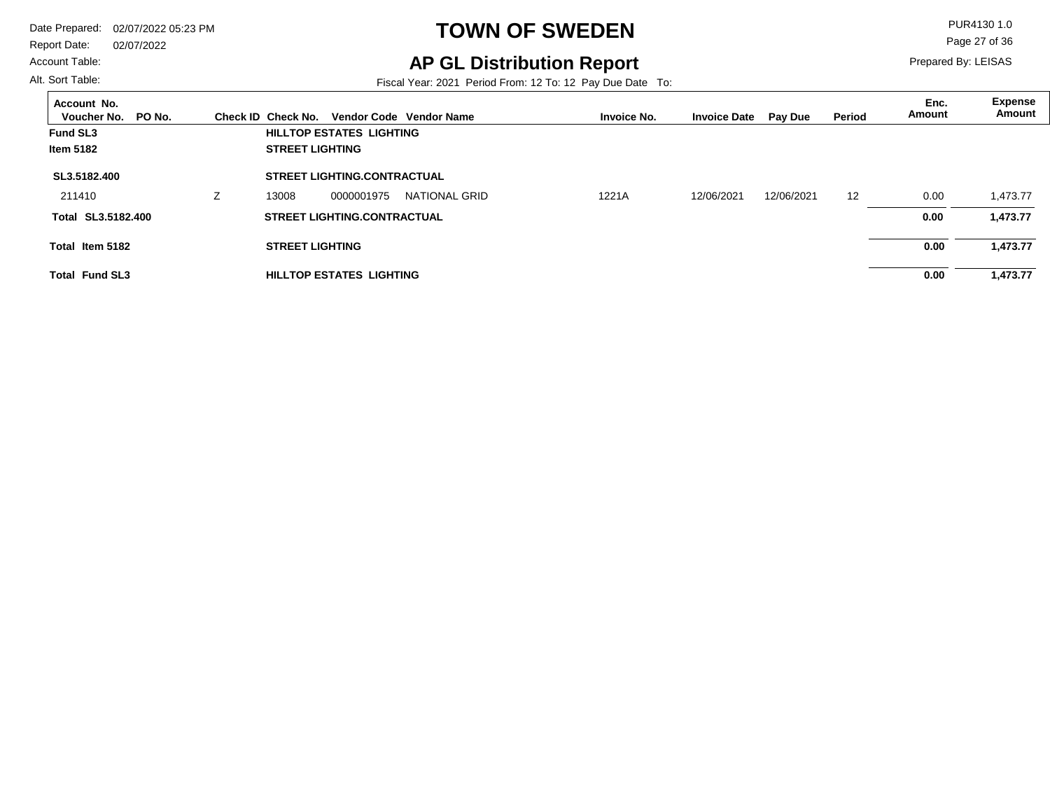# TOWN OF SWEDEN

## AP GL Distribution Report

Date Prepared: 02/07/2022 05:23 PM
Report Date: 02/07/2022
Account Table:
Alt. Sort Table:

PUR4130 1.0
Prepared By: LEISAS

Fiscal Year: 2021 Period From: 12 To: 12 Pay Due Date To:

| Account No. / Voucher No. | PO No. | Check ID | Check No. | Vendor Code | Vendor Name | Invoice No. | Invoice Date | Pay Due | Period | Enc. Amount | Expense Amount |
|---|---|---|---|---|---|---|---|---|---|---|---|
| **Fund SL3** | | | **HILLTOP ESTATES LIGHTING** | | | | | | | | |
| **Item 5182** | | | **STREET LIGHTING** | | | | | | | | |
| **SL3.5182.400** | | | **STREET LIGHTING.CONTRACTUAL** | | | | | | | | |
| 211410 | | Z | 13008 | 0000001975 | NATIONAL GRID | 1221A | 12/06/2021 | 12/06/2021 | 12 | 0.00 | 1,473.77 |
| **Total SL3.5182.400** | | | **STREET LIGHTING.CONTRACTUAL** | | | | | | | **0.00** | **1,473.77** |
| **Total Item 5182** | | | **STREET LIGHTING** | | | | | | | **0.00** | **1,473.77** |
| **Total Fund SL3** | | | **HILLTOP ESTATES LIGHTING** | | | | | | | **0.00** | **1,473.77** |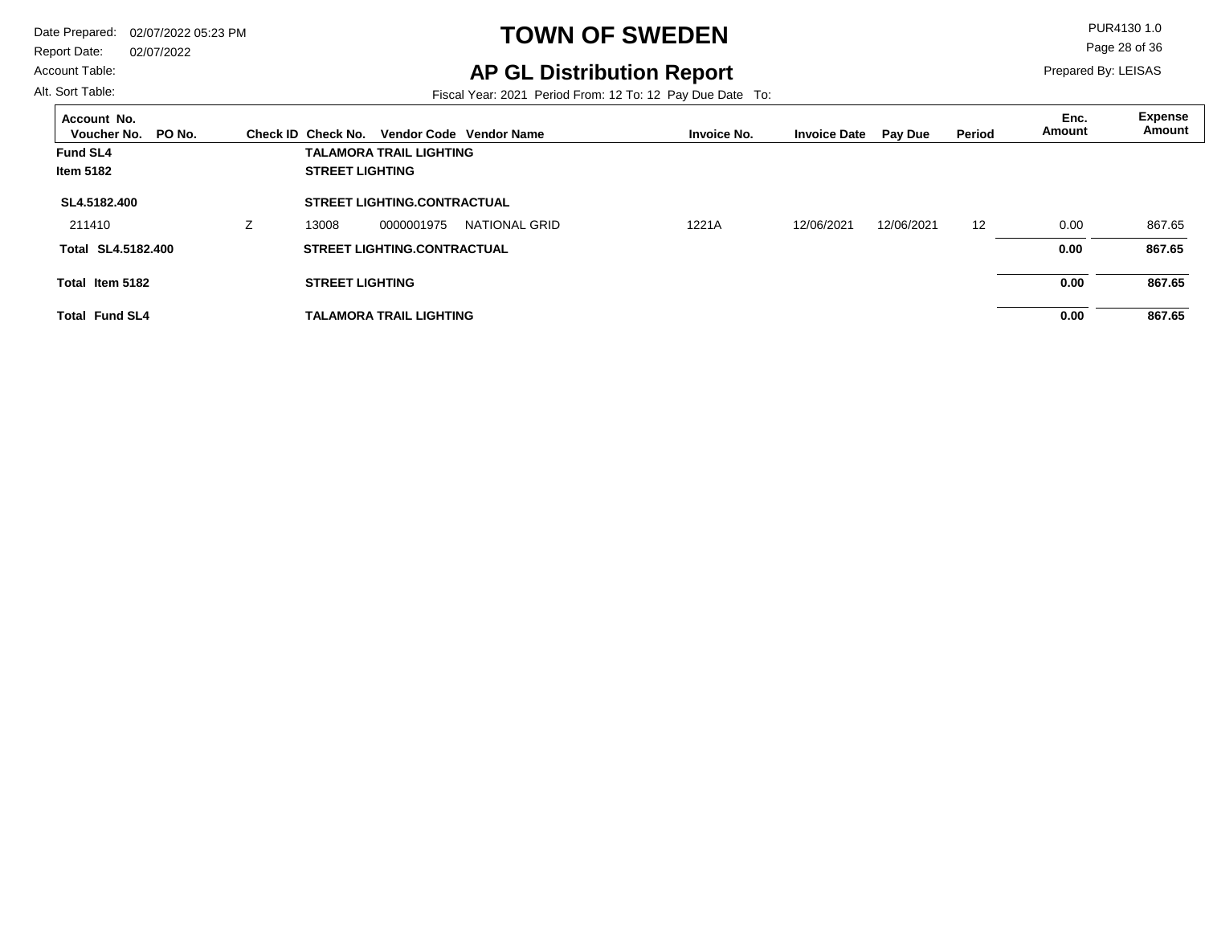# TOWN OF SWEDEN

## AP GL Distribution Report

Date Prepared: 02/07/2022 05:23 PM
Report Date: 02/07/2022
Account Table:
Alt. Sort Table:

PUR4130 1.0
Prepared By: LEISAS

Fiscal Year: 2021 Period From: 12 To: 12 Pay Due Date To:

| Account No. / Voucher No. | PO No. | Check ID | Check No. | Vendor Code | Vendor Name | Invoice No. | Invoice Date | Pay Due | Period | Enc. Amount | Expense Amount |
|---|---|---|---|---|---|---|---|---|---|---|---|
| **Fund SL4** | | | **TALAMORA TRAIL LIGHTING** | | | | | | | | |
| **Item 5182** | | | **STREET LIGHTING** | | | | | | | | |
| **SL4.5182.400** | | | **STREET LIGHTING.CONTRACTUAL** | | | | | | | | |
| 211410 | | Z | 13008 | 0000001975 | NATIONAL GRID | 1221A | 12/06/2021 | 12/06/2021 | 12 | 0.00 | 867.65 |
| **Total SL4.5182.400** | | | **STREET LIGHTING.CONTRACTUAL** | | | | | | | **0.00** | **867.65** |
| **Total Item 5182** | | | **STREET LIGHTING** | | | | | | | **0.00** | **867.65** |
| **Total Fund SL4** | | | **TALAMORA TRAIL LIGHTING** | | | | | | | **0.00** | **867.65** |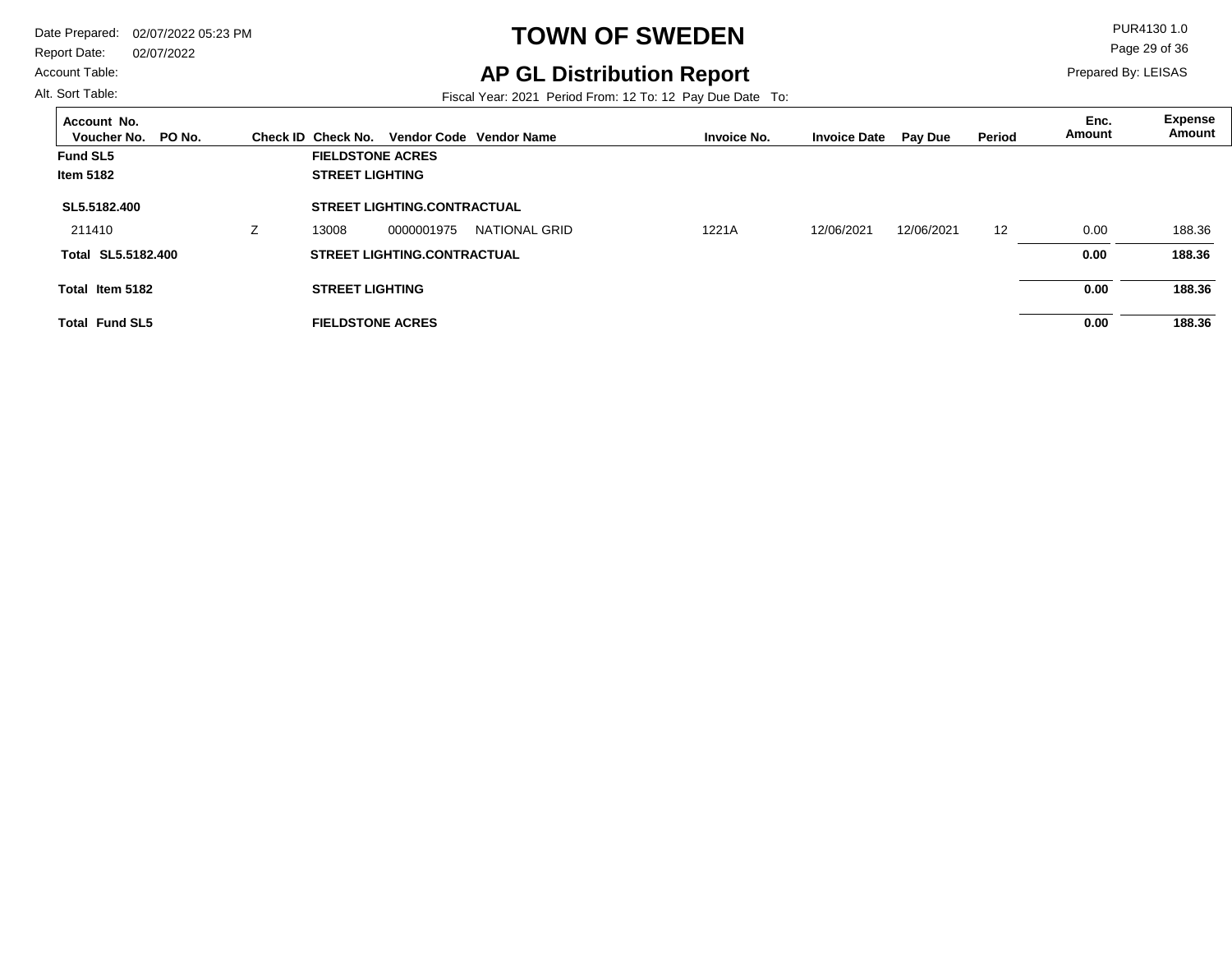# TOWN OF SWEDEN

## AP GL Distribution Report

Date Prepared: 02/07/2022 05:23 PM
Report Date: 02/07/2022
Account Table:
Alt. Sort Table:

PUR4130 1.0
Prepared By: LEISAS

Fiscal Year: 2021 Period From: 12 To: 12 Pay Due Date To:

| Account No. / Voucher No. | PO No. | Check ID | Check No. | Vendor Code | Vendor Name | Invoice No. | Invoice Date | Pay Due | Period | Enc. Amount | Expense Amount |
|---|---|---|---|---|---|---|---|---|---|---|---|
| **Fund SL5** | | | **FIELDSTONE ACRES** | | | | | | | | |
| **Item 5182** | | | **STREET LIGHTING** | | | | | | | | |
| **SL5.5182.400** | | | **STREET LIGHTING.CONTRACTUAL** | | | | | | | | |
| 211410 | | Z | 13008 | 0000001975 | NATIONAL GRID | 1221A | 12/06/2021 | 12/06/2021 | 12 | 0.00 | 188.36 |
| **Total SL5.5182.400** | | | **STREET LIGHTING.CONTRACTUAL** | | | | | | | **0.00** | **188.36** |
| **Total Item 5182** | | | **STREET LIGHTING** | | | | | | | **0.00** | **188.36** |
| **Total Fund SL5** | | | **FIELDSTONE ACRES** | | | | | | | **0.00** | **188.36** |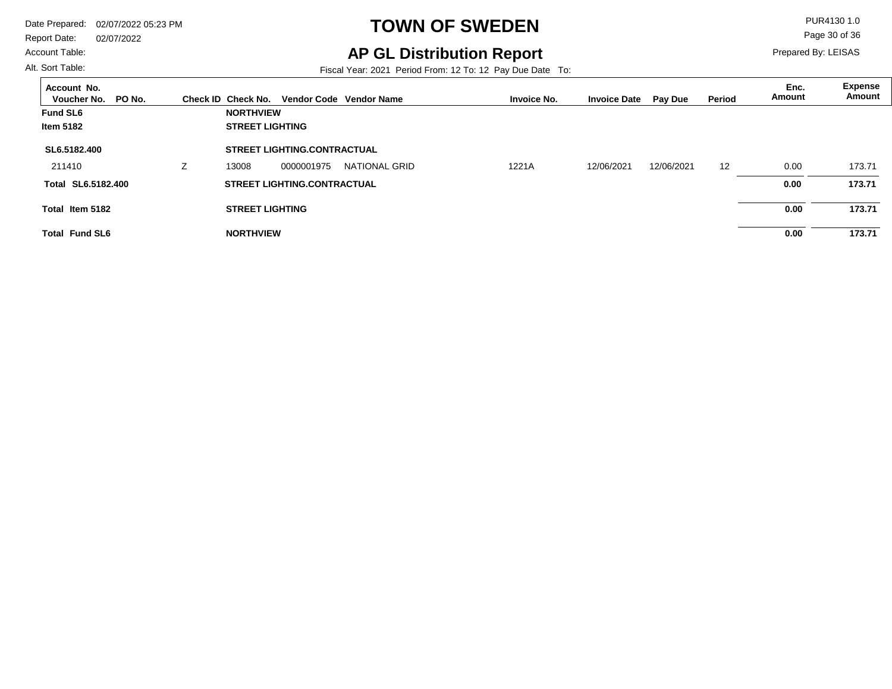# TOWN OF SWEDEN

## AP GL Distribution Report

Date Prepared: 02/07/2022 05:23 PM
Report Date: 02/07/2022
Account Table:
Alt. Sort Table:

PUR4130 1.0
Prepared By: LEISAS

Fiscal Year: 2021 Period From: 12 To: 12 Pay Due Date To:

| Account No. / Voucher No. | PO No. | Check ID | Check No. | Vendor Code | Vendor Name | Invoice No. | Invoice Date | Pay Due | Period | Enc. Amount | Expense Amount |
|---|---|---|---|---|---|---|---|---|---|---|---|
| **Fund SL6** | | | **NORTHVIEW** | | | | | | | | |
| **Item 5182** | | | **STREET LIGHTING** | | | | | | | | |
| **SL6.5182.400** | | | **STREET LIGHTING.CONTRACTUAL** | | | | | | | | |
| 211410 | | Z | 13008 | 0000001975 | NATIONAL GRID | 1221A | 12/06/2021 | 12/06/2021 | 12 | 0.00 | 173.71 |
| **Total SL6.5182.400** | | | **STREET LIGHTING.CONTRACTUAL** | | | | | | | **0.00** | **173.71** |
| **Total Item 5182** | | | **STREET LIGHTING** | | | | | | | **0.00** | **173.71** |
| **Total Fund SL6** | | | **NORTHVIEW** | | | | | | | **0.00** | **173.71** |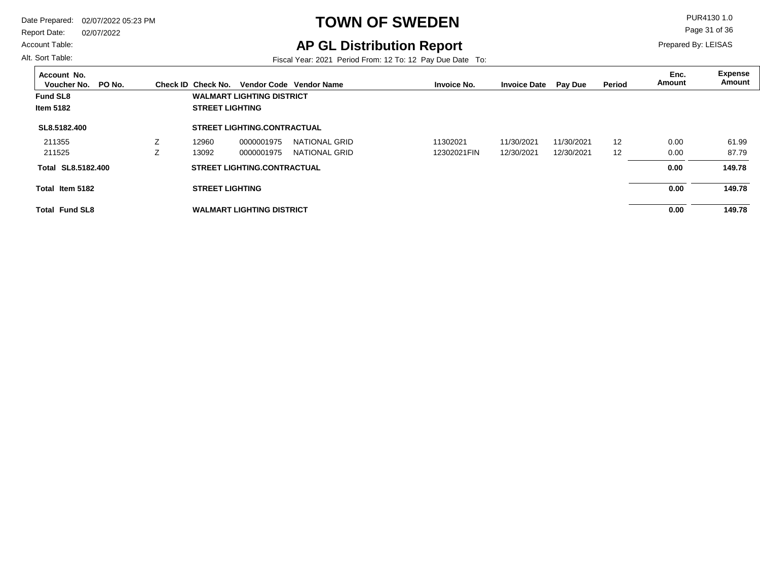# TOWN OF SWEDEN

## AP GL Distribution Report

Date Prepared: 02/07/2022 05:23 PM
Report Date: 02/07/2022
Account Table:
Alt. Sort Table:

PUR4130 1.0
Prepared By: LEISAS

Fiscal Year: 2021 Period From: 12 To: 12 Pay Due Date To:

| Account No. / Voucher No. | PO No. | Check ID | Check No. | Vendor Code | Vendor Name | Invoice No. | Invoice Date | Pay Due | Period | Enc. Amount | Expense Amount |
|---|---|---|---|---|---|---|---|---|---|---|---|
| **Fund SL8** | | | **WALMART LIGHTING DISTRICT** | | | | | | | | |
| **Item 5182** | | | **STREET LIGHTING** | | | | | | | | |
| **SL8.5182.400** | | | **STREET LIGHTING.CONTRACTUAL** | | | | | | | | |
| 211355 | | Z | 12960 | 0000001975 | NATIONAL GRID | 11302021 | 11/30/2021 | 11/30/2021 | 12 | 0.00 | 61.99 |
| 211525 | | Z | 13092 | 0000001975 | NATIONAL GRID | 12302021FIN | 12/30/2021 | 12/30/2021 | 12 | 0.00 | 87.79 |
| **Total SL8.5182.400** | | | **STREET LIGHTING.CONTRACTUAL** | | | | | | | **0.00** | **149.78** |
| **Total Item 5182** | | | **STREET LIGHTING** | | | | | | | **0.00** | **149.78** |
| **Total Fund SL8** | | | **WALMART LIGHTING DISTRICT** | | | | | | | **0.00** | **149.78** |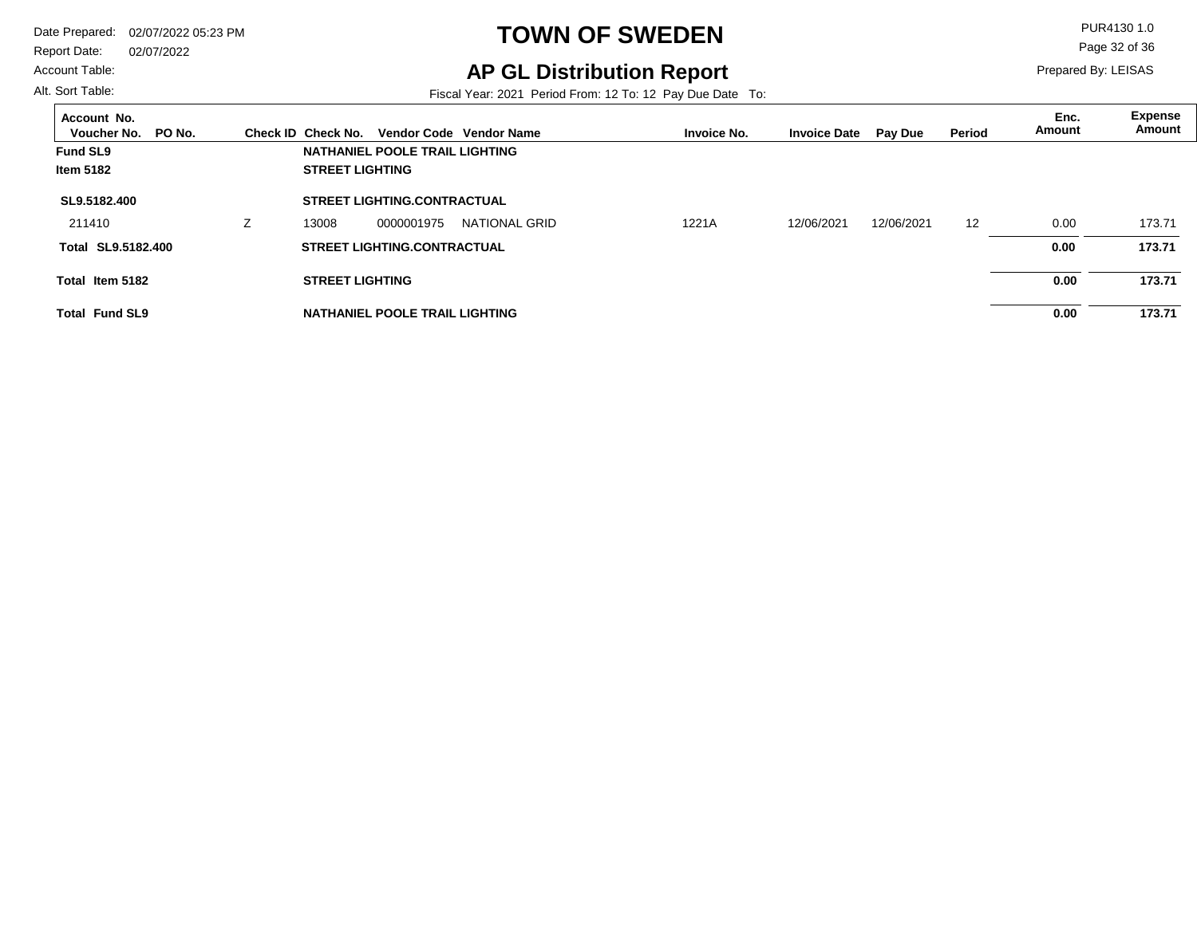# TOWN OF SWEDEN

## AP GL Distribution Report

Date Prepared: 02/07/2022 05:23 PM
Report Date: 02/07/2022
Account Table:
Alt. Sort Table:

PUR4130 1.0
Prepared By: LEISAS

Fiscal Year: 2021 Period From: 12 To: 12 Pay Due Date To:

| Account No. / Voucher No. | PO No. | Check ID | Check No. | Vendor Code | Vendor Name | Invoice No. | Invoice Date | Pay Due | Period | Enc. Amount | Expense Amount |
|---|---|---|---|---|---|---|---|---|---|---|---|
| **Fund SL9** | | | **NATHANIEL POOLE TRAIL LIGHTING** | | | | | | | | |
| **Item 5182** | | | **STREET LIGHTING** | | | | | | | | |
| **SL9.5182.400** | | | **STREET LIGHTING.CONTRACTUAL** | | | | | | | | |
| 211410 | | Z | 13008 | 0000001975 | NATIONAL GRID | 1221A | 12/06/2021 | 12/06/2021 | 12 | 0.00 | 173.71 |
| **Total SL9.5182.400** | | | **STREET LIGHTING.CONTRACTUAL** | | | | | | | **0.00** | **173.71** |
| **Total Item 5182** | | | **STREET LIGHTING** | | | | | | | **0.00** | **173.71** |
| **Total Fund SL9** | | | **NATHANIEL POOLE TRAIL LIGHTING** | | | | | | | **0.00** | **173.71** |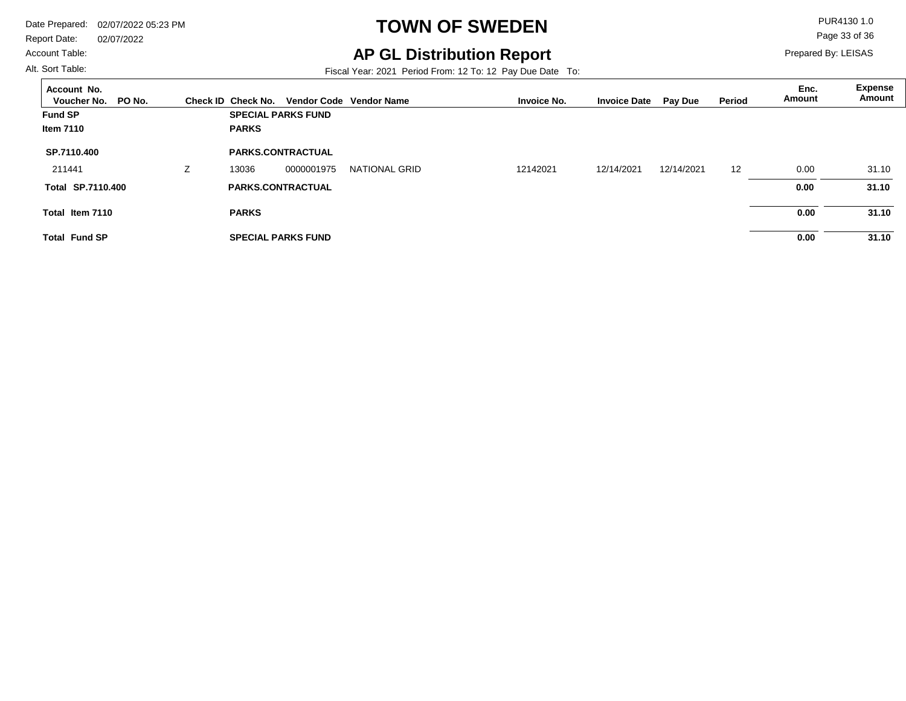# TOWN OF SWEDEN

## AP GL Distribution Report

Date Prepared: 02/07/2022 05:23 PM
Report Date: 02/07/2022
Account Table:
Alt. Sort Table:

PUR4130 1.0
Prepared By: LEISAS

Fiscal Year: 2021 Period From: 12 To: 12 Pay Due Date To:

| Account No. Voucher No. | PO No. | Check ID | Check No. | Vendor Code | Vendor Name | Invoice No. | Invoice Date | Pay Due | Period | Enc. Amount | Expense Amount |
|---|---|---|---|---|---|---|---|---|---|---|---|
| **Fund SP** | | | **SPECIAL PARKS FUND** | | | | | | | | |
| **Item 7110** | | | **PARKS** | | | | | | | | |
| **SP.7110.400** | | | **PARKS.CONTRACTUAL** | | | | | | | | |
| 211441 | | Z | 13036 | 0000001975 | NATIONAL GRID | 12142021 | 12/14/2021 | 12/14/2021 | 12 | 0.00 | 31.10 |
| **Total SP.7110.400** | | | **PARKS.CONTRACTUAL** | | | | | | | **0.00** | **31.10** |
| **Total Item 7110** | | | **PARKS** | | | | | | | **0.00** | **31.10** |
| **Total Fund SP** | | | **SPECIAL PARKS FUND** | | | | | | | **0.00** | **31.10** |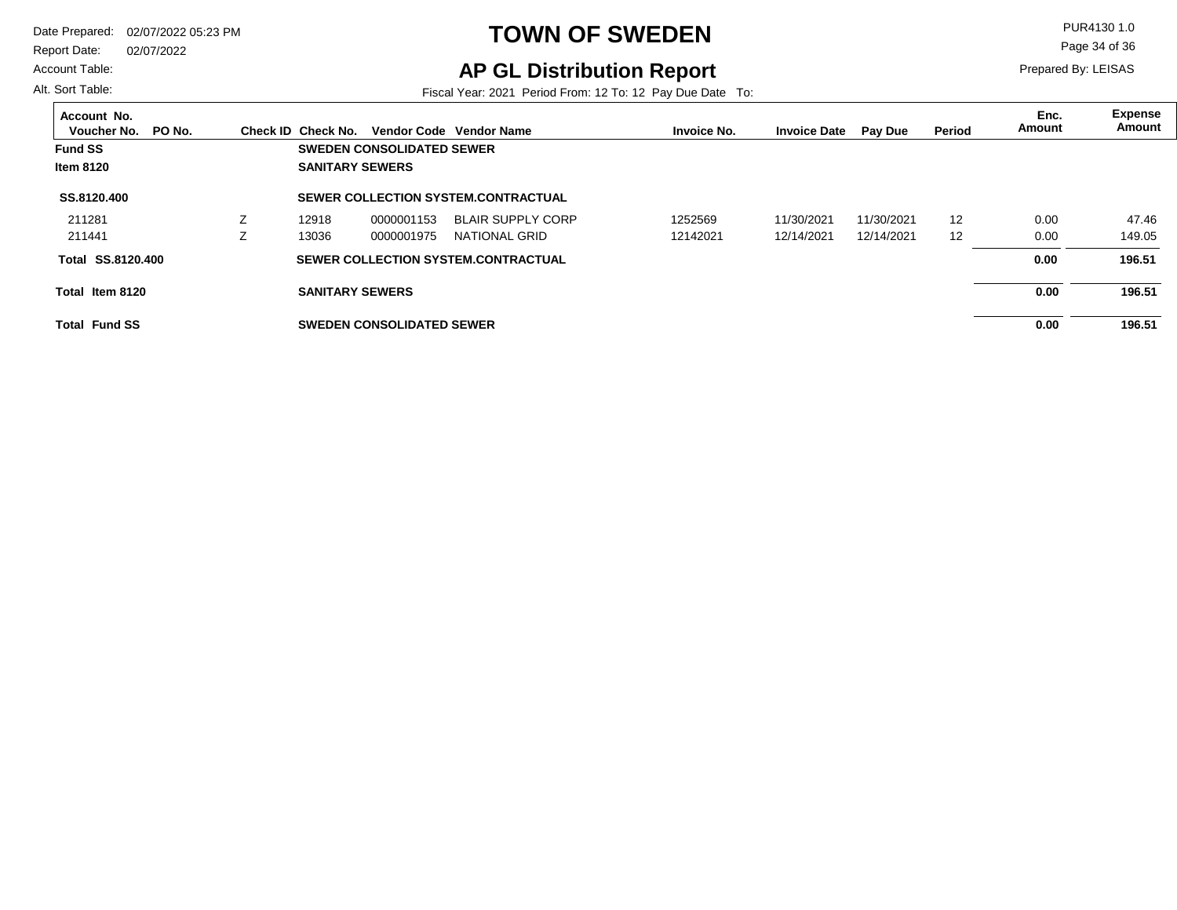# TOWN OF SWEDEN

## AP GL Distribution Report

Date Prepared: 02/07/2022 05:23 PM
Report Date: 02/07/2022
Account Table:
Alt. Sort Table:

PUR4130 1.0
Prepared By: LEISAS

Fiscal Year: 2021 Period From: 12 To: 12 Pay Due Date To:

| Account No. / Voucher No. | PO No. | Check ID | Check No. | Vendor Code | Vendor Name | Invoice No. | Invoice Date | Pay Due | Period | Enc. Amount | Expense Amount |
|---|---|---|---|---|---|---|---|---|---|---|---|
| **Fund SS** | | | **SWEDEN CONSOLIDATED SEWER** | | | | | | | | |
| **Item 8120** | | | **SANITARY SEWERS** | | | | | | | | |
| **SS.8120.400** | | | **SEWER COLLECTION SYSTEM.CONTRACTUAL** | | | | | | | | |
| 211281 | | Z | 12918 | 0000001153 | BLAIR SUPPLY CORP | 1252569 | 11/30/2021 | 11/30/2021 | 12 | 0.00 | 47.46 |
| 211441 | | Z | 13036 | 0000001975 | NATIONAL GRID | 12142021 | 12/14/2021 | 12/14/2021 | 12 | 0.00 | 149.05 |
| **Total SS.8120.400** | | | **SEWER COLLECTION SYSTEM.CONTRACTUAL** | | | | | | | **0.00** | **196.51** |
| **Total Item 8120** | | | **SANITARY SEWERS** | | | | | | | **0.00** | **196.51** |
| **Total Fund SS** | | | **SWEDEN CONSOLIDATED SEWER** | | | | | | | **0.00** | **196.51** |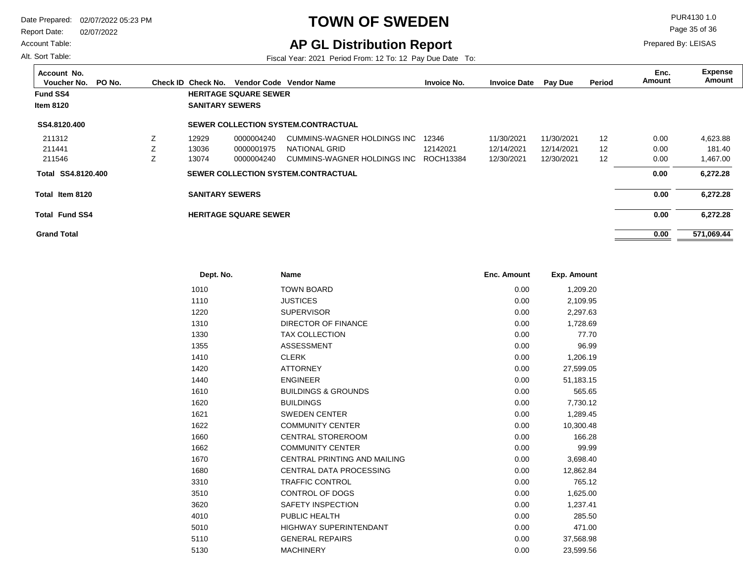# TOWN OF SWEDEN

## AP GL Distribution Report

Date Prepared: 02/07/2022 05:23 PM
Report Date: 02/07/2022
Account Table:
Alt. Sort Table:

PUR4130 1.0
Prepared By: LEISAS

Fiscal Year: 2021 Period From: 12 To: 12 Pay Due Date To:

| Account No. / Voucher No. | PO No. | Check ID | Check No. | Vendor Code | Vendor Name | Invoice No. | Invoice Date | Pay Due | Period | Enc. Amount | Expense Amount |
|---|---|---|---|---|---|---|---|---|---|---|---|
| **Fund SS4** | | | **HERITAGE SQUARE SEWER** | | | | | | | | |
| **Item 8120** | | | **SANITARY SEWERS** | | | | | | | | |
| **SS4.8120.400** | | | **SEWER COLLECTION SYSTEM.CONTRACTUAL** | | | | | | | | |
| 211312 | | Z | 12929 | 0000004240 | CUMMINS-WAGNER HOLDINGS INC | 12346 | 11/30/2021 | 11/30/2021 | 12 | 0.00 | 4,623.88 |
| 211441 | | Z | 13036 | 0000001975 | NATIONAL GRID | 12142021 | 12/14/2021 | 12/14/2021 | 12 | 0.00 | 181.40 |
| 211546 | | Z | 13074 | 0000004240 | CUMMINS-WAGNER HOLDINGS INC | ROCH13384 | 12/30/2021 | 12/30/2021 | 12 | 0.00 | 1,467.00 |
| **Total SS4.8120.400** | | | **SEWER COLLECTION SYSTEM.CONTRACTUAL** | | | | | | | **0.00** | **6,272.28** |
| **Total Item 8120** | | | **SANITARY SEWERS** | | | | | | | **0.00** | **6,272.28** |
| **Total Fund SS4** | | | **HERITAGE SQUARE SEWER** | | | | | | | **0.00** | **6,272.28** |
| **Grand Total** | | | | | | | | | | **0.00** | **571,069.44** |

| Dept. No. | Name | Enc. Amount | Exp. Amount |
|---|---|---|---|
| 1010 | TOWN BOARD | 0.00 | 1,209.20 |
| 1110 | JUSTICES | 0.00 | 2,109.95 |
| 1220 | SUPERVISOR | 0.00 | 2,297.63 |
| 1310 | DIRECTOR OF FINANCE | 0.00 | 1,728.69 |
| 1330 | TAX COLLECTION | 0.00 | 77.70 |
| 1355 | ASSESSMENT | 0.00 | 96.99 |
| 1410 | CLERK | 0.00 | 1,206.19 |
| 1420 | ATTORNEY | 0.00 | 27,599.05 |
| 1440 | ENGINEER | 0.00 | 51,183.15 |
| 1610 | BUILDINGS & GROUNDS | 0.00 | 565.65 |
| 1620 | BUILDINGS | 0.00 | 7,730.12 |
| 1621 | SWEDEN CENTER | 0.00 | 1,289.45 |
| 1622 | COMMUNITY CENTER | 0.00 | 10,300.48 |
| 1660 | CENTRAL STOREROOM | 0.00 | 166.28 |
| 1662 | COMMUNITY CENTER | 0.00 | 99.99 |
| 1670 | CENTRAL PRINTING AND MAILING | 0.00 | 3,698.40 |
| 1680 | CENTRAL DATA PROCESSING | 0.00 | 12,862.84 |
| 3310 | TRAFFIC CONTROL | 0.00 | 765.12 |
| 3510 | CONTROL OF DOGS | 0.00 | 1,625.00 |
| 3620 | SAFETY INSPECTION | 0.00 | 1,237.41 |
| 4010 | PUBLIC HEALTH | 0.00 | 285.50 |
| 5010 | HIGHWAY SUPERINTENDANT | 0.00 | 471.00 |
| 5110 | GENERAL REPAIRS | 0.00 | 37,568.98 |
| 5130 | MACHINERY | 0.00 | 23,599.56 |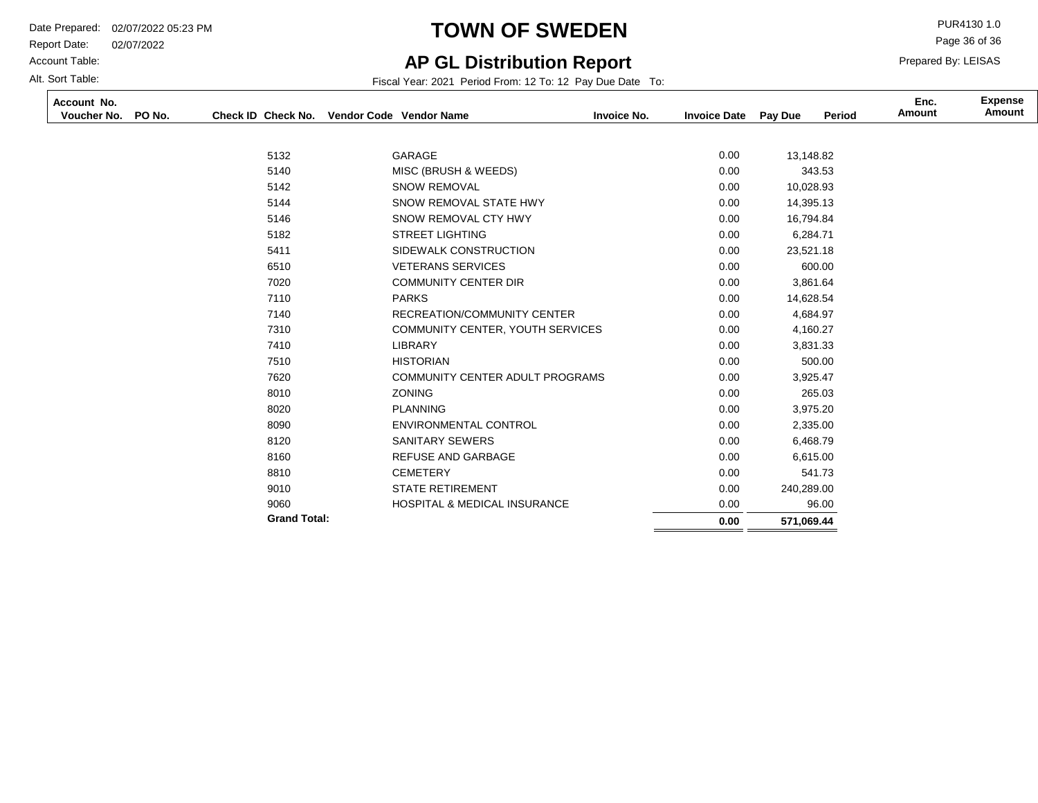# TOWN OF SWEDEN

## AP GL Distribution Report

Date Prepared: 02/07/2022 05:23 PM
Report Date: 02/07/2022
Account Table:
Alt. Sort Table:

PUR4130 1.0
Prepared By: LEISAS

Fiscal Year: 2021 Period From: 12 To: 12 Pay Due Date To:

| Account No. | | | | | | | | | | |
|---|---|---|---|---|---|---|---|---|---|---|
| Voucher No. | PO No. | Check ID Check No. | Vendor Code Vendor Name | Invoice No. | Invoice Date | Pay Due | Period | Enc. Amount | Expense Amount |

| Account | Description | Enc. Amount | Expense Amount |
|---|---|---|---|
| 5132 | GARAGE | 0.00 | 13,148.82 |
| 5140 | MISC (BRUSH & WEEDS) | 0.00 | 343.53 |
| 5142 | SNOW REMOVAL | 0.00 | 10,028.93 |
| 5144 | SNOW REMOVAL STATE HWY | 0.00 | 14,395.13 |
| 5146 | SNOW REMOVAL CTY HWY | 0.00 | 16,794.84 |
| 5182 | STREET LIGHTING | 0.00 | 6,284.71 |
| 5411 | SIDEWALK CONSTRUCTION | 0.00 | 23,521.18 |
| 6510 | VETERANS SERVICES | 0.00 | 600.00 |
| 7020 | COMMUNITY CENTER DIR | 0.00 | 3,861.64 |
| 7110 | PARKS | 0.00 | 14,628.54 |
| 7140 | RECREATION/COMMUNITY CENTER | 0.00 | 4,684.97 |
| 7310 | COMMUNITY CENTER, YOUTH SERVICES | 0.00 | 4,160.27 |
| 7410 | LIBRARY | 0.00 | 3,831.33 |
| 7510 | HISTORIAN | 0.00 | 500.00 |
| 7620 | COMMUNITY CENTER ADULT PROGRAMS | 0.00 | 3,925.47 |
| 8010 | ZONING | 0.00 | 265.03 |
| 8020 | PLANNING | 0.00 | 3,975.20 |
| 8090 | ENVIRONMENTAL CONTROL | 0.00 | 2,335.00 |
| 8120 | SANITARY SEWERS | 0.00 | 6,468.79 |
| 8160 | REFUSE AND GARBAGE | 0.00 | 6,615.00 |
| 8810 | CEMETERY | 0.00 | 541.73 |
| 9010 | STATE RETIREMENT | 0.00 | 240,289.00 |
| 9060 | HOSPITAL & MEDICAL INSURANCE | 0.00 | 96.00 |
| **Grand Total:** | | **0.00** | **571,069.44** |